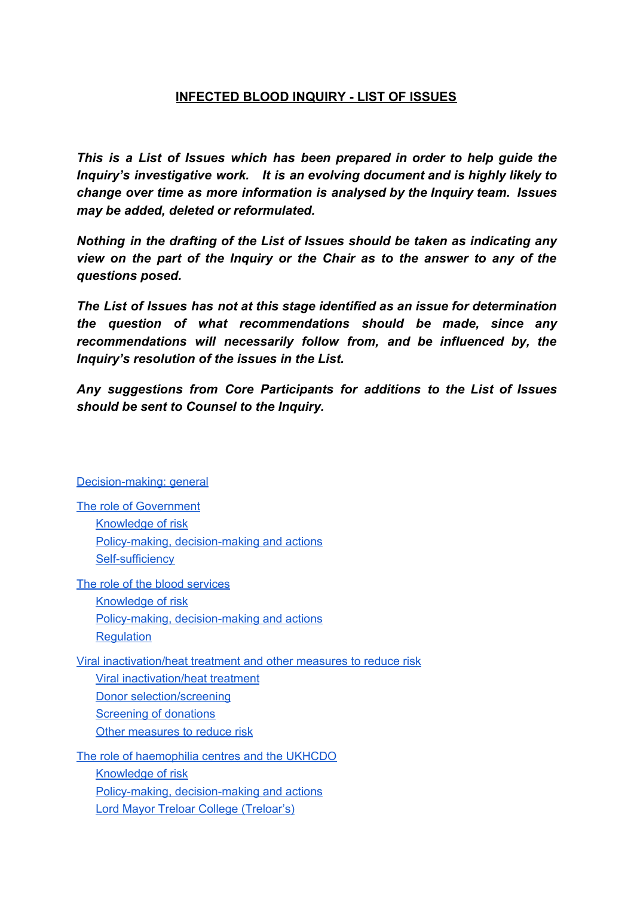# INFECTED BLOOD INQUIRY - LIST OF ISSUES

***This is a List of Issues which has been prepared in order to help guide the Inquiry's investigative work. It is an evolving document and is highly likely to change over time as more information is analysed by the Inquiry team. Issues may be added, deleted or reformulated.***

***Nothing in the drafting of the List of Issues should be taken as indicating any view on the part of the Inquiry or the Chair as to the answer to any of the questions posed.***

***The List of Issues has not at this stage identified as an issue for determination the question of what recommendations should be made, since any recommendations will necessarily follow from, and be influenced by, the Inquiry's resolution of the issues in the List.***

***Any suggestions from Core Participants for additions to the List of Issues should be sent to Counsel to the Inquiry.***

- Decision-making: general
- The role of Government
  - Knowledge of risk
  - Policy-making, decision-making and actions
  - Self-sufficiency
- The role of the blood services
  - Knowledge of risk
  - Policy-making, decision-making and actions
  - Regulation
- Viral inactivation/heat treatment and other measures to reduce risk
  - Viral inactivation/heat treatment
  - Donor selection/screening
  - Screening of donations
  - Other measures to reduce risk
- The role of haemophilia centres and the UKHCDO
  - Knowledge of risk
  - Policy-making, decision-making and actions
  - Lord Mayor Treloar College (Treloar's)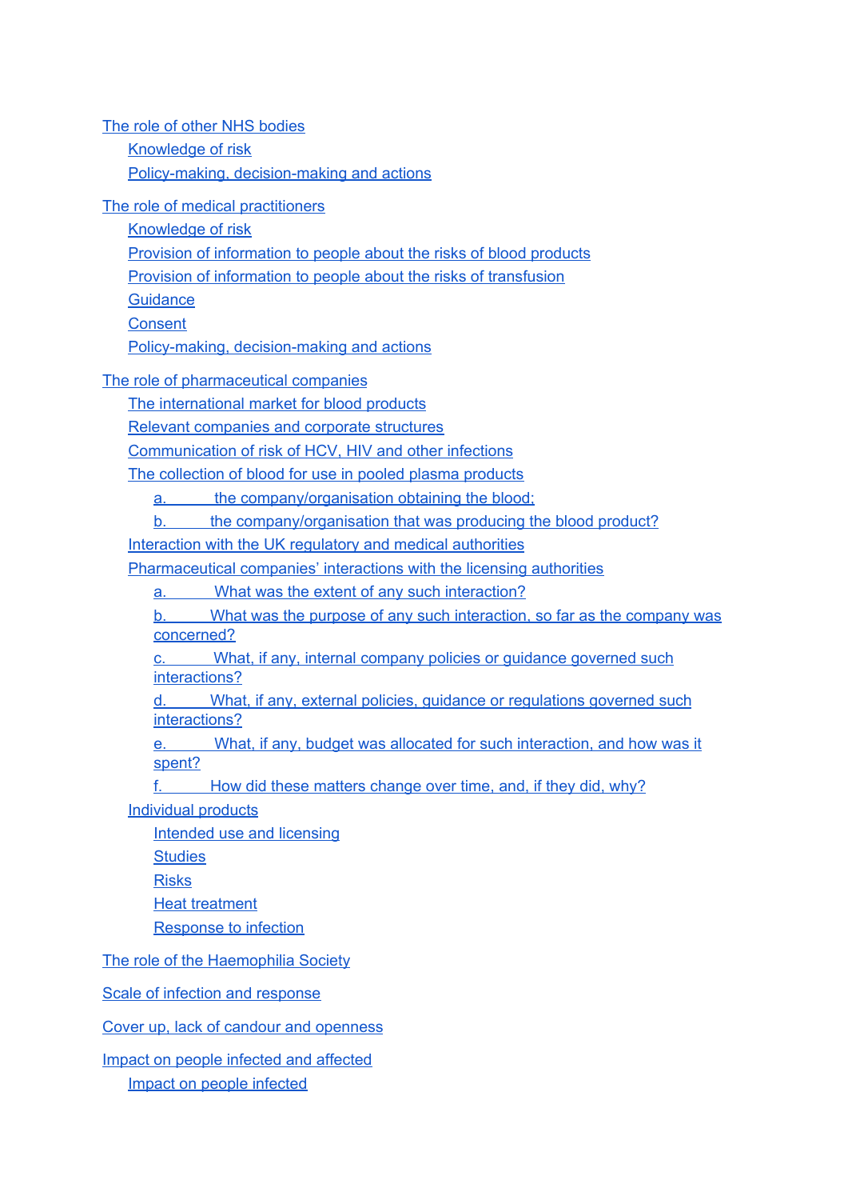- The role of other NHS bodies
  - Knowledge of risk
  - Policy-making, decision-making and actions
- The role of medical practitioners
  - Knowledge of risk
  - Provision of information to people about the risks of blood products
  - Provision of information to people about the risks of transfusion
  - Guidance
  - Consent
  - Policy-making, decision-making and actions
- The role of pharmaceutical companies
  - The international market for blood products
  - Relevant companies and corporate structures
  - Communication of risk of HCV, HIV and other infections
  - The collection of blood for use in pooled plasma products
    - a. the company/organisation obtaining the blood;
    - b. the company/organisation that was producing the blood product?
  - Interaction with the UK regulatory and medical authorities
  - Pharmaceutical companies' interactions with the licensing authorities
    - a. What was the extent of any such interaction?
    - b. What was the purpose of any such interaction, so far as the company was concerned?
    - c. What, if any, internal company policies or guidance governed such interactions?
    - d. What, if any, external policies, guidance or regulations governed such interactions?
    - e. What, if any, budget was allocated for such interaction, and how was it spent?
    - f. How did these matters change over time, and, if they did, why?
  - Individual products
    - Intended use and licensing
    - Studies
    - Risks
    - Heat treatment
    - Response to infection
- The role of the Haemophilia Society
- Scale of infection and response
- Cover up, lack of candour and openness
- Impact on people infected and affected
  - Impact on people infected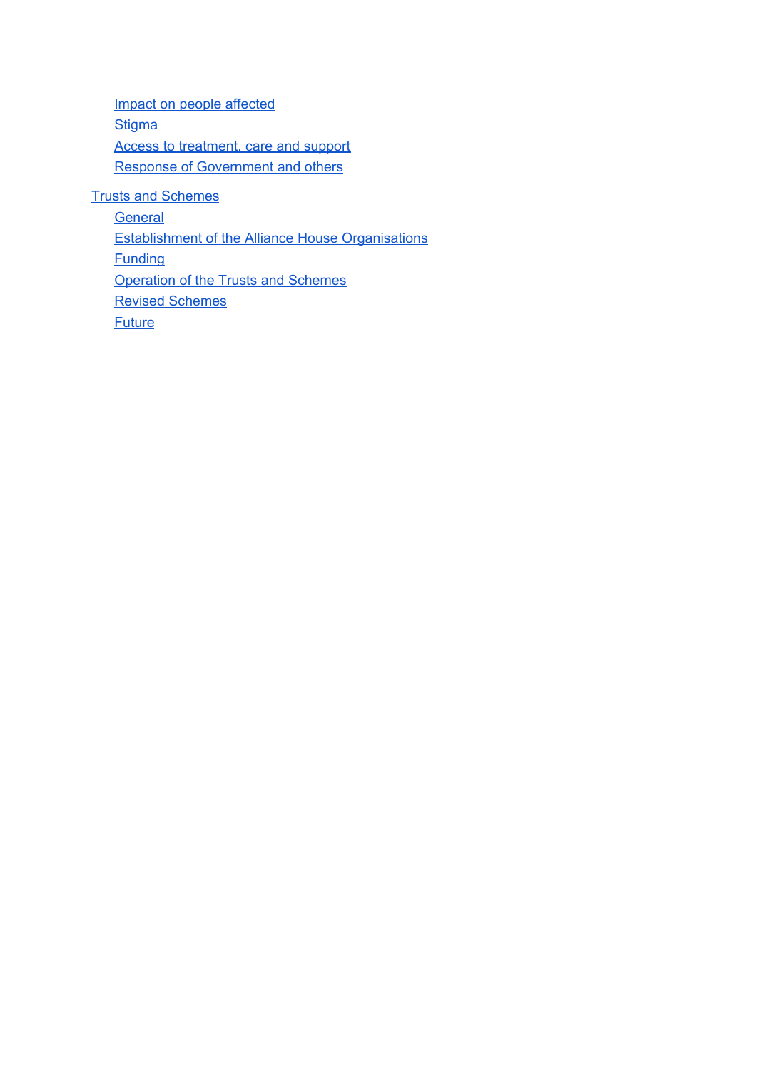- Impact on people affected
- Stigma
- Access to treatment, care and support
- Response of Government and others

Trusts and Schemes

- General
- Establishment of the Alliance House Organisations
- Funding
- Operation of the Trusts and Schemes
- Revised Schemes
- Future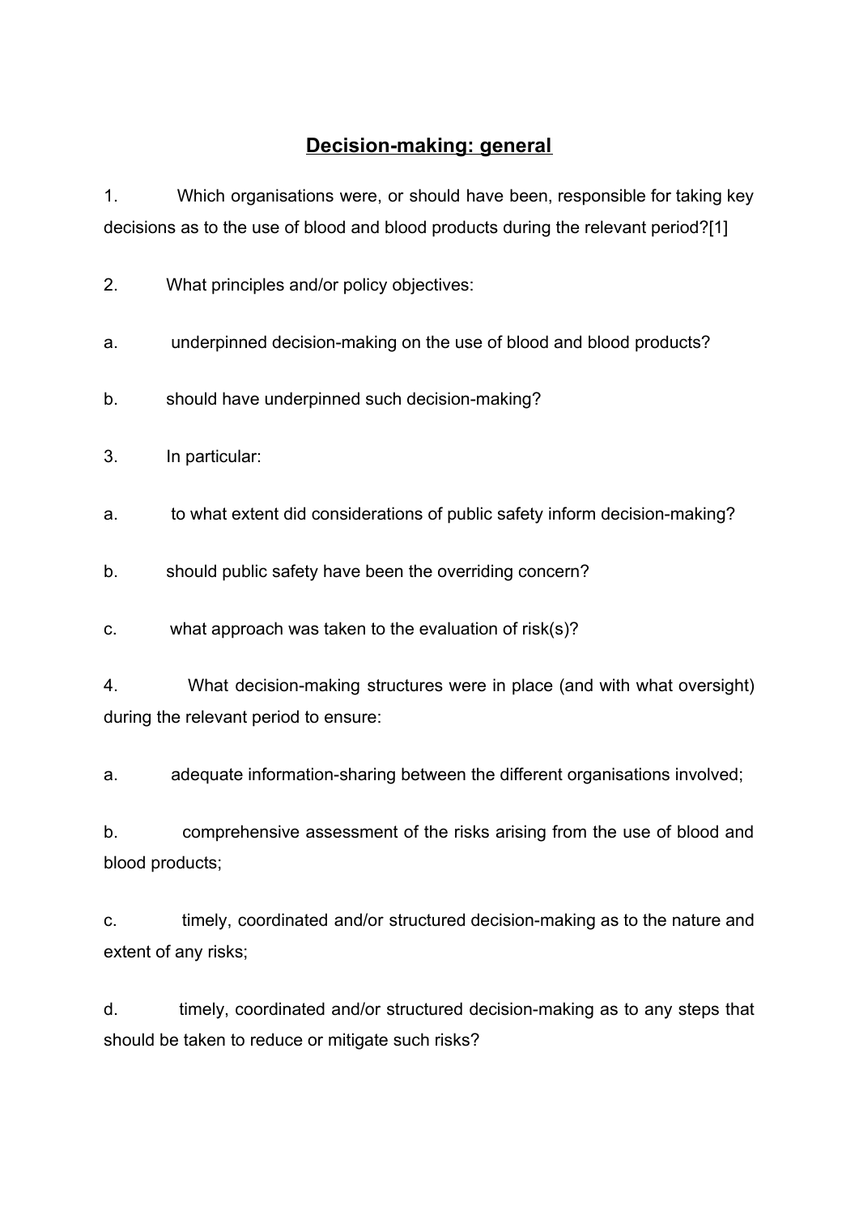## Decision-making: general

1. Which organisations were, or should have been, responsible for taking key decisions as to the use of blood and blood products during the relevant period?[1]

2. What principles and/or policy objectives:

a. underpinned decision-making on the use of blood and blood products?

b. should have underpinned such decision-making?

3. In particular:

a. to what extent did considerations of public safety inform decision-making?

b. should public safety have been the overriding concern?

c. what approach was taken to the evaluation of risk(s)?

4. What decision-making structures were in place (and with what oversight) during the relevant period to ensure:

a. adequate information-sharing between the different organisations involved;

b. comprehensive assessment of the risks arising from the use of blood and blood products;

c. timely, coordinated and/or structured decision-making as to the nature and extent of any risks;

d. timely, coordinated and/or structured decision-making as to any steps that should be taken to reduce or mitigate such risks?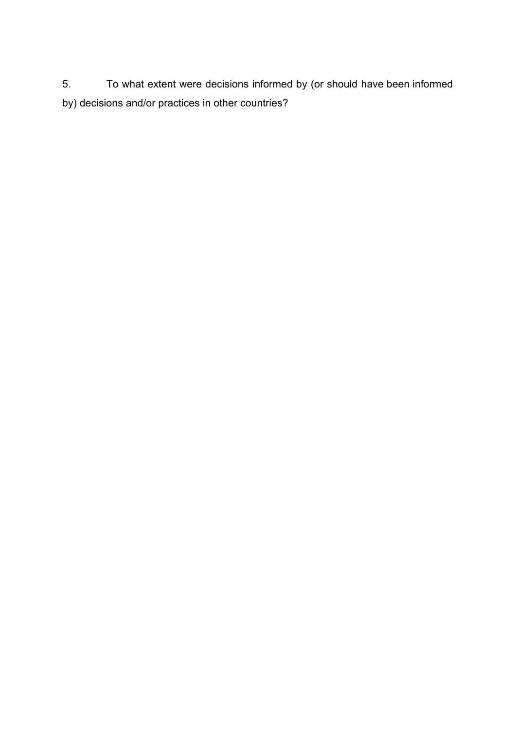5. To what extent were decisions informed by (or should have been informed by) decisions and/or practices in other countries?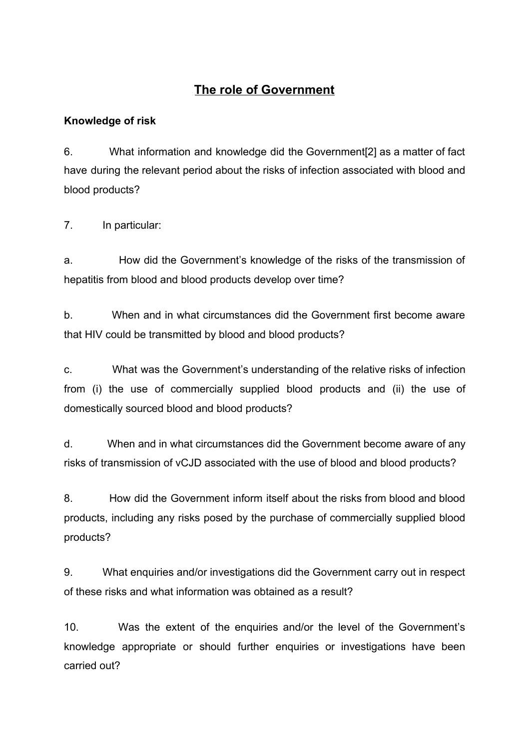## The role of Government

### Knowledge of risk

6. What information and knowledge did the Government[2] as a matter of fact have during the relevant period about the risks of infection associated with blood and blood products?

7. In particular:

a. How did the Government's knowledge of the risks of the transmission of hepatitis from blood and blood products develop over time?

b. When and in what circumstances did the Government first become aware that HIV could be transmitted by blood and blood products?

c. What was the Government's understanding of the relative risks of infection from (i) the use of commercially supplied blood products and (ii) the use of domestically sourced blood and blood products?

d. When and in what circumstances did the Government become aware of any risks of transmission of vCJD associated with the use of blood and blood products?

8. How did the Government inform itself about the risks from blood and blood products, including any risks posed by the purchase of commercially supplied blood products?

9. What enquiries and/or investigations did the Government carry out in respect of these risks and what information was obtained as a result?

10. Was the extent of the enquiries and/or the level of the Government's knowledge appropriate or should further enquiries or investigations have been carried out?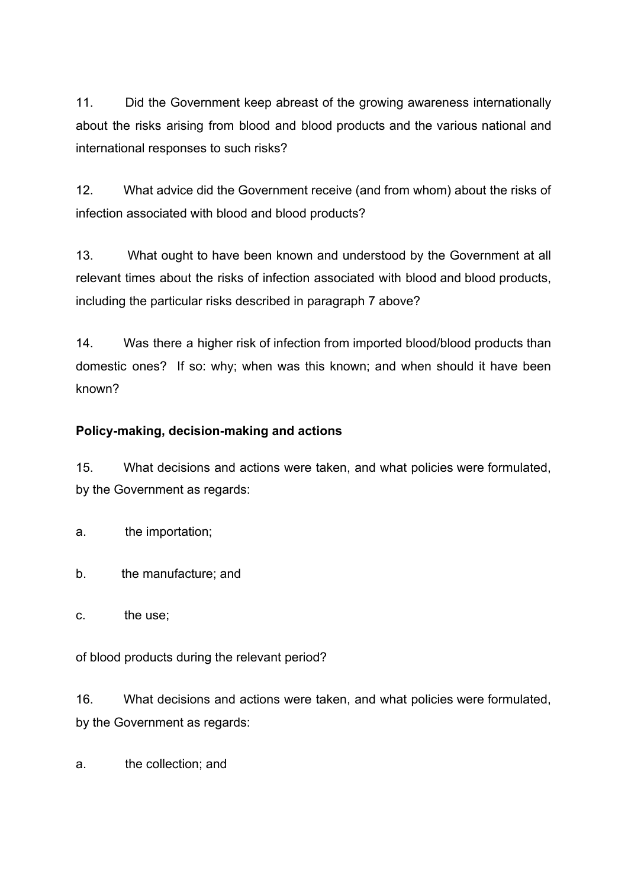11. Did the Government keep abreast of the growing awareness internationally about the risks arising from blood and blood products and the various national and international responses to such risks?

12. What advice did the Government receive (and from whom) about the risks of infection associated with blood and blood products?

13. What ought to have been known and understood by the Government at all relevant times about the risks of infection associated with blood and blood products, including the particular risks described in paragraph 7 above?

14. Was there a higher risk of infection from imported blood/blood products than domestic ones? If so: why; when was this known; and when should it have been known?

**Policy-making, decision-making and actions**

15. What decisions and actions were taken, and what policies were formulated, by the Government as regards:

a. the importation;

b. the manufacture; and

c. the use;

of blood products during the relevant period?

16. What decisions and actions were taken, and what policies were formulated, by the Government as regards:

a. the collection; and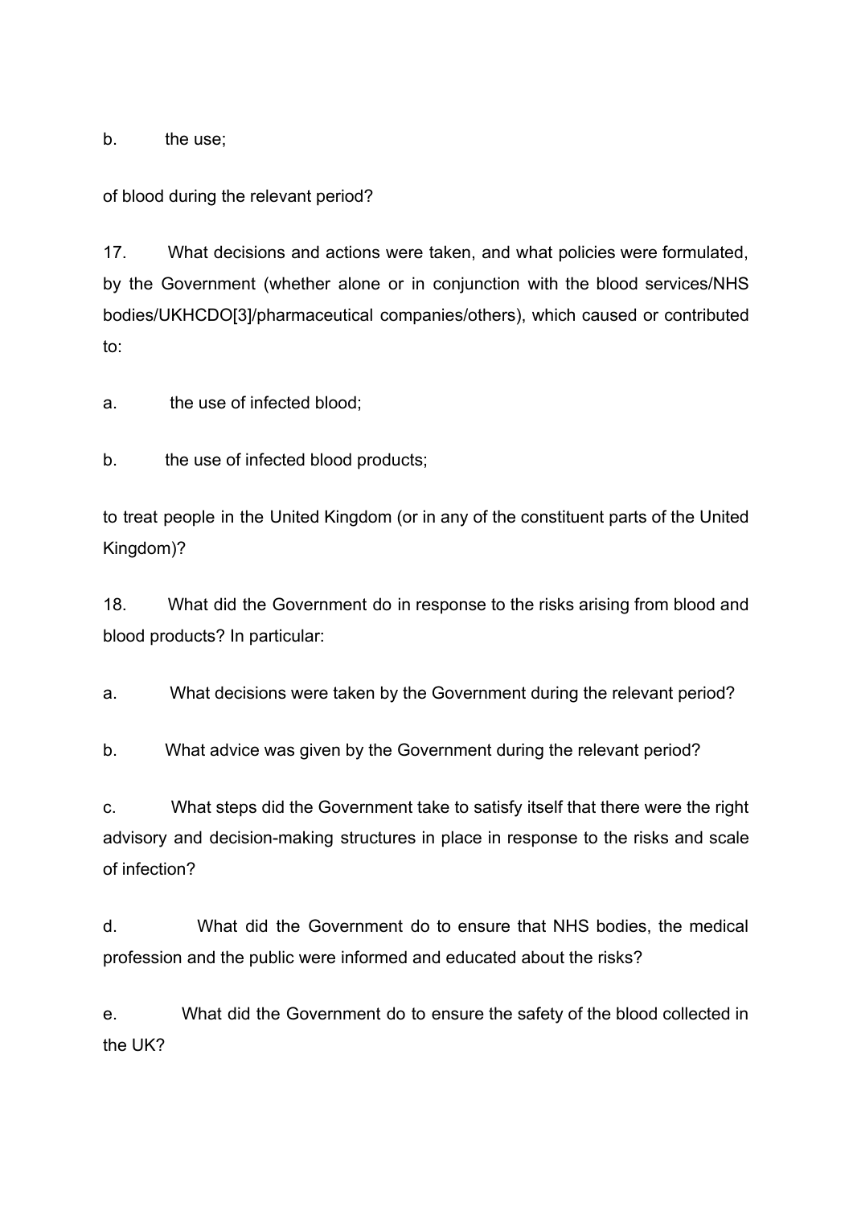b. the use;

of blood during the relevant period?

17. What decisions and actions were taken, and what policies were formulated, by the Government (whether alone or in conjunction with the blood services/NHS bodies/UKHCDO[3]/pharmaceutical companies/others), which caused or contributed to:

a. the use of infected blood;

b. the use of infected blood products;

to treat people in the United Kingdom (or in any of the constituent parts of the United Kingdom)?

18. What did the Government do in response to the risks arising from blood and blood products? In particular:

a. What decisions were taken by the Government during the relevant period?

b. What advice was given by the Government during the relevant period?

c. What steps did the Government take to satisfy itself that there were the right advisory and decision-making structures in place in response to the risks and scale of infection?

d. What did the Government do to ensure that NHS bodies, the medical profession and the public were informed and educated about the risks?

e. What did the Government do to ensure the safety of the blood collected in the UK?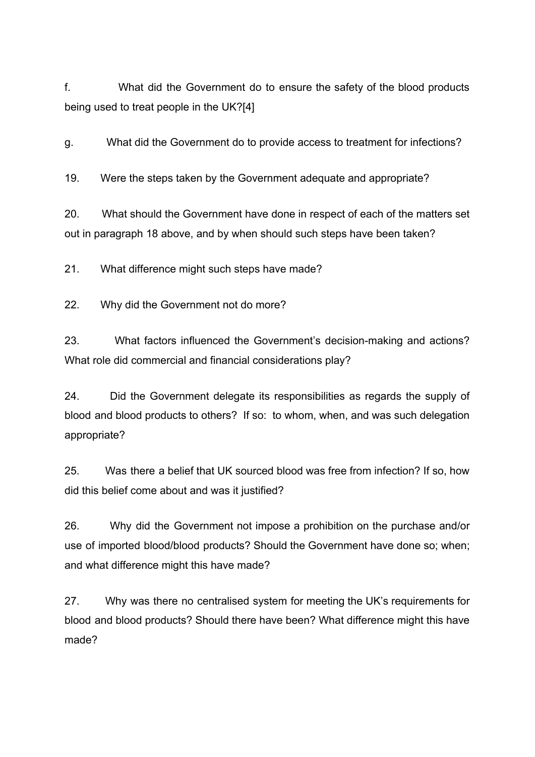f. What did the Government do to ensure the safety of the blood products being used to treat people in the UK?[4]

g. What did the Government do to provide access to treatment for infections?

19. Were the steps taken by the Government adequate and appropriate?

20. What should the Government have done in respect of each of the matters set out in paragraph 18 above, and by when should such steps have been taken?

21. What difference might such steps have made?

22. Why did the Government not do more?

23. What factors influenced the Government's decision-making and actions? What role did commercial and financial considerations play?

24. Did the Government delegate its responsibilities as regards the supply of blood and blood products to others? If so: to whom, when, and was such delegation appropriate?

25. Was there a belief that UK sourced blood was free from infection? If so, how did this belief come about and was it justified?

26. Why did the Government not impose a prohibition on the purchase and/or use of imported blood/blood products? Should the Government have done so; when; and what difference might this have made?

27. Why was there no centralised system for meeting the UK's requirements for blood and blood products? Should there have been? What difference might this have made?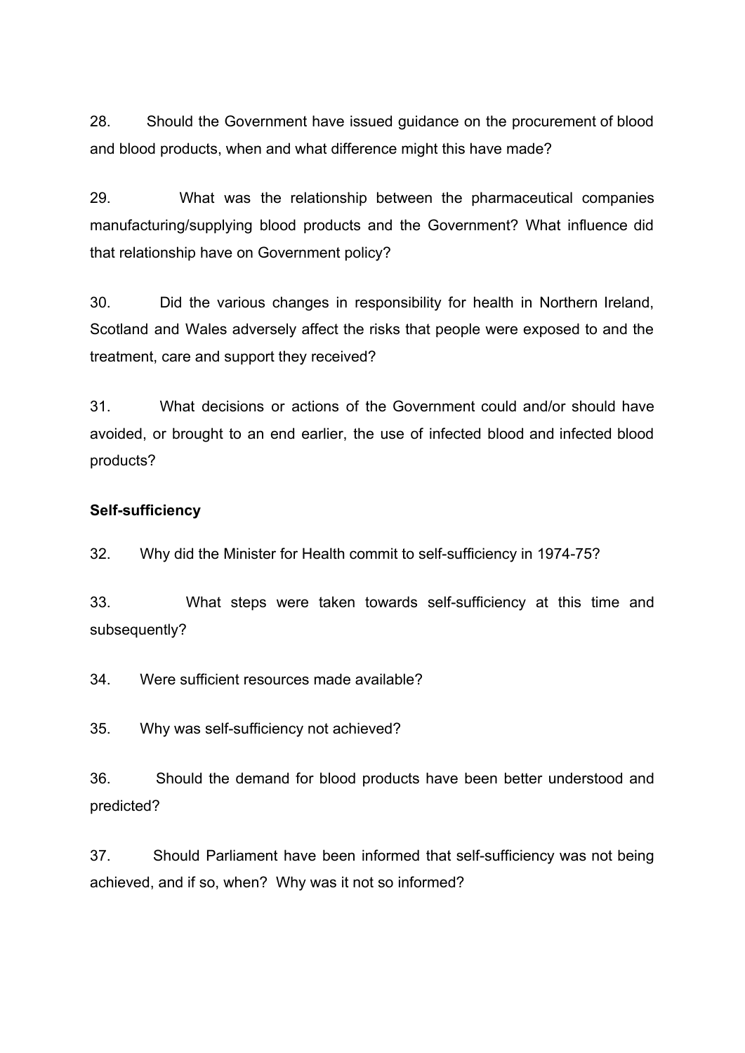28. Should the Government have issued guidance on the procurement of blood and blood products, when and what difference might this have made?

29. What was the relationship between the pharmaceutical companies manufacturing/supplying blood products and the Government? What influence did that relationship have on Government policy?

30. Did the various changes in responsibility for health in Northern Ireland, Scotland and Wales adversely affect the risks that people were exposed to and the treatment, care and support they received?

31. What decisions or actions of the Government could and/or should have avoided, or brought to an end earlier, the use of infected blood and infected blood products?

**Self-sufficiency**

32. Why did the Minister for Health commit to self-sufficiency in 1974-75?

33. What steps were taken towards self-sufficiency at this time and subsequently?

34. Were sufficient resources made available?

35. Why was self-sufficiency not achieved?

36. Should the demand for blood products have been better understood and predicted?

37. Should Parliament have been informed that self-sufficiency was not being achieved, and if so, when? Why was it not so informed?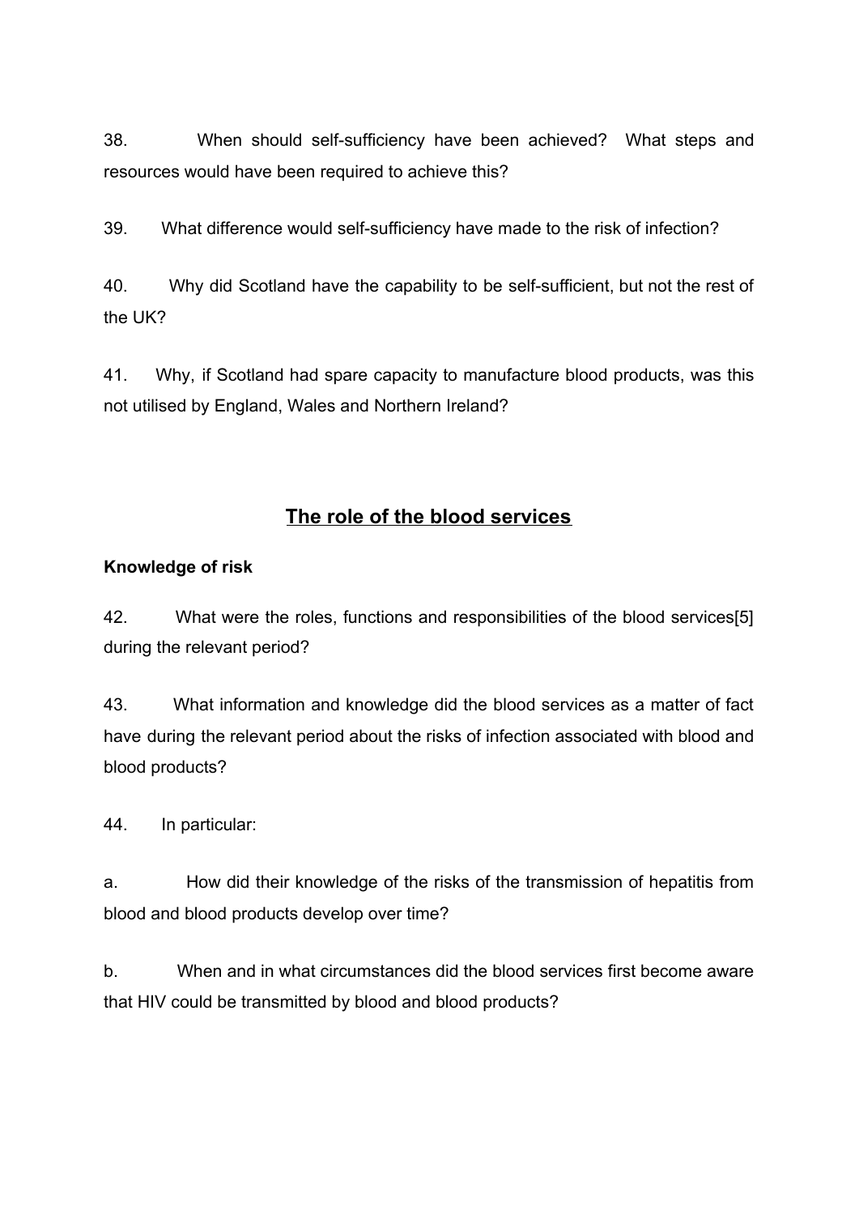38. When should self-sufficiency have been achieved? What steps and resources would have been required to achieve this?

39. What difference would self-sufficiency have made to the risk of infection?

40. Why did Scotland have the capability to be self-sufficient, but not the rest of the UK?

41. Why, if Scotland had spare capacity to manufacture blood products, was this not utilised by England, Wales and Northern Ireland?

## The role of the blood services

**Knowledge of risk**

42. What were the roles, functions and responsibilities of the blood services[5] during the relevant period?

43. What information and knowledge did the blood services as a matter of fact have during the relevant period about the risks of infection associated with blood and blood products?

44. In particular:

a. How did their knowledge of the risks of the transmission of hepatitis from blood and blood products develop over time?

b. When and in what circumstances did the blood services first become aware that HIV could be transmitted by blood and blood products?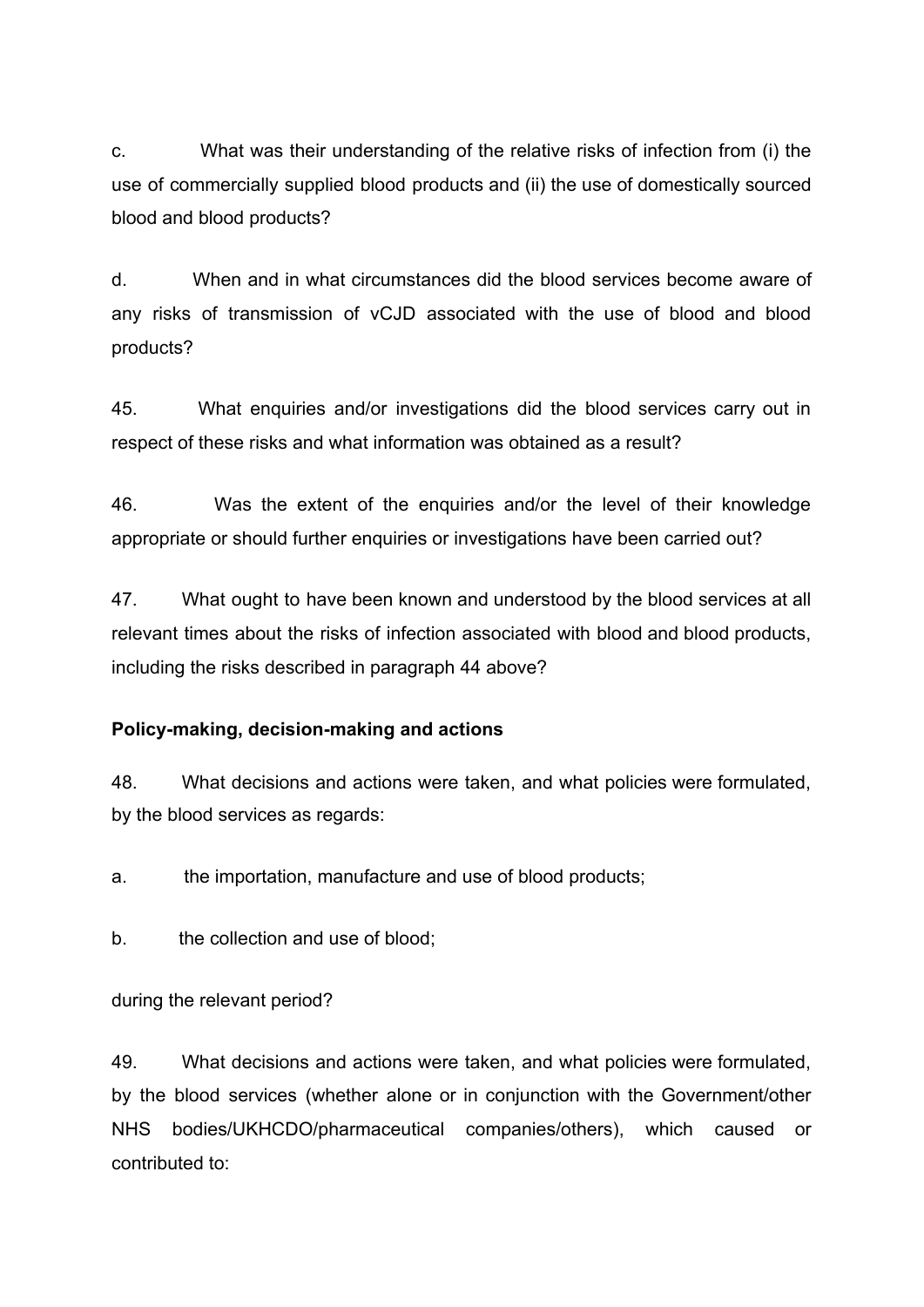c. What was their understanding of the relative risks of infection from (i) the use of commercially supplied blood products and (ii) the use of domestically sourced blood and blood products?

d. When and in what circumstances did the blood services become aware of any risks of transmission of vCJD associated with the use of blood and blood products?

45. What enquiries and/or investigations did the blood services carry out in respect of these risks and what information was obtained as a result?

46. Was the extent of the enquiries and/or the level of their knowledge appropriate or should further enquiries or investigations have been carried out?

47. What ought to have been known and understood by the blood services at all relevant times about the risks of infection associated with blood and blood products, including the risks described in paragraph 44 above?

**Policy-making, decision-making and actions**

48. What decisions and actions were taken, and what policies were formulated, by the blood services as regards:

a. the importation, manufacture and use of blood products;

b. the collection and use of blood;

during the relevant period?

49. What decisions and actions were taken, and what policies were formulated, by the blood services (whether alone or in conjunction with the Government/other NHS bodies/UKHCDO/pharmaceutical companies/others), which caused or contributed to: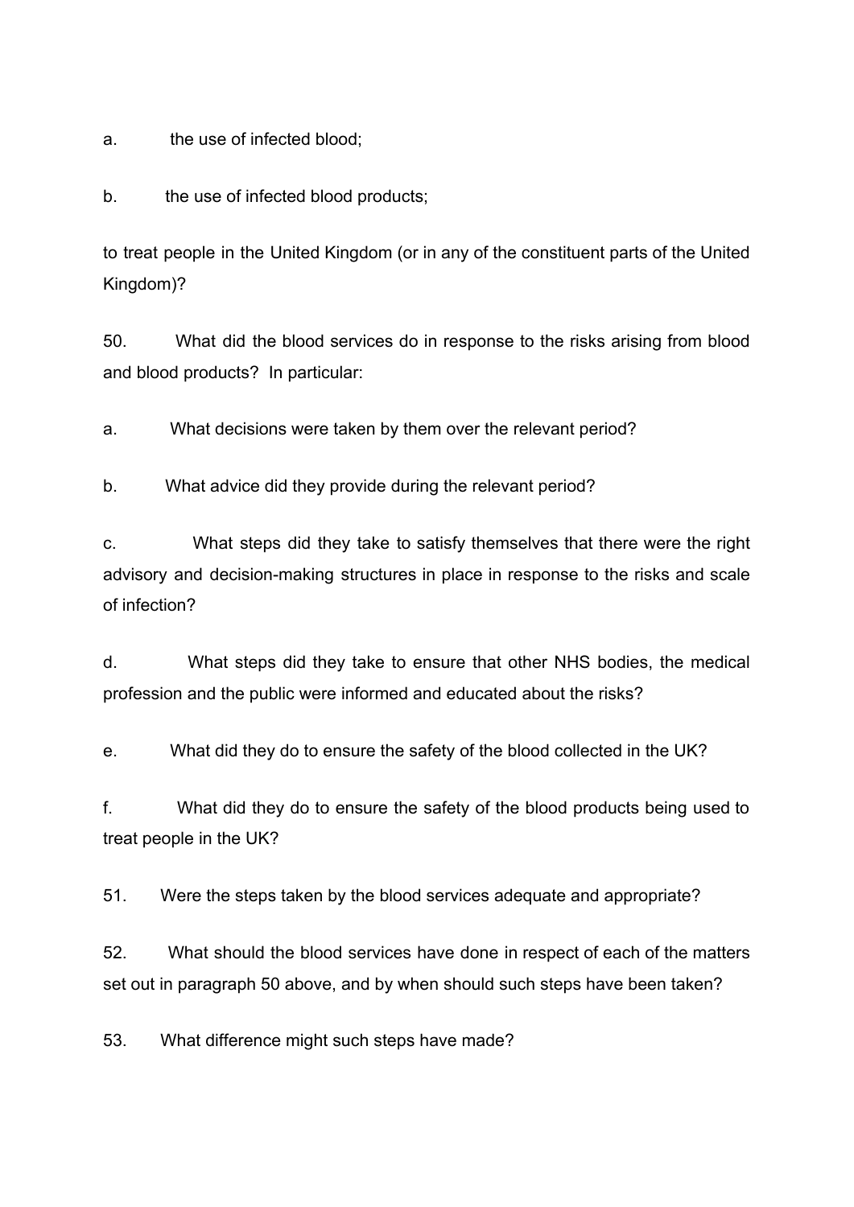a. the use of infected blood;

b. the use of infected blood products;

to treat people in the United Kingdom (or in any of the constituent parts of the United Kingdom)?

50. What did the blood services do in response to the risks arising from blood and blood products? In particular:

a. What decisions were taken by them over the relevant period?

b. What advice did they provide during the relevant period?

c. What steps did they take to satisfy themselves that there were the right advisory and decision-making structures in place in response to the risks and scale of infection?

d. What steps did they take to ensure that other NHS bodies, the medical profession and the public were informed and educated about the risks?

e. What did they do to ensure the safety of the blood collected in the UK?

f. What did they do to ensure the safety of the blood products being used to treat people in the UK?

51. Were the steps taken by the blood services adequate and appropriate?

52. What should the blood services have done in respect of each of the matters set out in paragraph 50 above, and by when should such steps have been taken?

53. What difference might such steps have made?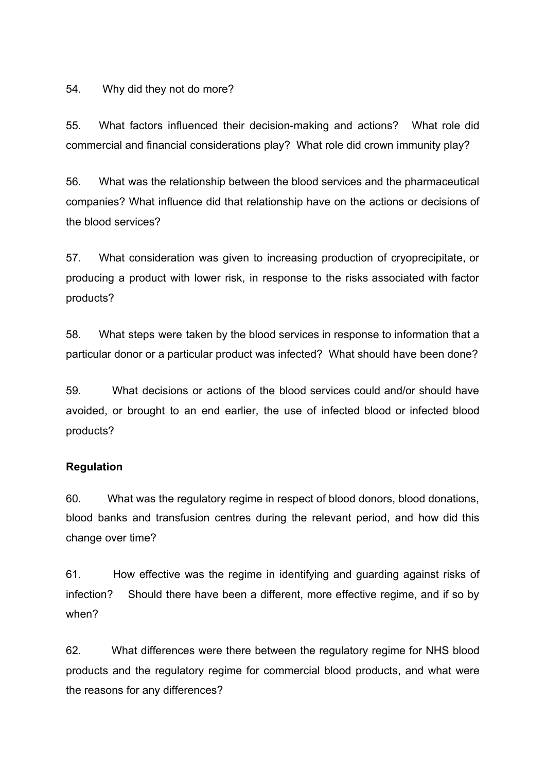54. Why did they not do more?

55. What factors influenced their decision-making and actions? What role did commercial and financial considerations play? What role did crown immunity play?

56. What was the relationship between the blood services and the pharmaceutical companies? What influence did that relationship have on the actions or decisions of the blood services?

57. What consideration was given to increasing production of cryoprecipitate, or producing a product with lower risk, in response to the risks associated with factor products?

58. What steps were taken by the blood services in response to information that a particular donor or a particular product was infected? What should have been done?

59. What decisions or actions of the blood services could and/or should have avoided, or brought to an end earlier, the use of infected blood or infected blood products?

**Regulation**

60. What was the regulatory regime in respect of blood donors, blood donations, blood banks and transfusion centres during the relevant period, and how did this change over time?

61. How effective was the regime in identifying and guarding against risks of infection? Should there have been a different, more effective regime, and if so by when?

62. What differences were there between the regulatory regime for NHS blood products and the regulatory regime for commercial blood products, and what were the reasons for any differences?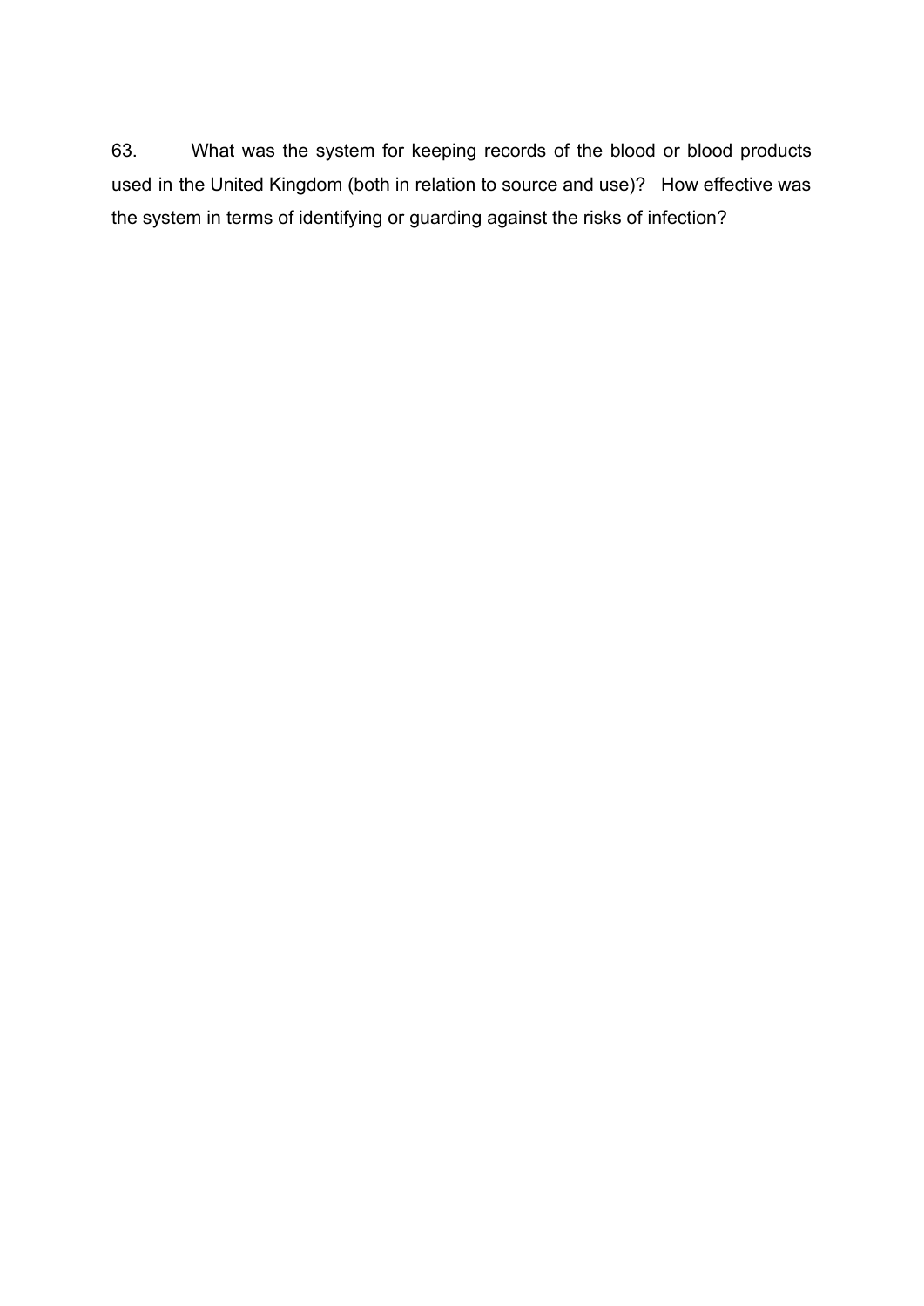63. What was the system for keeping records of the blood or blood products used in the United Kingdom (both in relation to source and use)? How effective was the system in terms of identifying or guarding against the risks of infection?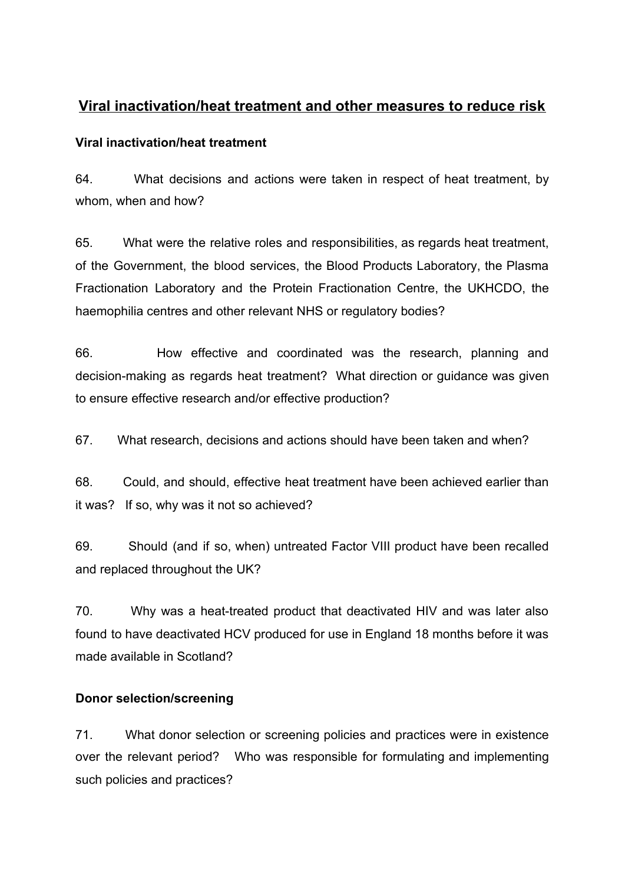## Viral inactivation/heat treatment and other measures to reduce risk

### Viral inactivation/heat treatment

64. What decisions and actions were taken in respect of heat treatment, by whom, when and how?

65. What were the relative roles and responsibilities, as regards heat treatment, of the Government, the blood services, the Blood Products Laboratory, the Plasma Fractionation Laboratory and the Protein Fractionation Centre, the UKHCDO, the haemophilia centres and other relevant NHS or regulatory bodies?

66. How effective and coordinated was the research, planning and decision-making as regards heat treatment? What direction or guidance was given to ensure effective research and/or effective production?

67. What research, decisions and actions should have been taken and when?

68. Could, and should, effective heat treatment have been achieved earlier than it was? If so, why was it not so achieved?

69. Should (and if so, when) untreated Factor VIII product have been recalled and replaced throughout the UK?

70. Why was a heat-treated product that deactivated HIV and was later also found to have deactivated HCV produced for use in England 18 months before it was made available in Scotland?

### Donor selection/screening

71. What donor selection or screening policies and practices were in existence over the relevant period? Who was responsible for formulating and implementing such policies and practices?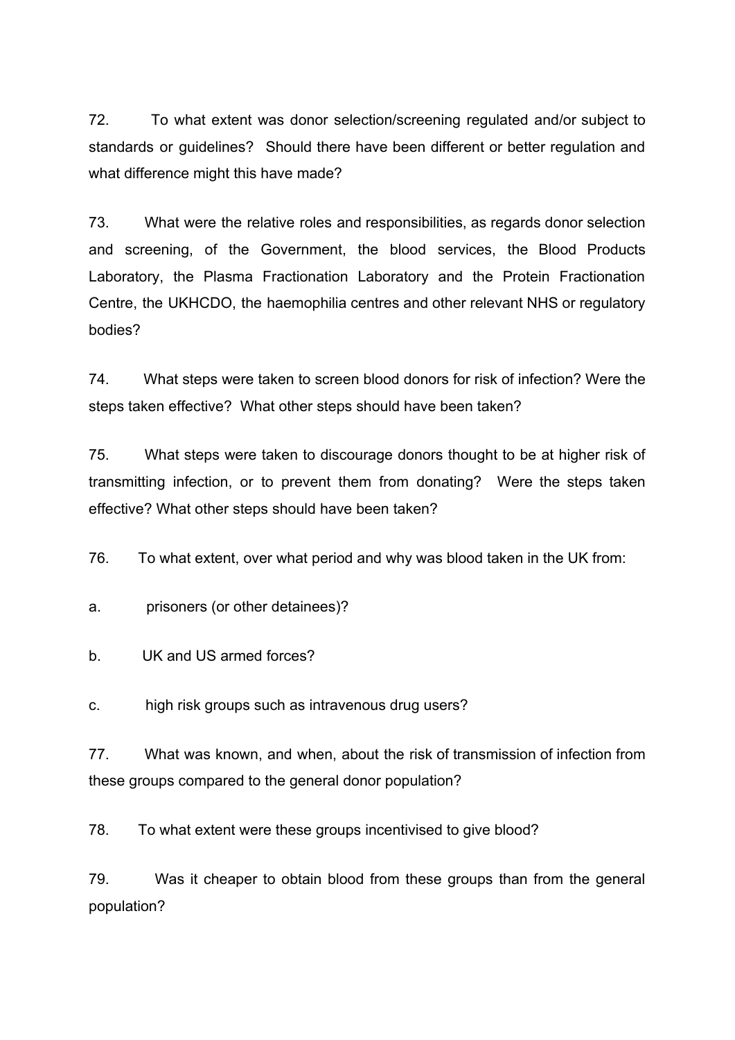72. To what extent was donor selection/screening regulated and/or subject to standards or guidelines? Should there have been different or better regulation and what difference might this have made?

73. What were the relative roles and responsibilities, as regards donor selection and screening, of the Government, the blood services, the Blood Products Laboratory, the Plasma Fractionation Laboratory and the Protein Fractionation Centre, the UKHCDO, the haemophilia centres and other relevant NHS or regulatory bodies?

74. What steps were taken to screen blood donors for risk of infection? Were the steps taken effective? What other steps should have been taken?

75. What steps were taken to discourage donors thought to be at higher risk of transmitting infection, or to prevent them from donating? Were the steps taken effective? What other steps should have been taken?

76. To what extent, over what period and why was blood taken in the UK from:

a. prisoners (or other detainees)?

b. UK and US armed forces?

c. high risk groups such as intravenous drug users?

77. What was known, and when, about the risk of transmission of infection from these groups compared to the general donor population?

78. To what extent were these groups incentivised to give blood?

79. Was it cheaper to obtain blood from these groups than from the general population?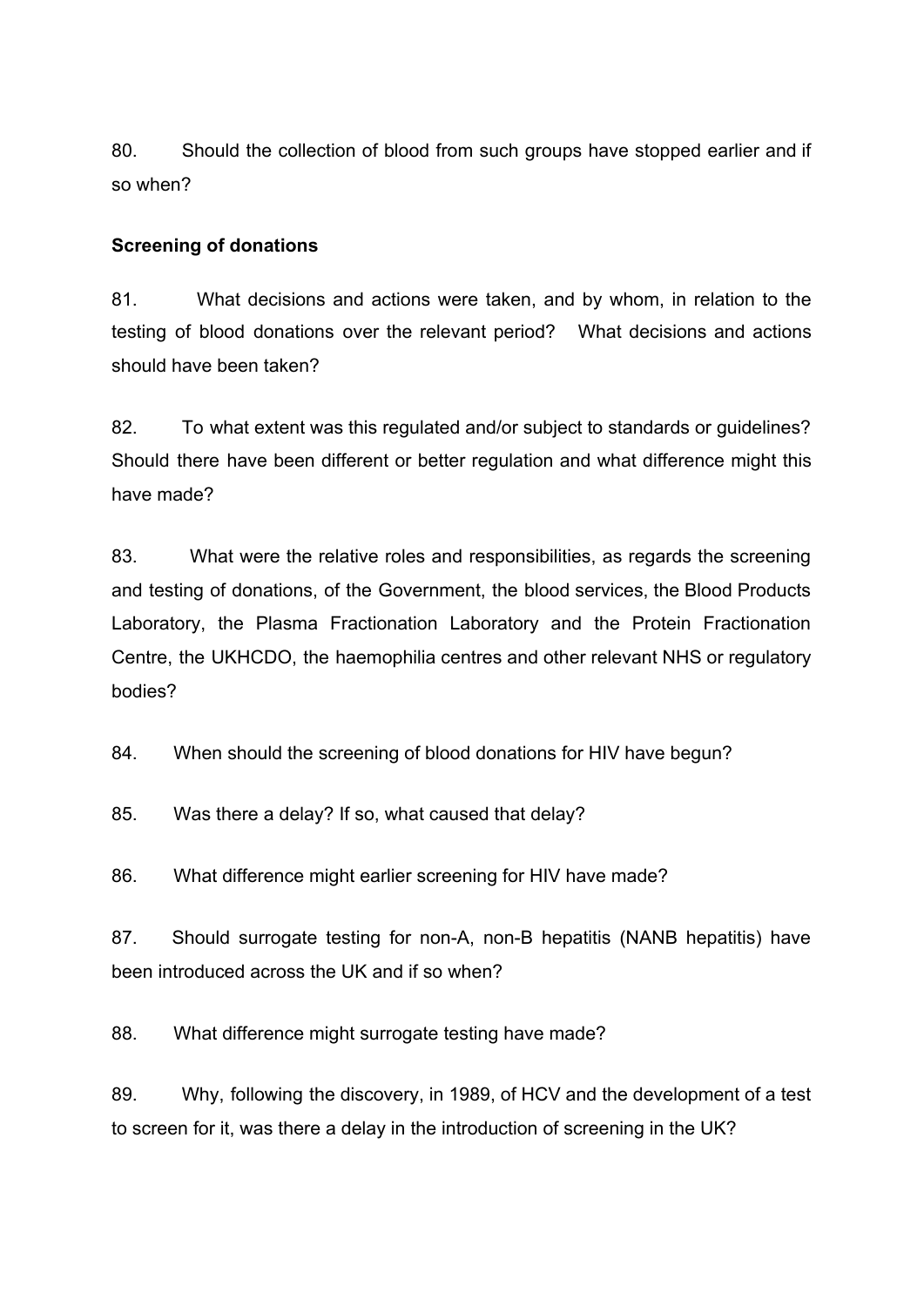80. Should the collection of blood from such groups have stopped earlier and if so when?

**Screening of donations**

81. What decisions and actions were taken, and by whom, in relation to the testing of blood donations over the relevant period? What decisions and actions should have been taken?

82. To what extent was this regulated and/or subject to standards or guidelines? Should there have been different or better regulation and what difference might this have made?

83. What were the relative roles and responsibilities, as regards the screening and testing of donations, of the Government, the blood services, the Blood Products Laboratory, the Plasma Fractionation Laboratory and the Protein Fractionation Centre, the UKHCDO, the haemophilia centres and other relevant NHS or regulatory bodies?

84. When should the screening of blood donations for HIV have begun?

85. Was there a delay? If so, what caused that delay?

86. What difference might earlier screening for HIV have made?

87. Should surrogate testing for non-A, non-B hepatitis (NANB hepatitis) have been introduced across the UK and if so when?

88. What difference might surrogate testing have made?

89. Why, following the discovery, in 1989, of HCV and the development of a test to screen for it, was there a delay in the introduction of screening in the UK?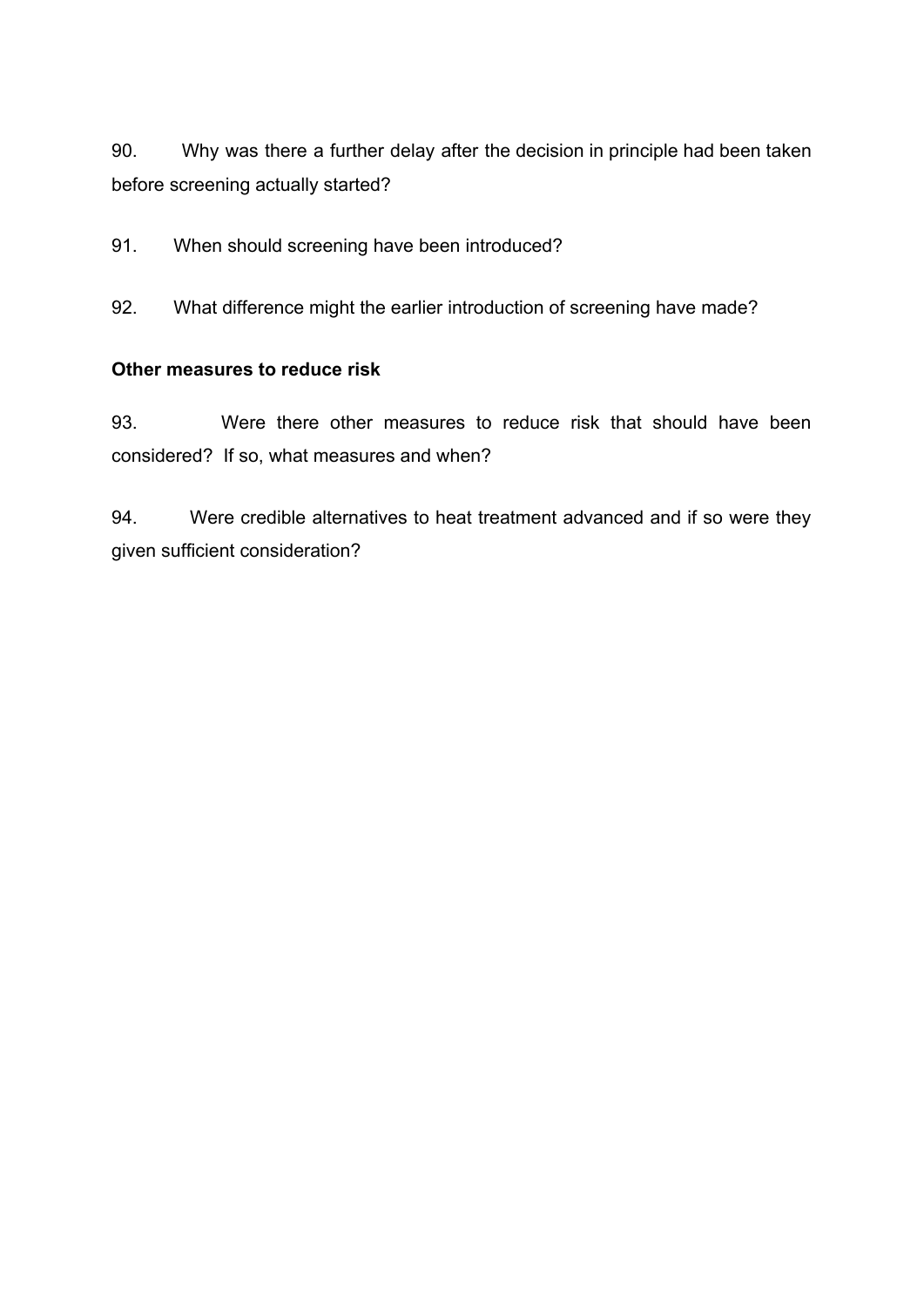90. Why was there a further delay after the decision in principle had been taken before screening actually started?

91. When should screening have been introduced?

92. What difference might the earlier introduction of screening have made?

**Other measures to reduce risk**

93. Were there other measures to reduce risk that should have been considered? If so, what measures and when?

94. Were credible alternatives to heat treatment advanced and if so were they given sufficient consideration?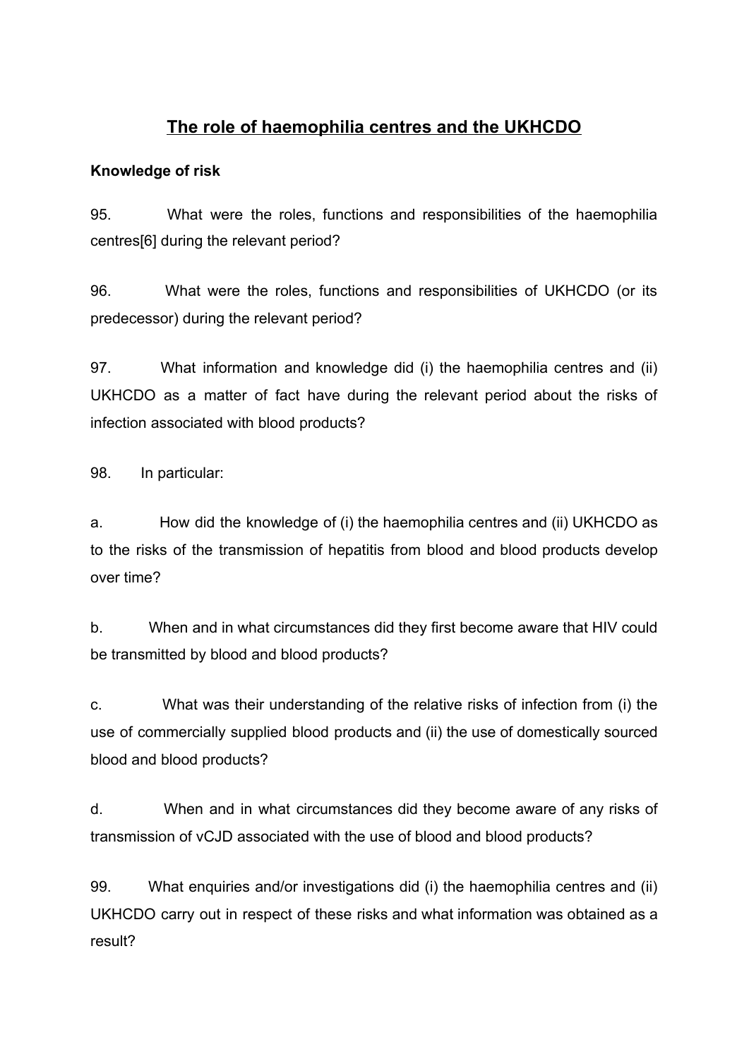## The role of haemophilia centres and the UKHCDO

**Knowledge of risk**

95. What were the roles, functions and responsibilities of the haemophilia centres[6] during the relevant period?

96. What were the roles, functions and responsibilities of UKHCDO (or its predecessor) during the relevant period?

97. What information and knowledge did (i) the haemophilia centres and (ii) UKHCDO as a matter of fact have during the relevant period about the risks of infection associated with blood products?

98. In particular:

a. How did the knowledge of (i) the haemophilia centres and (ii) UKHCDO as to the risks of the transmission of hepatitis from blood and blood products develop over time?

b. When and in what circumstances did they first become aware that HIV could be transmitted by blood and blood products?

c. What was their understanding of the relative risks of infection from (i) the use of commercially supplied blood products and (ii) the use of domestically sourced blood and blood products?

d. When and in what circumstances did they become aware of any risks of transmission of vCJD associated with the use of blood and blood products?

99. What enquiries and/or investigations did (i) the haemophilia centres and (ii) UKHCDO carry out in respect of these risks and what information was obtained as a result?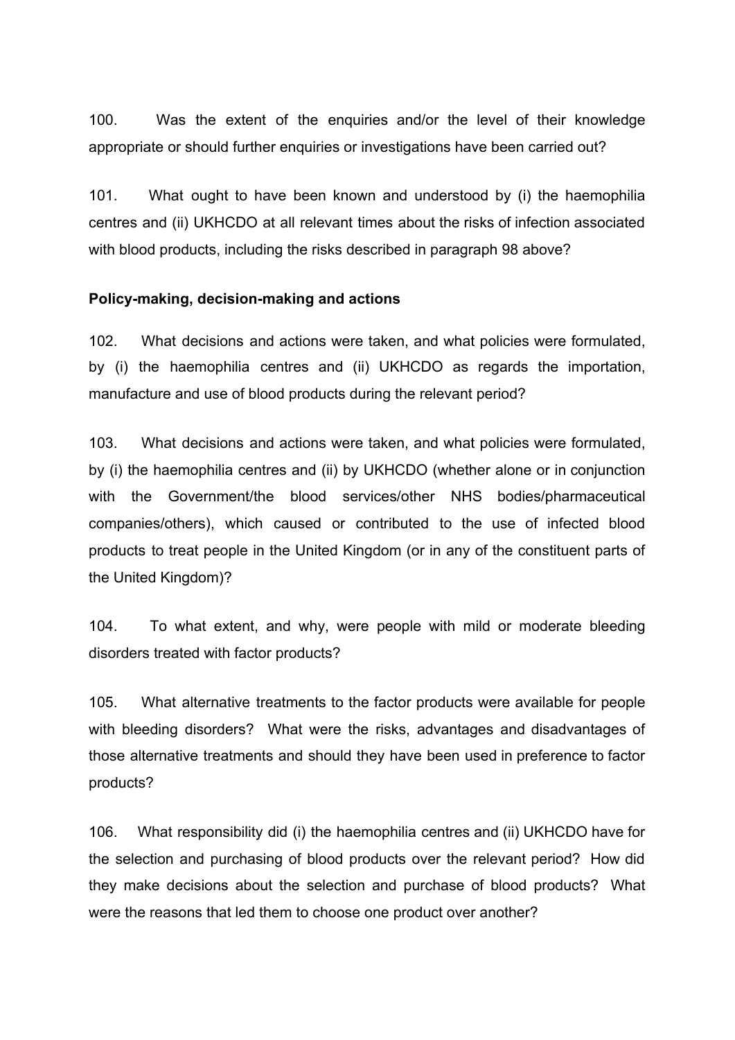100. Was the extent of the enquiries and/or the level of their knowledge appropriate or should further enquiries or investigations have been carried out?

101. What ought to have been known and understood by (i) the haemophilia centres and (ii) UKHCDO at all relevant times about the risks of infection associated with blood products, including the risks described in paragraph 98 above?

**Policy-making, decision-making and actions**

102. What decisions and actions were taken, and what policies were formulated, by (i) the haemophilia centres and (ii) UKHCDO as regards the importation, manufacture and use of blood products during the relevant period?

103. What decisions and actions were taken, and what policies were formulated, by (i) the haemophilia centres and (ii) by UKHCDO (whether alone or in conjunction with the Government/the blood services/other NHS bodies/pharmaceutical companies/others), which caused or contributed to the use of infected blood products to treat people in the United Kingdom (or in any of the constituent parts of the United Kingdom)?

104. To what extent, and why, were people with mild or moderate bleeding disorders treated with factor products?

105. What alternative treatments to the factor products were available for people with bleeding disorders? What were the risks, advantages and disadvantages of those alternative treatments and should they have been used in preference to factor products?

106. What responsibility did (i) the haemophilia centres and (ii) UKHCDO have for the selection and purchasing of blood products over the relevant period? How did they make decisions about the selection and purchase of blood products? What were the reasons that led them to choose one product over another?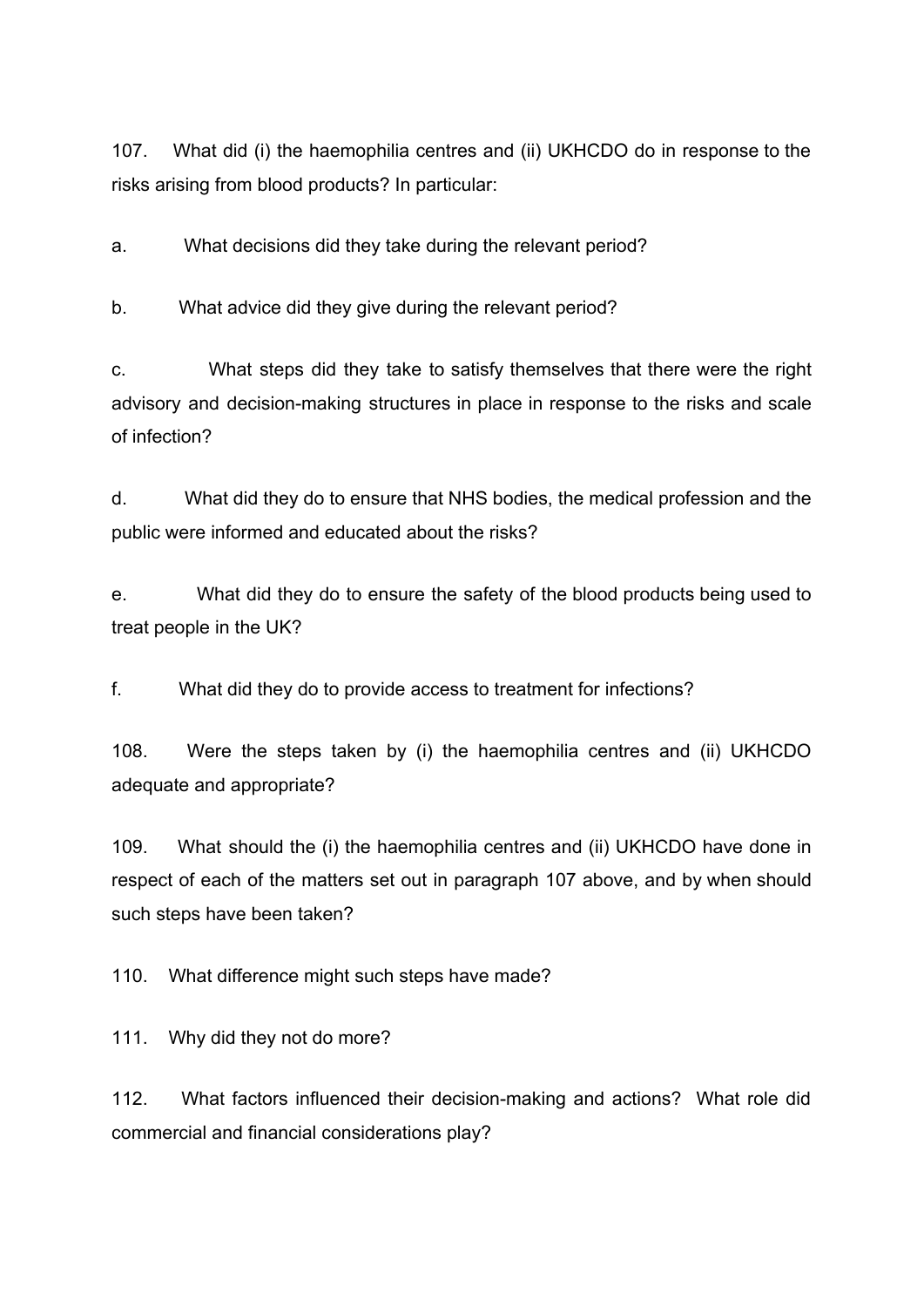107. What did (i) the haemophilia centres and (ii) UKHCDO do in response to the risks arising from blood products? In particular:

a. What decisions did they take during the relevant period?

b. What advice did they give during the relevant period?

c. What steps did they take to satisfy themselves that there were the right advisory and decision-making structures in place in response to the risks and scale of infection?

d. What did they do to ensure that NHS bodies, the medical profession and the public were informed and educated about the risks?

e. What did they do to ensure the safety of the blood products being used to treat people in the UK?

f. What did they do to provide access to treatment for infections?

108. Were the steps taken by (i) the haemophilia centres and (ii) UKHCDO adequate and appropriate?

109. What should the (i) the haemophilia centres and (ii) UKHCDO have done in respect of each of the matters set out in paragraph 107 above, and by when should such steps have been taken?

110. What difference might such steps have made?

111. Why did they not do more?

112. What factors influenced their decision-making and actions? What role did commercial and financial considerations play?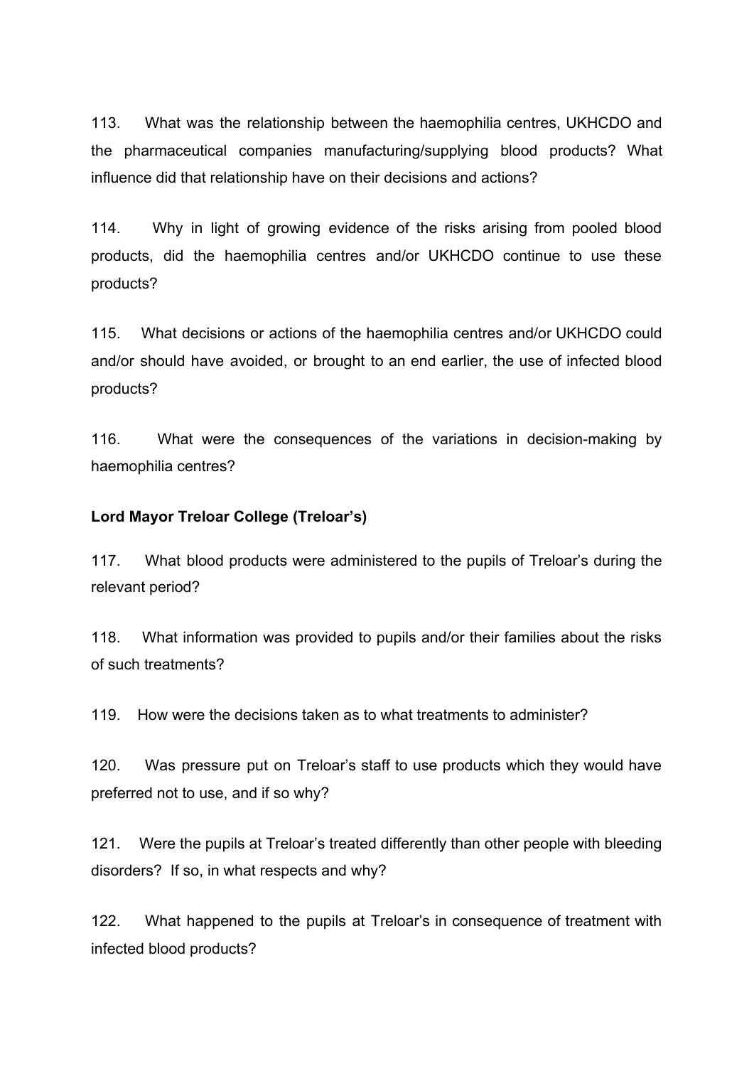113. What was the relationship between the haemophilia centres, UKHCDO and the pharmaceutical companies manufacturing/supplying blood products? What influence did that relationship have on their decisions and actions?

114. Why in light of growing evidence of the risks arising from pooled blood products, did the haemophilia centres and/or UKHCDO continue to use these products?

115. What decisions or actions of the haemophilia centres and/or UKHCDO could and/or should have avoided, or brought to an end earlier, the use of infected blood products?

116. What were the consequences of the variations in decision-making by haemophilia centres?

**Lord Mayor Treloar College (Treloar's)**

117. What blood products were administered to the pupils of Treloar's during the relevant period?

118. What information was provided to pupils and/or their families about the risks of such treatments?

119. How were the decisions taken as to what treatments to administer?

120. Was pressure put on Treloar's staff to use products which they would have preferred not to use, and if so why?

121. Were the pupils at Treloar's treated differently than other people with bleeding disorders? If so, in what respects and why?

122. What happened to the pupils at Treloar's in consequence of treatment with infected blood products?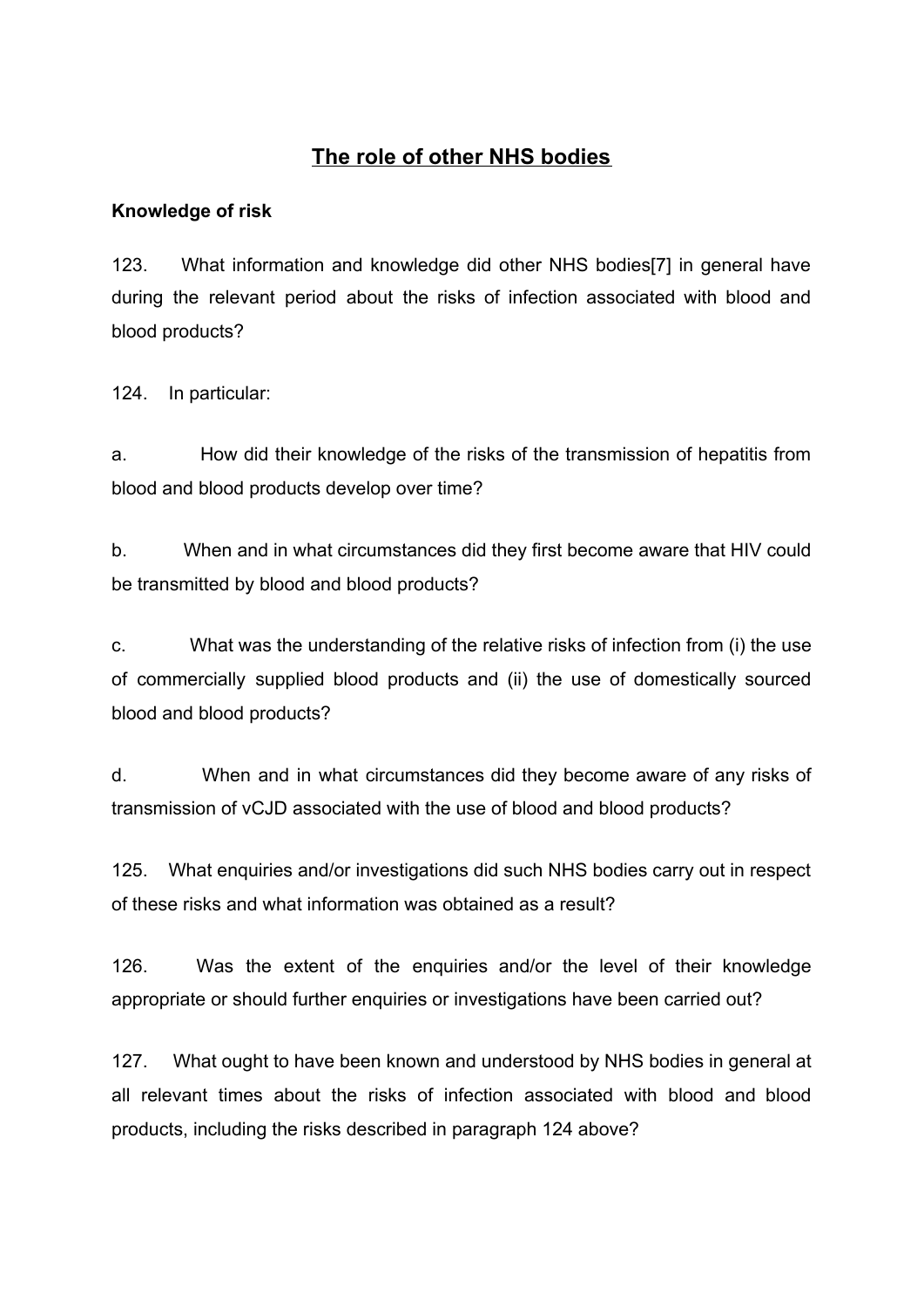## The role of other NHS bodies

**Knowledge of risk**

123. What information and knowledge did other NHS bodies[7] in general have during the relevant period about the risks of infection associated with blood and blood products?

124. In particular:

a. How did their knowledge of the risks of the transmission of hepatitis from blood and blood products develop over time?

b. When and in what circumstances did they first become aware that HIV could be transmitted by blood and blood products?

c. What was the understanding of the relative risks of infection from (i) the use of commercially supplied blood products and (ii) the use of domestically sourced blood and blood products?

d. When and in what circumstances did they become aware of any risks of transmission of vCJD associated with the use of blood and blood products?

125. What enquiries and/or investigations did such NHS bodies carry out in respect of these risks and what information was obtained as a result?

126. Was the extent of the enquiries and/or the level of their knowledge appropriate or should further enquiries or investigations have been carried out?

127. What ought to have been known and understood by NHS bodies in general at all relevant times about the risks of infection associated with blood and blood products, including the risks described in paragraph 124 above?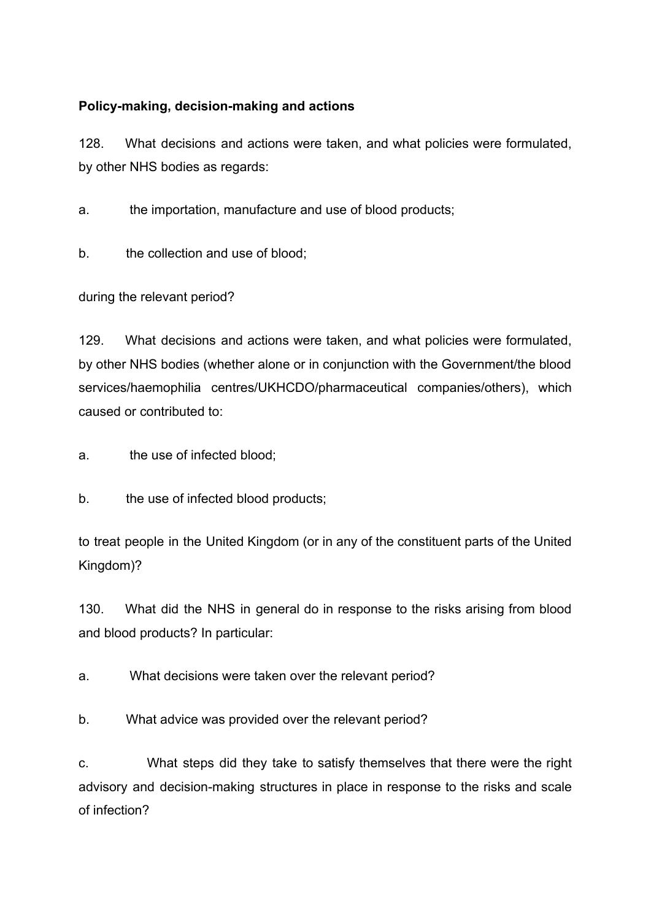**Policy-making, decision-making and actions**

128. What decisions and actions were taken, and what policies were formulated, by other NHS bodies as regards:

a. the importation, manufacture and use of blood products;

b. the collection and use of blood;

during the relevant period?

129. What decisions and actions were taken, and what policies were formulated, by other NHS bodies (whether alone or in conjunction with the Government/the blood services/haemophilia centres/UKHCDO/pharmaceutical companies/others), which caused or contributed to:

a. the use of infected blood;

b. the use of infected blood products;

to treat people in the United Kingdom (or in any of the constituent parts of the United Kingdom)?

130. What did the NHS in general do in response to the risks arising from blood and blood products? In particular:

a. What decisions were taken over the relevant period?

b. What advice was provided over the relevant period?

c. What steps did they take to satisfy themselves that there were the right advisory and decision-making structures in place in response to the risks and scale of infection?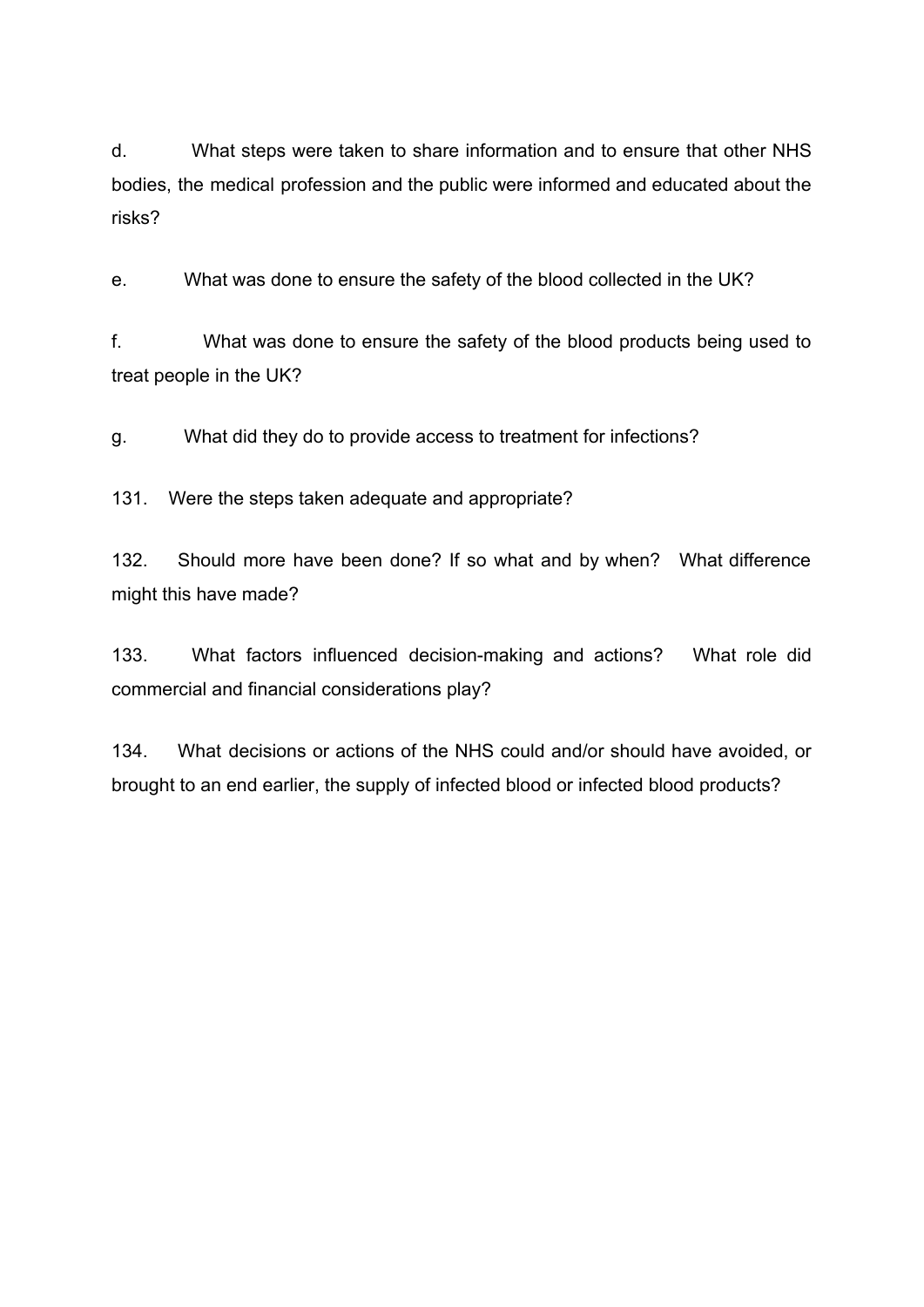d. What steps were taken to share information and to ensure that other NHS bodies, the medical profession and the public were informed and educated about the risks?

e. What was done to ensure the safety of the blood collected in the UK?

f. What was done to ensure the safety of the blood products being used to treat people in the UK?

g. What did they do to provide access to treatment for infections?

131. Were the steps taken adequate and appropriate?

132. Should more have been done? If so what and by when? What difference might this have made?

133. What factors influenced decision-making and actions? What role did commercial and financial considerations play?

134. What decisions or actions of the NHS could and/or should have avoided, or brought to an end earlier, the supply of infected blood or infected blood products?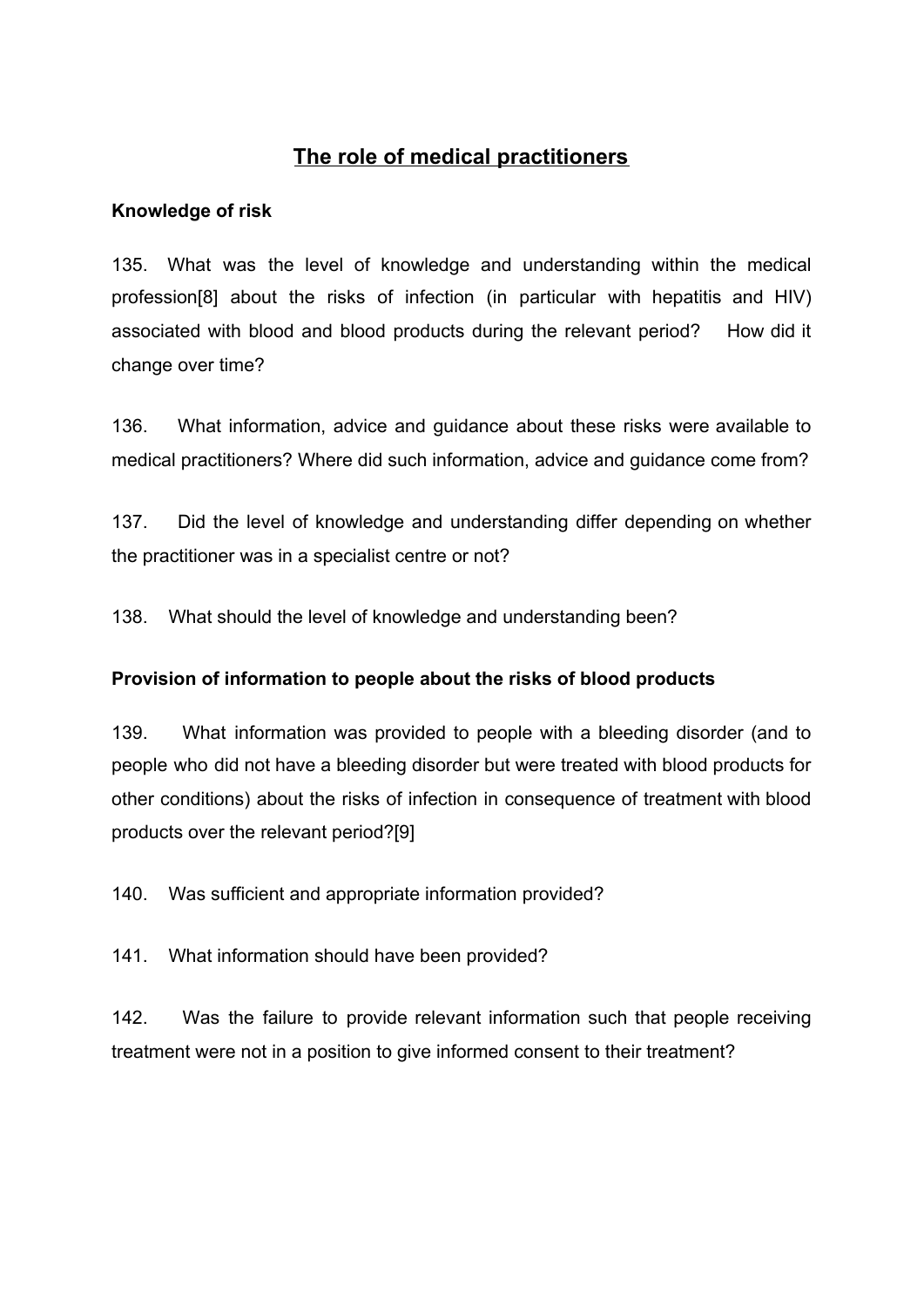## The role of medical practitioners

### Knowledge of risk

135. What was the level of knowledge and understanding within the medical profession[8] about the risks of infection (in particular with hepatitis and HIV) associated with blood and blood products during the relevant period? How did it change over time?

136. What information, advice and guidance about these risks were available to medical practitioners? Where did such information, advice and guidance come from?

137. Did the level of knowledge and understanding differ depending on whether the practitioner was in a specialist centre or not?

138. What should the level of knowledge and understanding been?

### Provision of information to people about the risks of blood products

139. What information was provided to people with a bleeding disorder (and to people who did not have a bleeding disorder but were treated with blood products for other conditions) about the risks of infection in consequence of treatment with blood products over the relevant period?[9]

140. Was sufficient and appropriate information provided?

141. What information should have been provided?

142. Was the failure to provide relevant information such that people receiving treatment were not in a position to give informed consent to their treatment?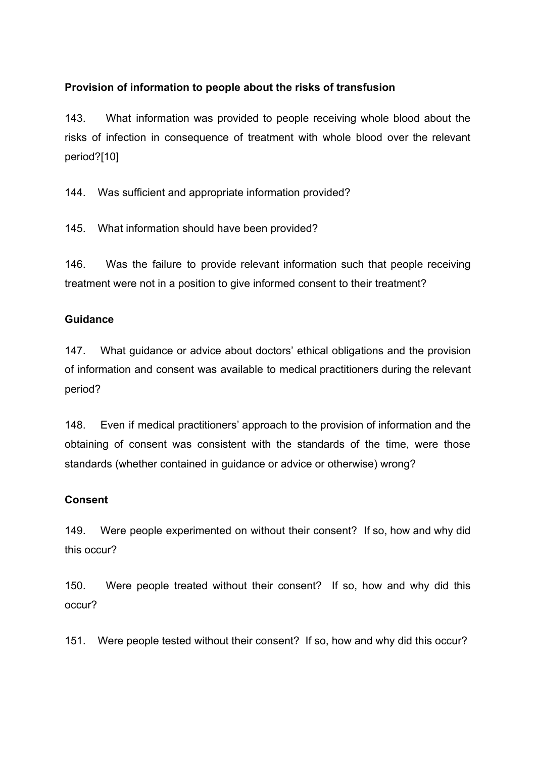**Provision of information to people about the risks of transfusion**

143. What information was provided to people receiving whole blood about the risks of infection in consequence of treatment with whole blood over the relevant period?[10]

144. Was sufficient and appropriate information provided?

145. What information should have been provided?

146. Was the failure to provide relevant information such that people receiving treatment were not in a position to give informed consent to their treatment?

**Guidance**

147. What guidance or advice about doctors' ethical obligations and the provision of information and consent was available to medical practitioners during the relevant period?

148. Even if medical practitioners' approach to the provision of information and the obtaining of consent was consistent with the standards of the time, were those standards (whether contained in guidance or advice or otherwise) wrong?

**Consent**

149. Were people experimented on without their consent? If so, how and why did this occur?

150. Were people treated without their consent? If so, how and why did this occur?

151. Were people tested without their consent? If so, how and why did this occur?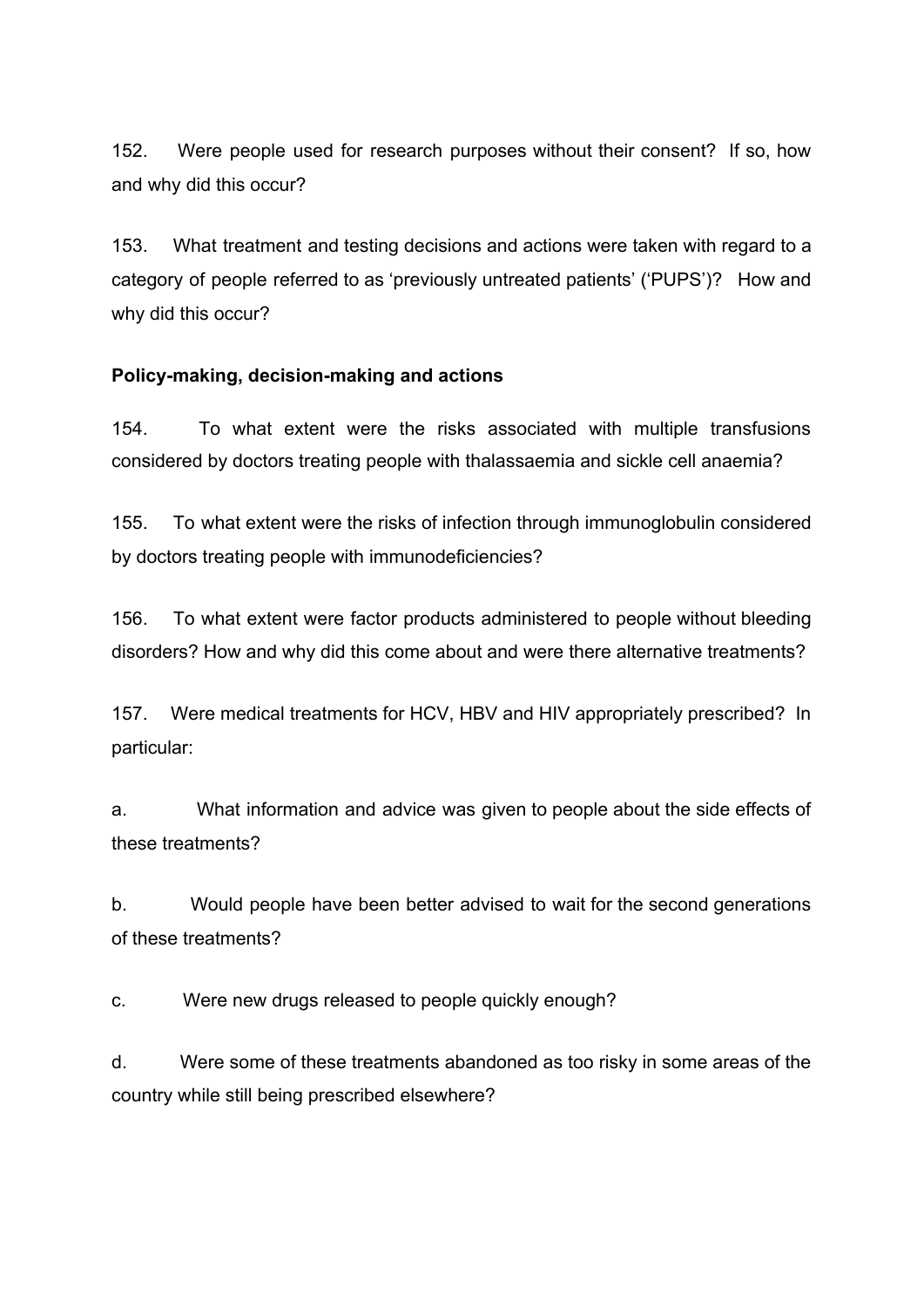152. Were people used for research purposes without their consent? If so, how and why did this occur?

153. What treatment and testing decisions and actions were taken with regard to a category of people referred to as 'previously untreated patients' ('PUPS')? How and why did this occur?

**Policy-making, decision-making and actions**

154. To what extent were the risks associated with multiple transfusions considered by doctors treating people with thalassaemia and sickle cell anaemia?

155. To what extent were the risks of infection through immunoglobulin considered by doctors treating people with immunodeficiencies?

156. To what extent were factor products administered to people without bleeding disorders? How and why did this come about and were there alternative treatments?

157. Were medical treatments for HCV, HBV and HIV appropriately prescribed? In particular:

a. What information and advice was given to people about the side effects of these treatments?

b. Would people have been better advised to wait for the second generations of these treatments?

c. Were new drugs released to people quickly enough?

d. Were some of these treatments abandoned as too risky in some areas of the country while still being prescribed elsewhere?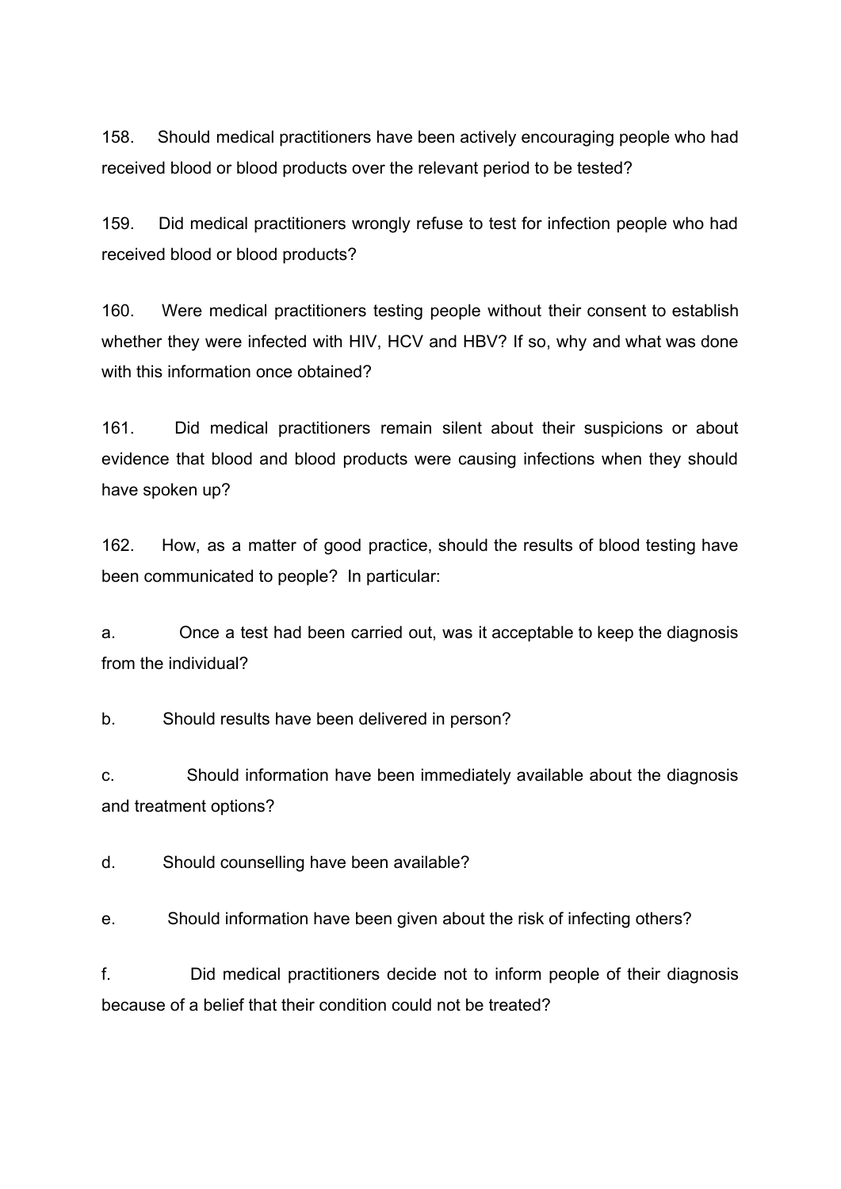158. Should medical practitioners have been actively encouraging people who had received blood or blood products over the relevant period to be tested?

159. Did medical practitioners wrongly refuse to test for infection people who had received blood or blood products?

160. Were medical practitioners testing people without their consent to establish whether they were infected with HIV, HCV and HBV? If so, why and what was done with this information once obtained?

161. Did medical practitioners remain silent about their suspicions or about evidence that blood and blood products were causing infections when they should have spoken up?

162. How, as a matter of good practice, should the results of blood testing have been communicated to people? In particular:

a. Once a test had been carried out, was it acceptable to keep the diagnosis from the individual?

b. Should results have been delivered in person?

c. Should information have been immediately available about the diagnosis and treatment options?

d. Should counselling have been available?

e. Should information have been given about the risk of infecting others?

f. Did medical practitioners decide not to inform people of their diagnosis because of a belief that their condition could not be treated?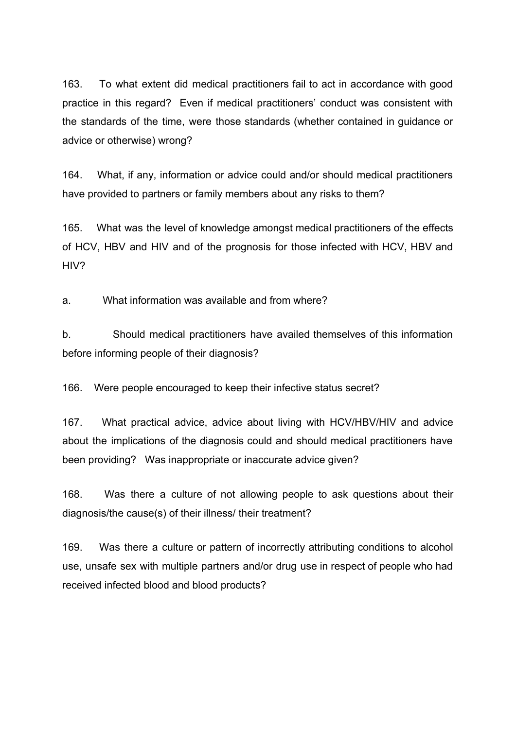163. To what extent did medical practitioners fail to act in accordance with good practice in this regard? Even if medical practitioners' conduct was consistent with the standards of the time, were those standards (whether contained in guidance or advice or otherwise) wrong?

164. What, if any, information or advice could and/or should medical practitioners have provided to partners or family members about any risks to them?

165. What was the level of knowledge amongst medical practitioners of the effects of HCV, HBV and HIV and of the prognosis for those infected with HCV, HBV and HIV?

a. What information was available and from where?

b. Should medical practitioners have availed themselves of this information before informing people of their diagnosis?

166. Were people encouraged to keep their infective status secret?

167. What practical advice, advice about living with HCV/HBV/HIV and advice about the implications of the diagnosis could and should medical practitioners have been providing? Was inappropriate or inaccurate advice given?

168. Was there a culture of not allowing people to ask questions about their diagnosis/the cause(s) of their illness/ their treatment?

169. Was there a culture or pattern of incorrectly attributing conditions to alcohol use, unsafe sex with multiple partners and/or drug use in respect of people who had received infected blood and blood products?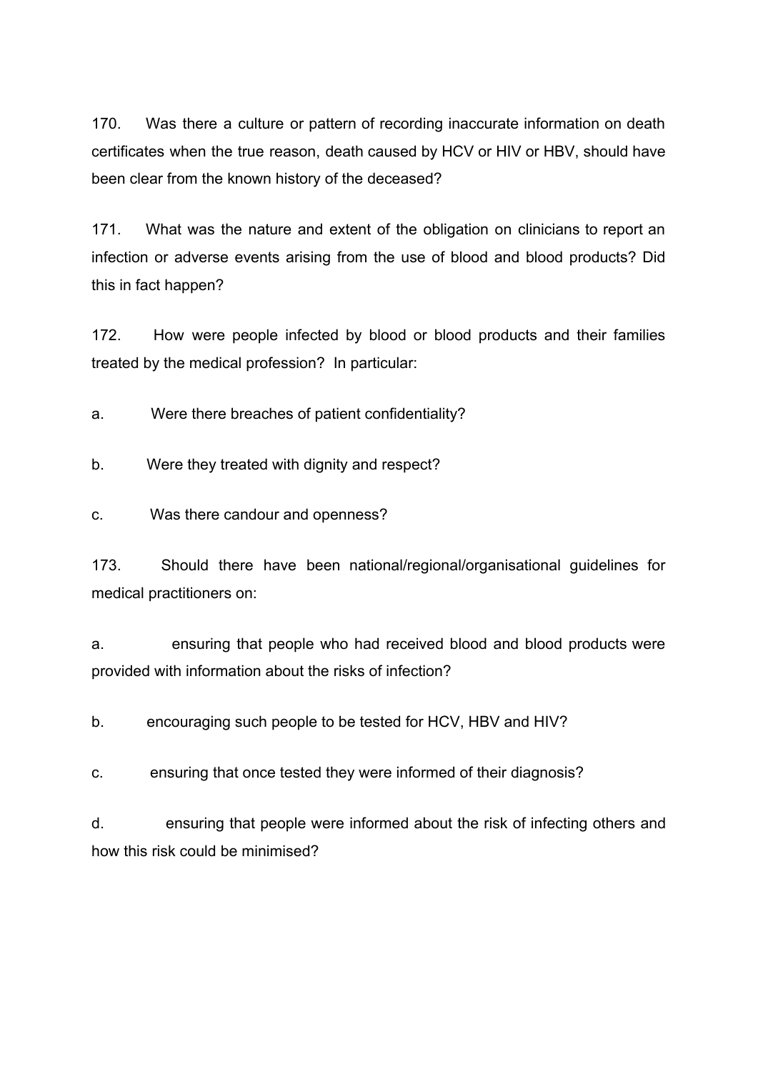170. Was there a culture or pattern of recording inaccurate information on death certificates when the true reason, death caused by HCV or HIV or HBV, should have been clear from the known history of the deceased?

171. What was the nature and extent of the obligation on clinicians to report an infection or adverse events arising from the use of blood and blood products? Did this in fact happen?

172. How were people infected by blood or blood products and their families treated by the medical profession? In particular:

a. Were there breaches of patient confidentiality?

b. Were they treated with dignity and respect?

c. Was there candour and openness?

173. Should there have been national/regional/organisational guidelines for medical practitioners on:

a. ensuring that people who had received blood and blood products were provided with information about the risks of infection?

b. encouraging such people to be tested for HCV, HBV and HIV?

c. ensuring that once tested they were informed of their diagnosis?

d. ensuring that people were informed about the risk of infecting others and how this risk could be minimised?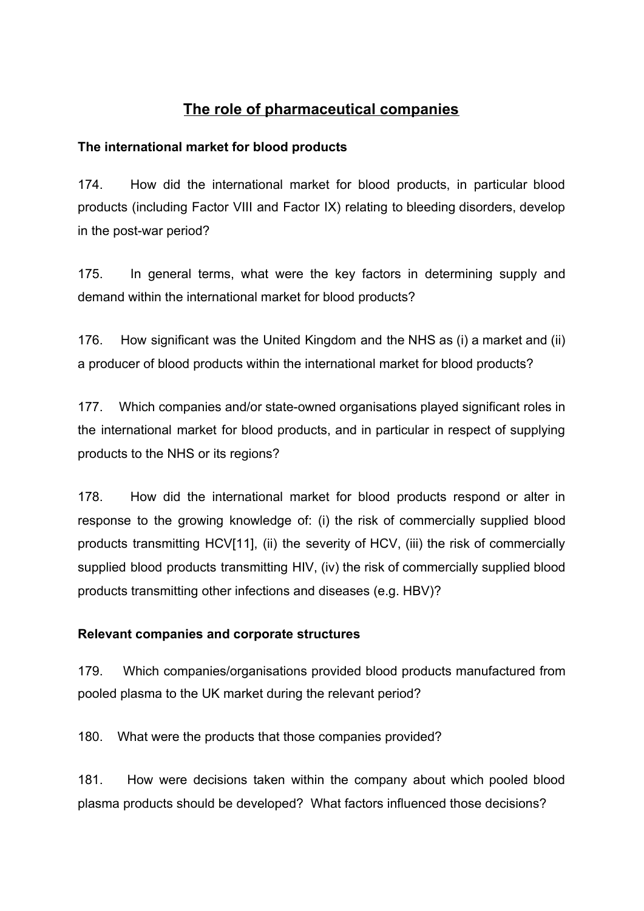## The role of pharmaceutical companies

### The international market for blood products

174. How did the international market for blood products, in particular blood products (including Factor VIII and Factor IX) relating to bleeding disorders, develop in the post-war period?

175. In general terms, what were the key factors in determining supply and demand within the international market for blood products?

176. How significant was the United Kingdom and the NHS as (i) a market and (ii) a producer of blood products within the international market for blood products?

177. Which companies and/or state-owned organisations played significant roles in the international market for blood products, and in particular in respect of supplying products to the NHS or its regions?

178. How did the international market for blood products respond or alter in response to the growing knowledge of: (i) the risk of commercially supplied blood products transmitting HCV[11], (ii) the severity of HCV, (iii) the risk of commercially supplied blood products transmitting HIV, (iv) the risk of commercially supplied blood products transmitting other infections and diseases (e.g. HBV)?

### Relevant companies and corporate structures

179. Which companies/organisations provided blood products manufactured from pooled plasma to the UK market during the relevant period?

180. What were the products that those companies provided?

181. How were decisions taken within the company about which pooled blood plasma products should be developed? What factors influenced those decisions?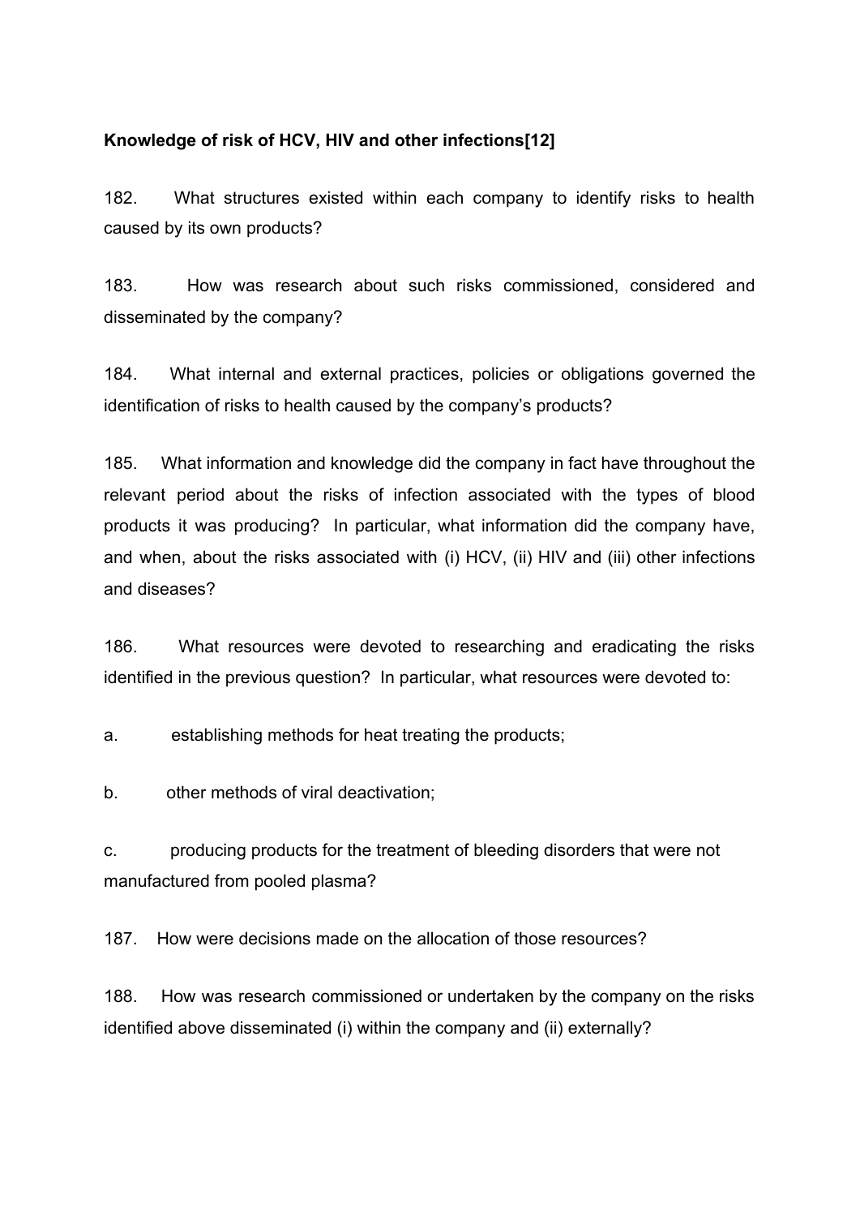**Knowledge of risk of HCV, HIV and other infections[12]**

182. What structures existed within each company to identify risks to health caused by its own products?

183. How was research about such risks commissioned, considered and disseminated by the company?

184. What internal and external practices, policies or obligations governed the identification of risks to health caused by the company's products?

185. What information and knowledge did the company in fact have throughout the relevant period about the risks of infection associated with the types of blood products it was producing? In particular, what information did the company have, and when, about the risks associated with (i) HCV, (ii) HIV and (iii) other infections and diseases?

186. What resources were devoted to researching and eradicating the risks identified in the previous question? In particular, what resources were devoted to:

a. establishing methods for heat treating the products;

b. other methods of viral deactivation;

c. producing products for the treatment of bleeding disorders that were not manufactured from pooled plasma?

187. How were decisions made on the allocation of those resources?

188. How was research commissioned or undertaken by the company on the risks identified above disseminated (i) within the company and (ii) externally?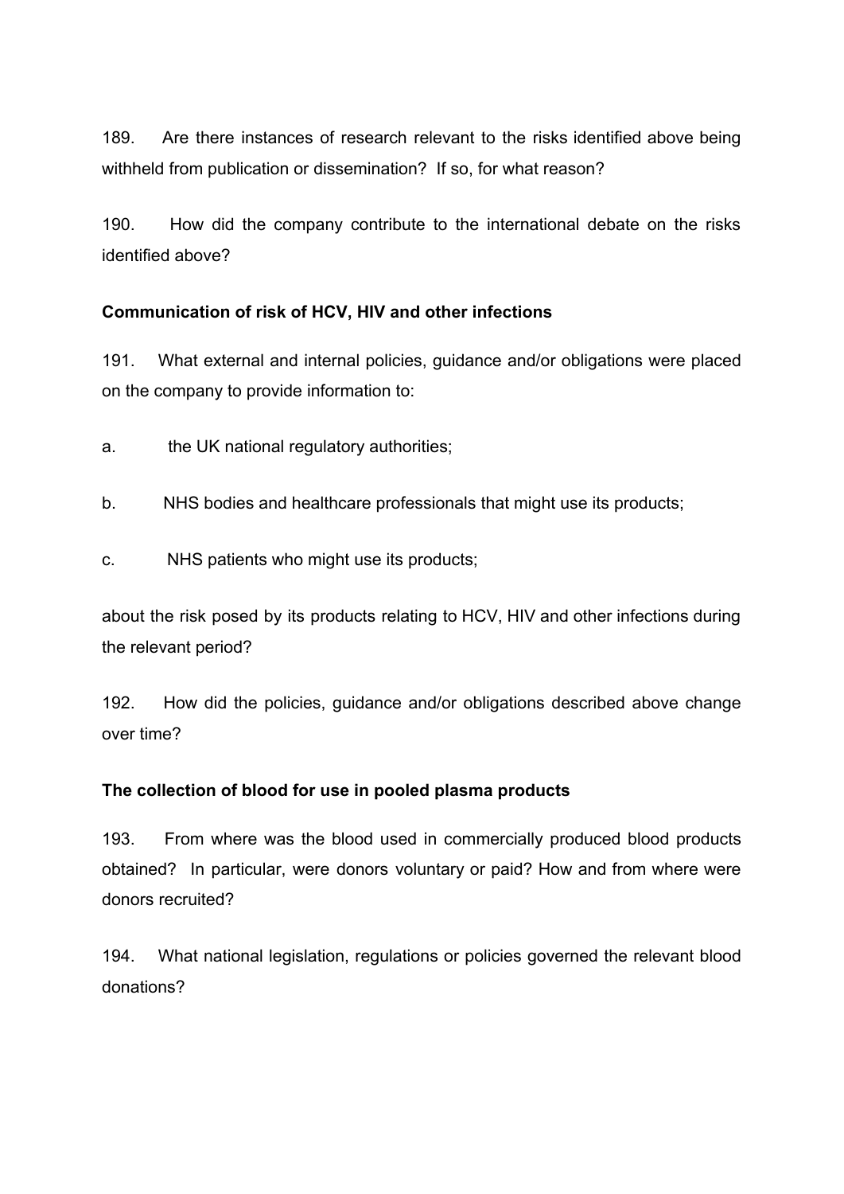189. Are there instances of research relevant to the risks identified above being withheld from publication or dissemination? If so, for what reason?

190. How did the company contribute to the international debate on the risks identified above?

**Communication of risk of HCV, HIV and other infections**

191. What external and internal policies, guidance and/or obligations were placed on the company to provide information to:

a. the UK national regulatory authorities;

b. NHS bodies and healthcare professionals that might use its products;

c. NHS patients who might use its products;

about the risk posed by its products relating to HCV, HIV and other infections during the relevant period?

192. How did the policies, guidance and/or obligations described above change over time?

**The collection of blood for use in pooled plasma products**

193. From where was the blood used in commercially produced blood products obtained? In particular, were donors voluntary or paid? How and from where were donors recruited?

194. What national legislation, regulations or policies governed the relevant blood donations?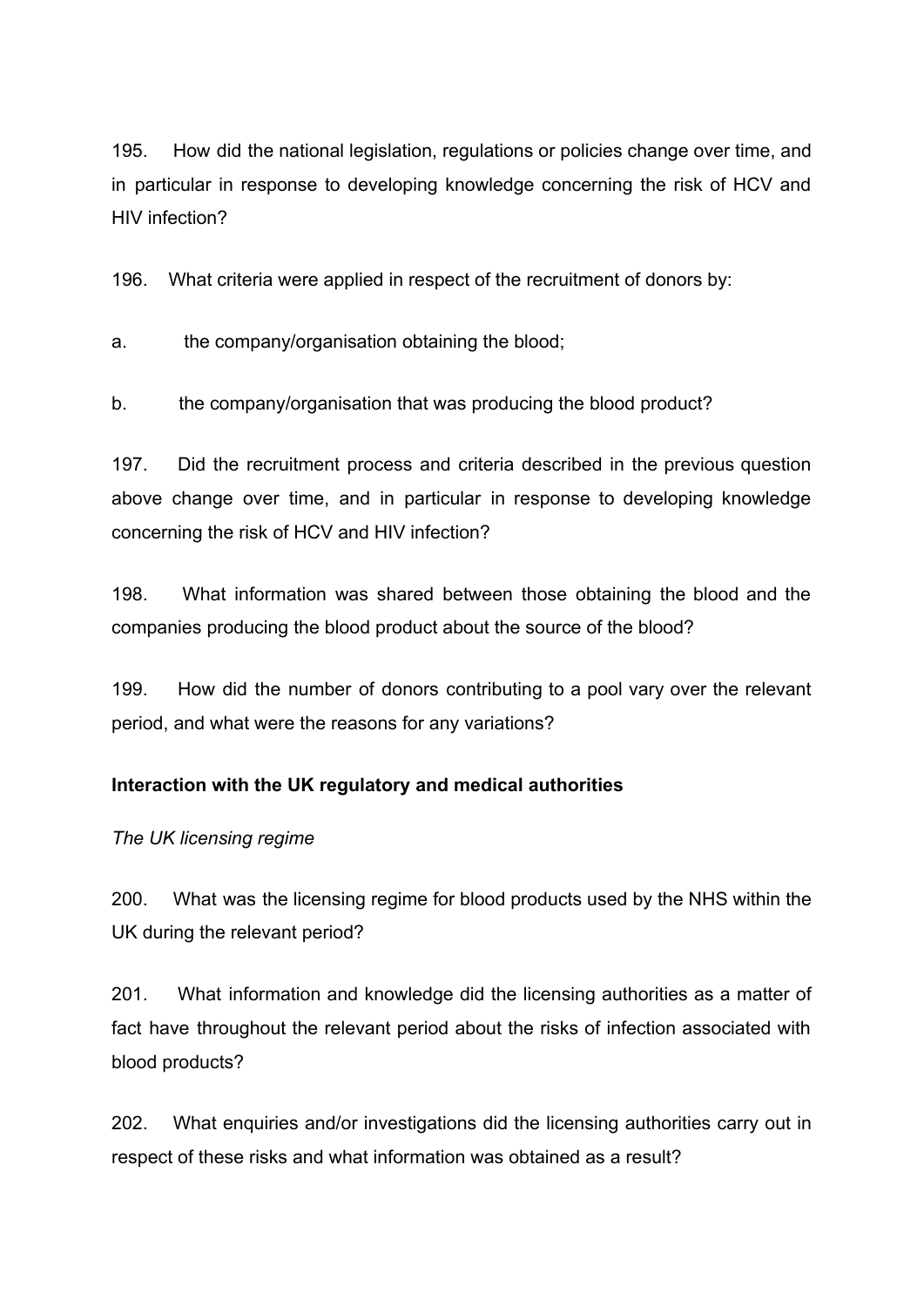195. How did the national legislation, regulations or policies change over time, and in particular in response to developing knowledge concerning the risk of HCV and HIV infection?

196. What criteria were applied in respect of the recruitment of donors by:

a. the company/organisation obtaining the blood;

b. the company/organisation that was producing the blood product?

197. Did the recruitment process and criteria described in the previous question above change over time, and in particular in response to developing knowledge concerning the risk of HCV and HIV infection?

198. What information was shared between those obtaining the blood and the companies producing the blood product about the source of the blood?

199. How did the number of donors contributing to a pool vary over the relevant period, and what were the reasons for any variations?

**Interaction with the UK regulatory and medical authorities**

*The UK licensing regime*

200. What was the licensing regime for blood products used by the NHS within the UK during the relevant period?

201. What information and knowledge did the licensing authorities as a matter of fact have throughout the relevant period about the risks of infection associated with blood products?

202. What enquiries and/or investigations did the licensing authorities carry out in respect of these risks and what information was obtained as a result?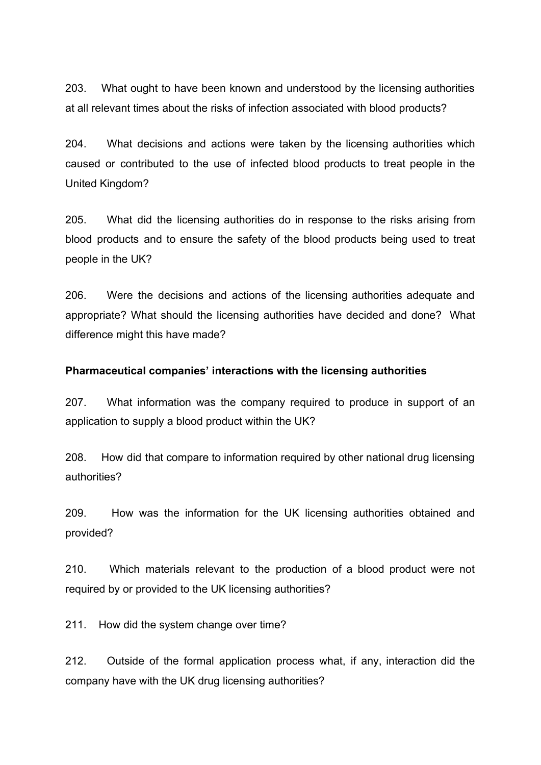203. What ought to have been known and understood by the licensing authorities at all relevant times about the risks of infection associated with blood products?

204. What decisions and actions were taken by the licensing authorities which caused or contributed to the use of infected blood products to treat people in the United Kingdom?

205. What did the licensing authorities do in response to the risks arising from blood products and to ensure the safety of the blood products being used to treat people in the UK?

206. Were the decisions and actions of the licensing authorities adequate and appropriate? What should the licensing authorities have decided and done? What difference might this have made?

**Pharmaceutical companies' interactions with the licensing authorities**

207. What information was the company required to produce in support of an application to supply a blood product within the UK?

208. How did that compare to information required by other national drug licensing authorities?

209. How was the information for the UK licensing authorities obtained and provided?

210. Which materials relevant to the production of a blood product were not required by or provided to the UK licensing authorities?

211. How did the system change over time?

212. Outside of the formal application process what, if any, interaction did the company have with the UK drug licensing authorities?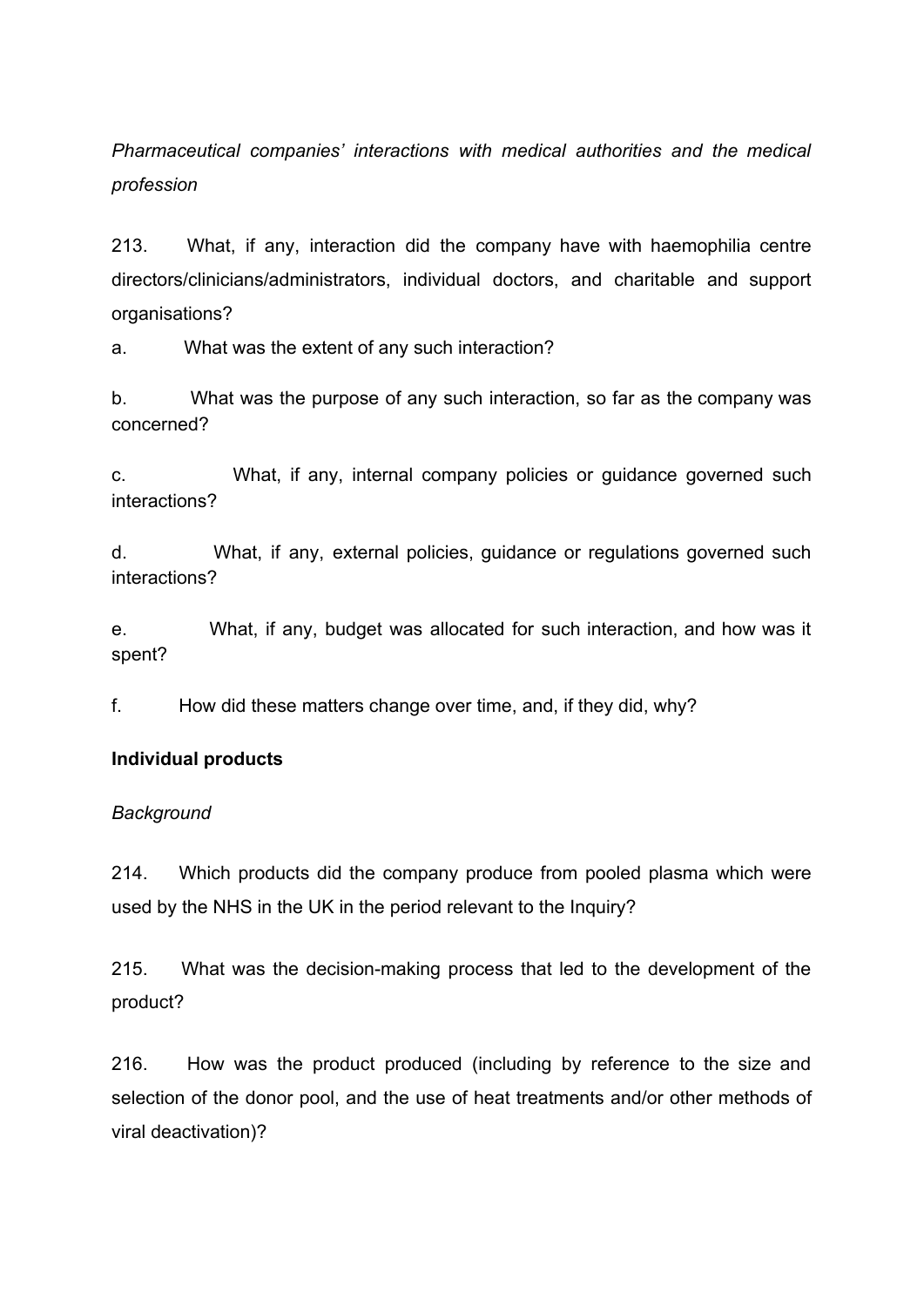*Pharmaceutical companies' interactions with medical authorities and the medical profession*

213. What, if any, interaction did the company have with haemophilia centre directors/clinicians/administrators, individual doctors, and charitable and support organisations?

a. What was the extent of any such interaction?

b. What was the purpose of any such interaction, so far as the company was concerned?

c. What, if any, internal company policies or guidance governed such interactions?

d. What, if any, external policies, guidance or regulations governed such interactions?

e. What, if any, budget was allocated for such interaction, and how was it spent?

f. How did these matters change over time, and, if they did, why?

**Individual products**

*Background*

214. Which products did the company produce from pooled plasma which were used by the NHS in the UK in the period relevant to the Inquiry?

215. What was the decision-making process that led to the development of the product?

216. How was the product produced (including by reference to the size and selection of the donor pool, and the use of heat treatments and/or other methods of viral deactivation)?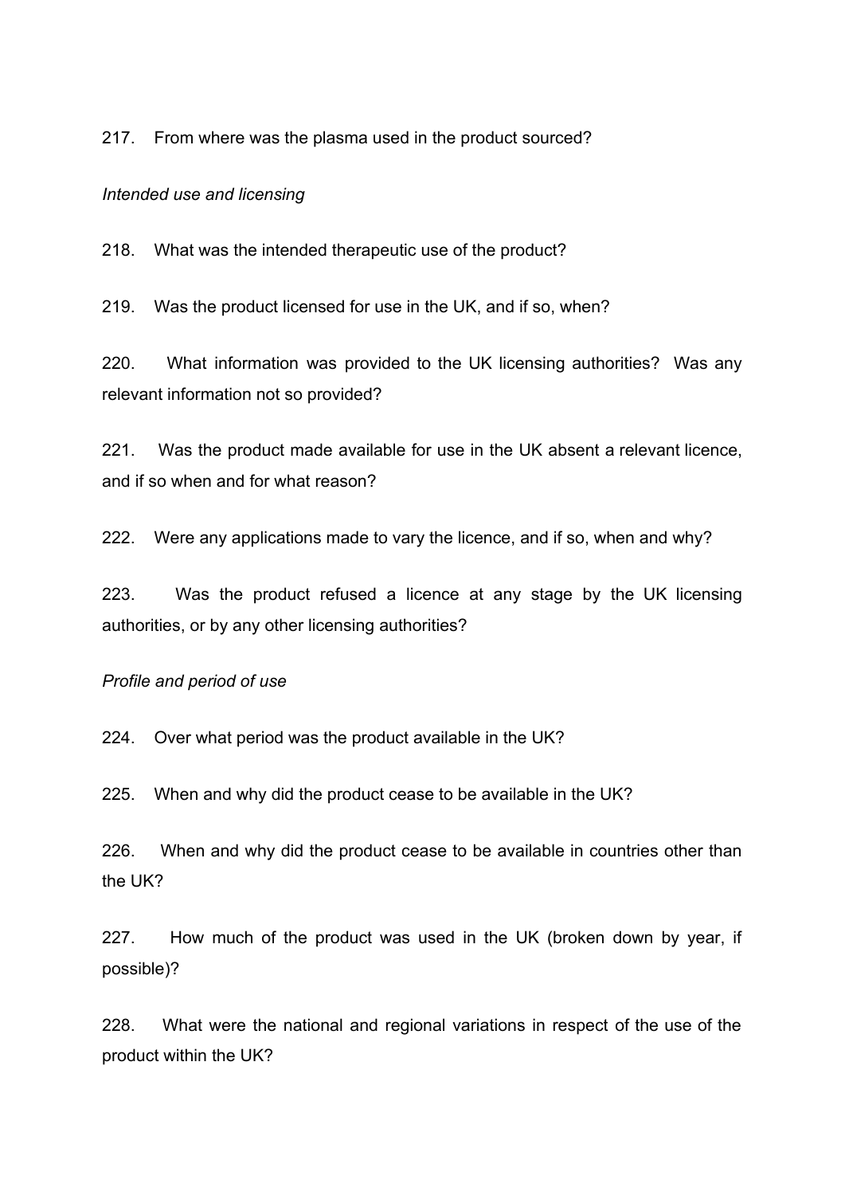217. From where was the plasma used in the product sourced?

*Intended use and licensing*

218. What was the intended therapeutic use of the product?

219. Was the product licensed for use in the UK, and if so, when?

220. What information was provided to the UK licensing authorities? Was any relevant information not so provided?

221. Was the product made available for use in the UK absent a relevant licence, and if so when and for what reason?

222. Were any applications made to vary the licence, and if so, when and why?

223. Was the product refused a licence at any stage by the UK licensing authorities, or by any other licensing authorities?

*Profile and period of use*

224. Over what period was the product available in the UK?

225. When and why did the product cease to be available in the UK?

226. When and why did the product cease to be available in countries other than the UK?

227. How much of the product was used in the UK (broken down by year, if possible)?

228. What were the national and regional variations in respect of the use of the product within the UK?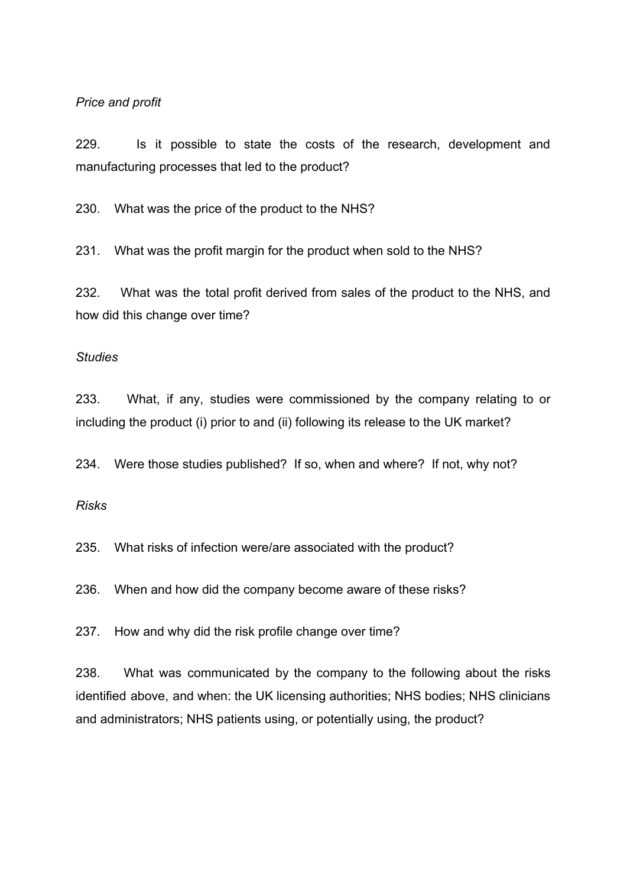*Price and profit*

229. Is it possible to state the costs of the research, development and manufacturing processes that led to the product?

230. What was the price of the product to the NHS?

231. What was the profit margin for the product when sold to the NHS?

232. What was the total profit derived from sales of the product to the NHS, and how did this change over time?

*Studies*

233. What, if any, studies were commissioned by the company relating to or including the product (i) prior to and (ii) following its release to the UK market?

234. Were those studies published? If so, when and where? If not, why not?

*Risks*

235. What risks of infection were/are associated with the product?

236. When and how did the company become aware of these risks?

237. How and why did the risk profile change over time?

238. What was communicated by the company to the following about the risks identified above, and when: the UK licensing authorities; NHS bodies; NHS clinicians and administrators; NHS patients using, or potentially using, the product?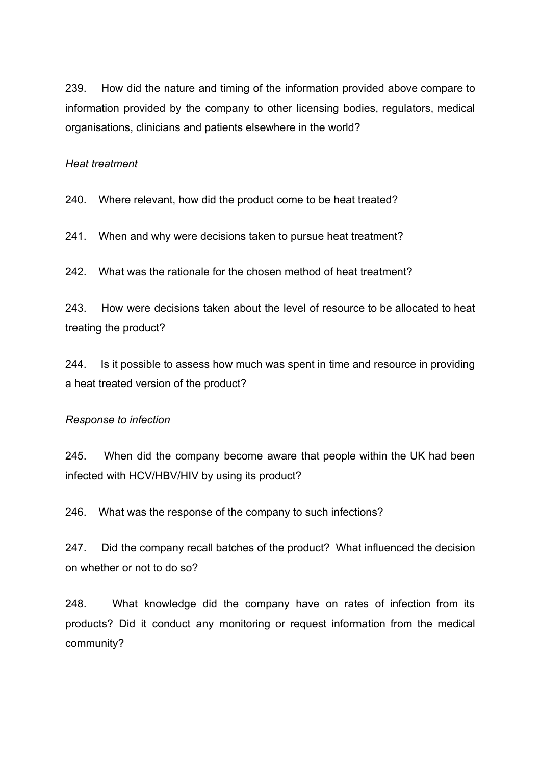239. How did the nature and timing of the information provided above compare to information provided by the company to other licensing bodies, regulators, medical organisations, clinicians and patients elsewhere in the world?

*Heat treatment*

240. Where relevant, how did the product come to be heat treated?

241. When and why were decisions taken to pursue heat treatment?

242. What was the rationale for the chosen method of heat treatment?

243. How were decisions taken about the level of resource to be allocated to heat treating the product?

244. Is it possible to assess how much was spent in time and resource in providing a heat treated version of the product?

*Response to infection*

245. When did the company become aware that people within the UK had been infected with HCV/HBV/HIV by using its product?

246. What was the response of the company to such infections?

247. Did the company recall batches of the product? What influenced the decision on whether or not to do so?

248. What knowledge did the company have on rates of infection from its products? Did it conduct any monitoring or request information from the medical community?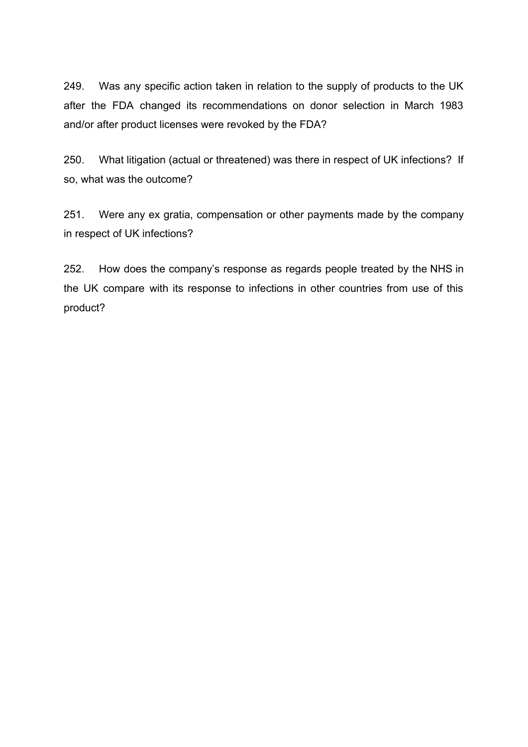249. Was any specific action taken in relation to the supply of products to the UK after the FDA changed its recommendations on donor selection in March 1983 and/or after product licenses were revoked by the FDA?

250. What litigation (actual or threatened) was there in respect of UK infections? If so, what was the outcome?

251. Were any ex gratia, compensation or other payments made by the company in respect of UK infections?

252. How does the company's response as regards people treated by the NHS in the UK compare with its response to infections in other countries from use of this product?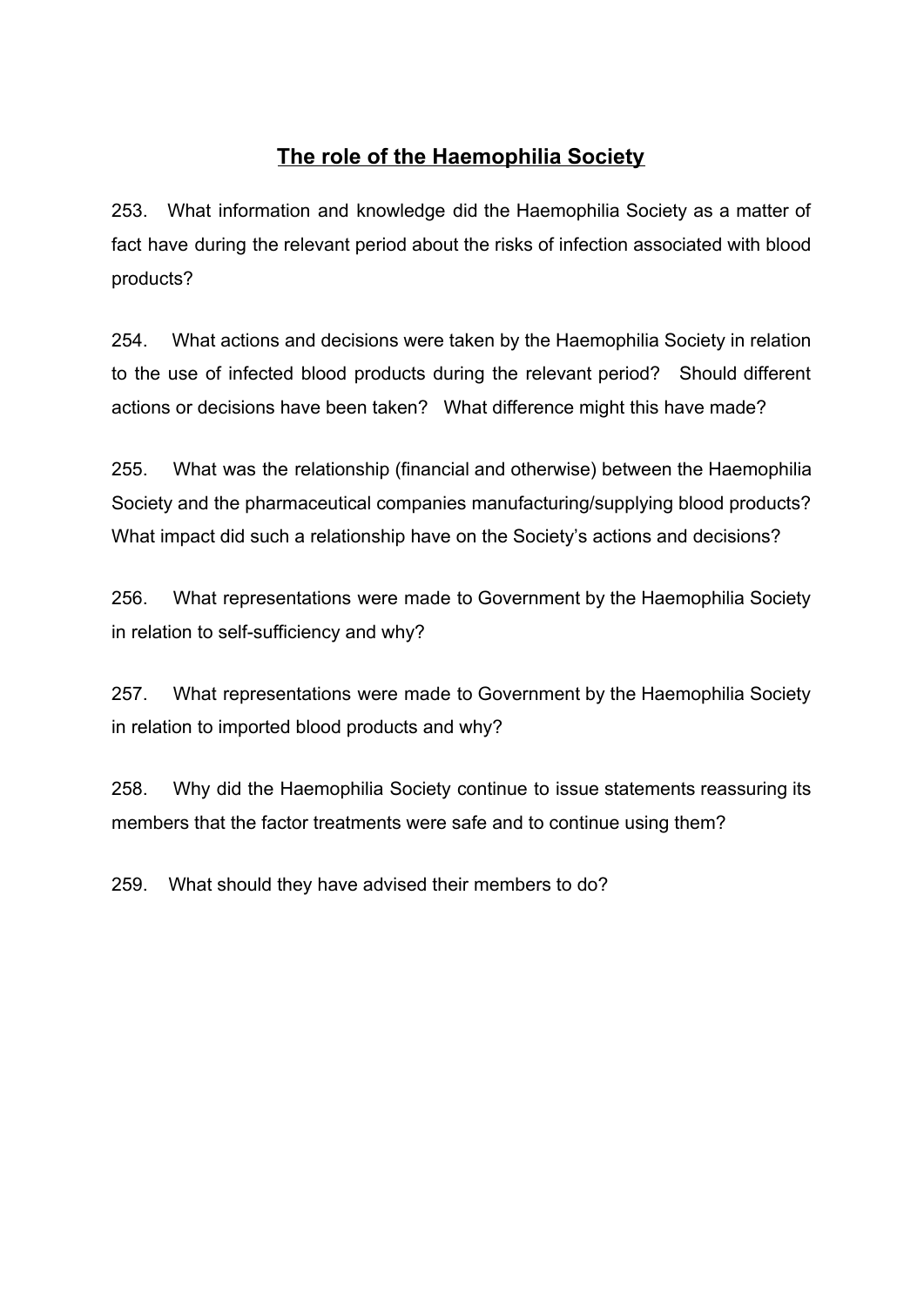## The role of the Haemophilia Society

253. What information and knowledge did the Haemophilia Society as a matter of fact have during the relevant period about the risks of infection associated with blood products?

254. What actions and decisions were taken by the Haemophilia Society in relation to the use of infected blood products during the relevant period? Should different actions or decisions have been taken? What difference might this have made?

255. What was the relationship (financial and otherwise) between the Haemophilia Society and the pharmaceutical companies manufacturing/supplying blood products? What impact did such a relationship have on the Society's actions and decisions?

256. What representations were made to Government by the Haemophilia Society in relation to self-sufficiency and why?

257. What representations were made to Government by the Haemophilia Society in relation to imported blood products and why?

258. Why did the Haemophilia Society continue to issue statements reassuring its members that the factor treatments were safe and to continue using them?

259. What should they have advised their members to do?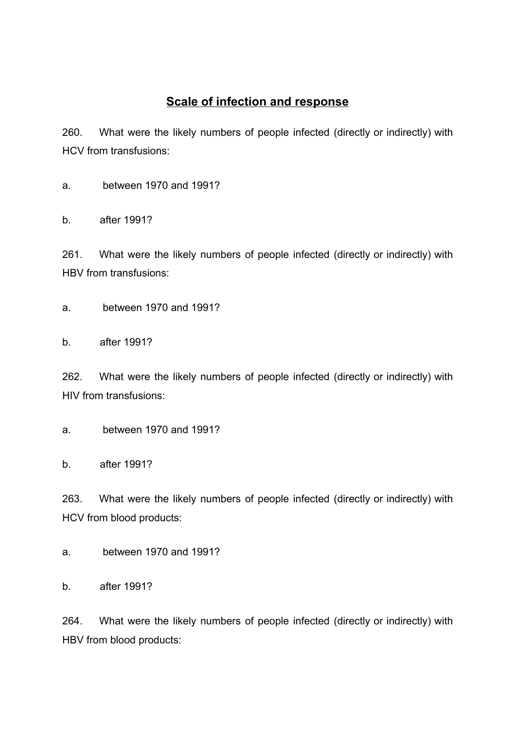## Scale of infection and response

260. What were the likely numbers of people infected (directly or indirectly) with HCV from transfusions:

a. between 1970 and 1991?

b. after 1991?

261. What were the likely numbers of people infected (directly or indirectly) with HBV from transfusions:

a. between 1970 and 1991?

b. after 1991?

262. What were the likely numbers of people infected (directly or indirectly) with HIV from transfusions:

a. between 1970 and 1991?

b. after 1991?

263. What were the likely numbers of people infected (directly or indirectly) with HCV from blood products:

a. between 1970 and 1991?

b. after 1991?

264. What were the likely numbers of people infected (directly or indirectly) with HBV from blood products: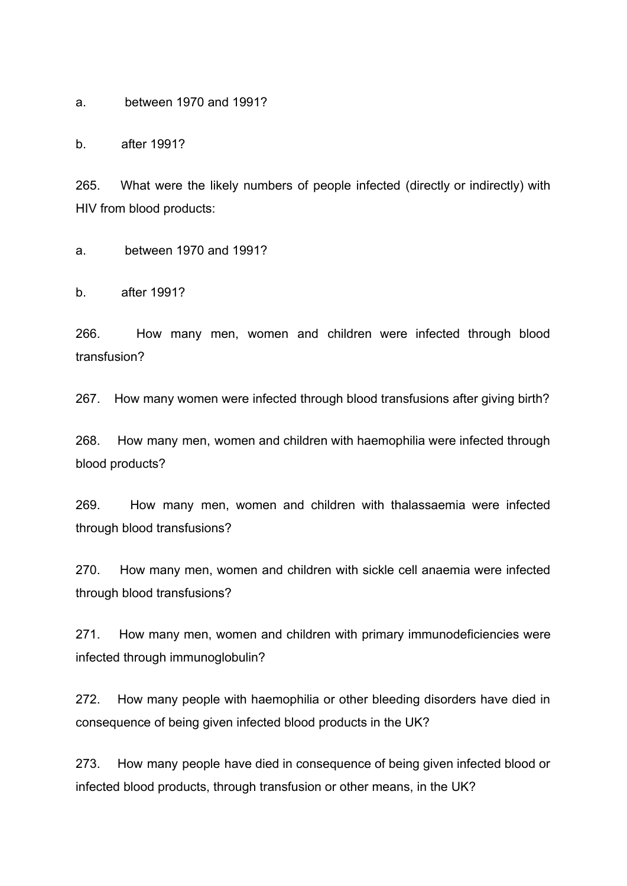a. between 1970 and 1991?

b. after 1991?

265. What were the likely numbers of people infected (directly or indirectly) with HIV from blood products:

a. between 1970 and 1991?

b. after 1991?

266. How many men, women and children were infected through blood transfusion?

267. How many women were infected through blood transfusions after giving birth?

268. How many men, women and children with haemophilia were infected through blood products?

269. How many men, women and children with thalassaemia were infected through blood transfusions?

270. How many men, women and children with sickle cell anaemia were infected through blood transfusions?

271. How many men, women and children with primary immunodeficiencies were infected through immunoglobulin?

272. How many people with haemophilia or other bleeding disorders have died in consequence of being given infected blood products in the UK?

273. How many people have died in consequence of being given infected blood or infected blood products, through transfusion or other means, in the UK?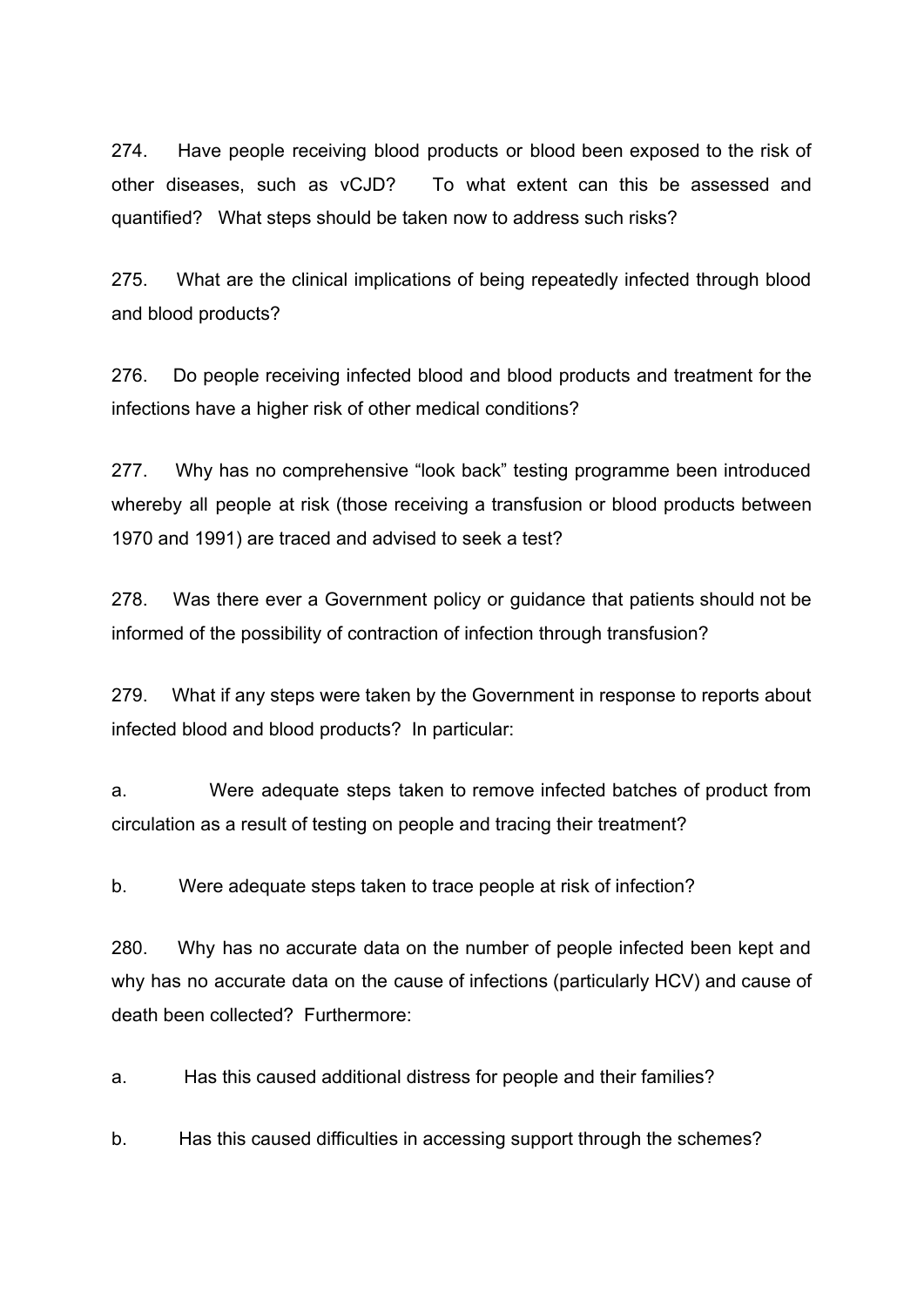274. Have people receiving blood products or blood been exposed to the risk of other diseases, such as vCJD? To what extent can this be assessed and quantified? What steps should be taken now to address such risks?

275. What are the clinical implications of being repeatedly infected through blood and blood products?

276. Do people receiving infected blood and blood products and treatment for the infections have a higher risk of other medical conditions?

277. Why has no comprehensive "look back" testing programme been introduced whereby all people at risk (those receiving a transfusion or blood products between 1970 and 1991) are traced and advised to seek a test?

278. Was there ever a Government policy or guidance that patients should not be informed of the possibility of contraction of infection through transfusion?

279. What if any steps were taken by the Government in response to reports about infected blood and blood products? In particular:

a. Were adequate steps taken to remove infected batches of product from circulation as a result of testing on people and tracing their treatment?

b. Were adequate steps taken to trace people at risk of infection?

280. Why has no accurate data on the number of people infected been kept and why has no accurate data on the cause of infections (particularly HCV) and cause of death been collected? Furthermore:

a. Has this caused additional distress for people and their families?

b. Has this caused difficulties in accessing support through the schemes?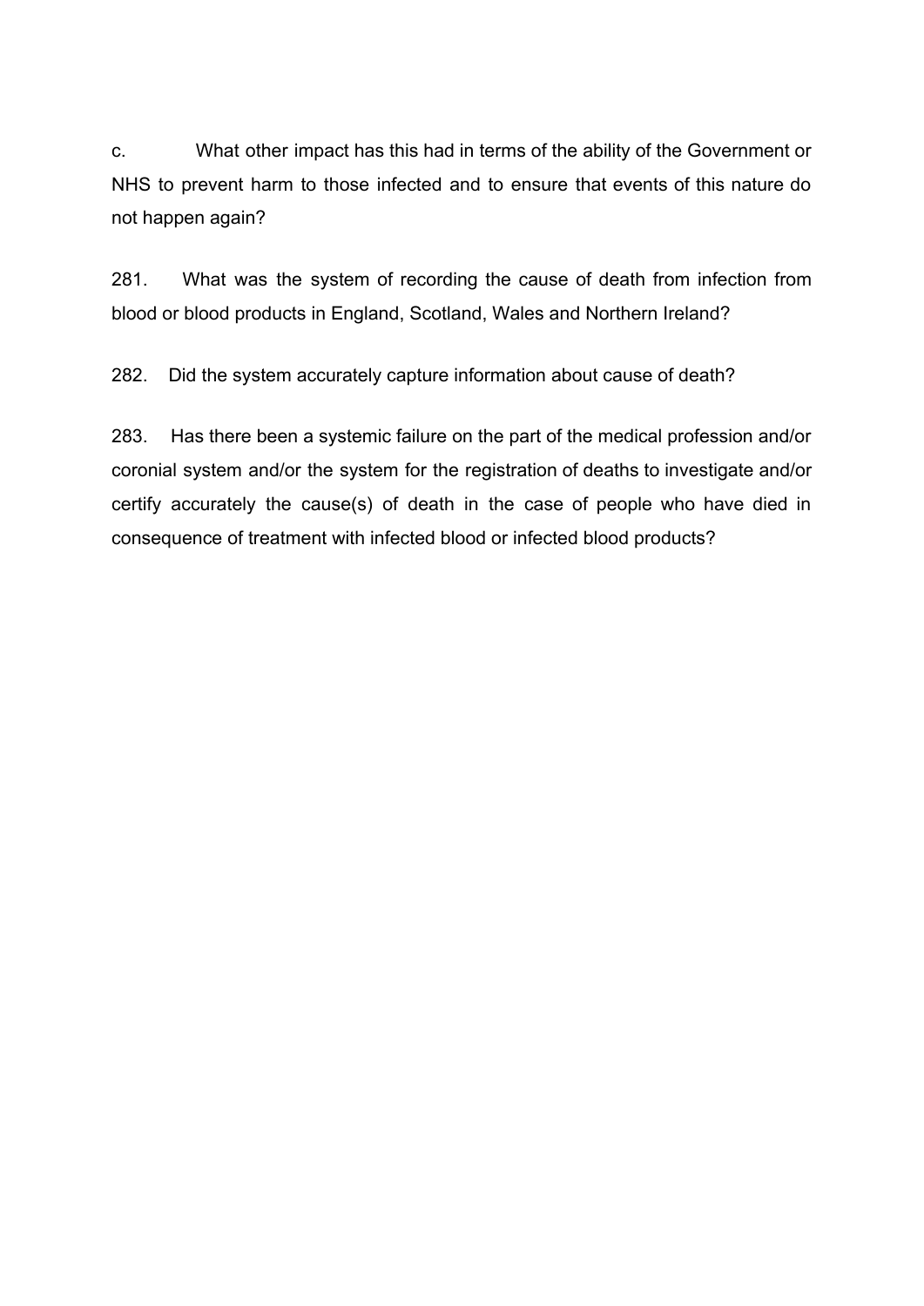c. What other impact has this had in terms of the ability of the Government or NHS to prevent harm to those infected and to ensure that events of this nature do not happen again?

281. What was the system of recording the cause of death from infection from blood or blood products in England, Scotland, Wales and Northern Ireland?

282. Did the system accurately capture information about cause of death?

283. Has there been a systemic failure on the part of the medical profession and/or coronial system and/or the system for the registration of deaths to investigate and/or certify accurately the cause(s) of death in the case of people who have died in consequence of treatment with infected blood or infected blood products?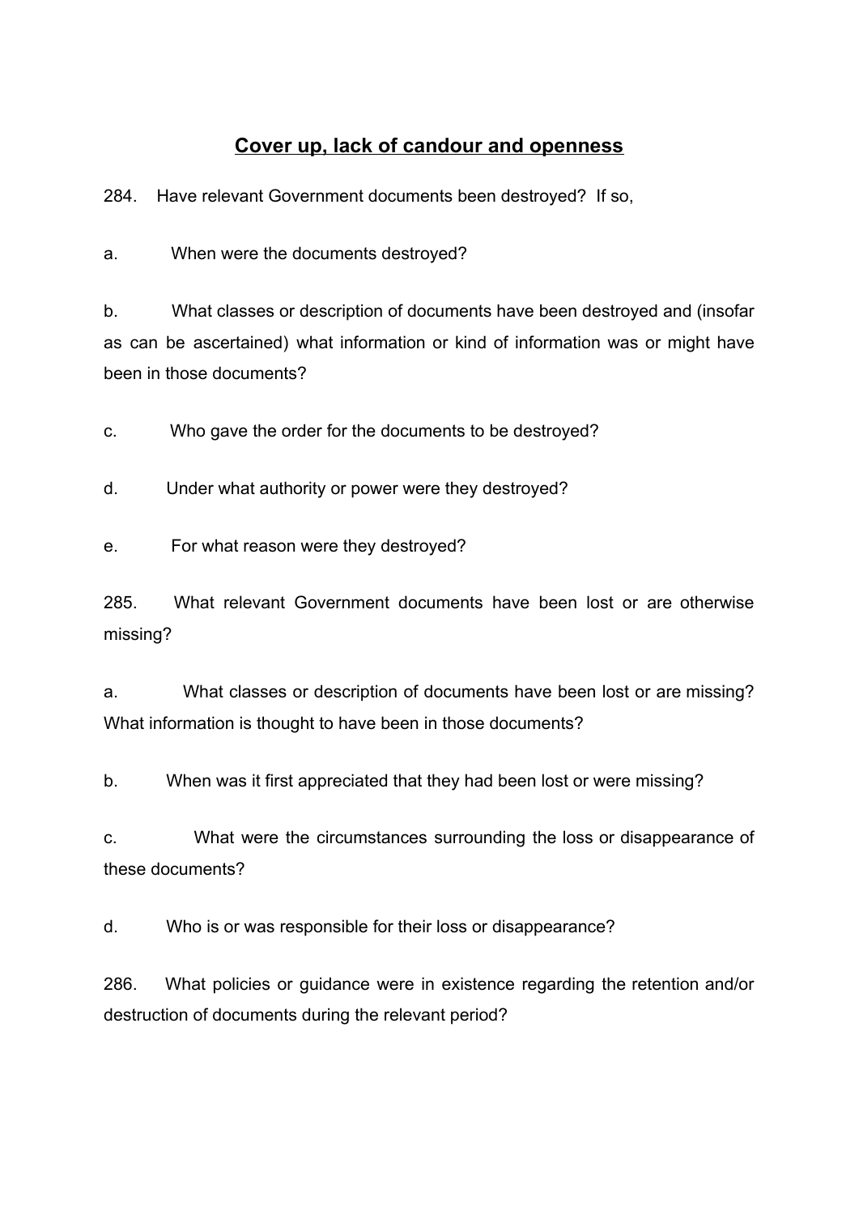## Cover up, lack of candour and openness

284. Have relevant Government documents been destroyed? If so,

a. When were the documents destroyed?

b. What classes or description of documents have been destroyed and (insofar as can be ascertained) what information or kind of information was or might have been in those documents?

c. Who gave the order for the documents to be destroyed?

d. Under what authority or power were they destroyed?

e. For what reason were they destroyed?

285. What relevant Government documents have been lost or are otherwise missing?

a. What classes or description of documents have been lost or are missing? What information is thought to have been in those documents?

b. When was it first appreciated that they had been lost or were missing?

c. What were the circumstances surrounding the loss or disappearance of these documents?

d. Who is or was responsible for their loss or disappearance?

286. What policies or guidance were in existence regarding the retention and/or destruction of documents during the relevant period?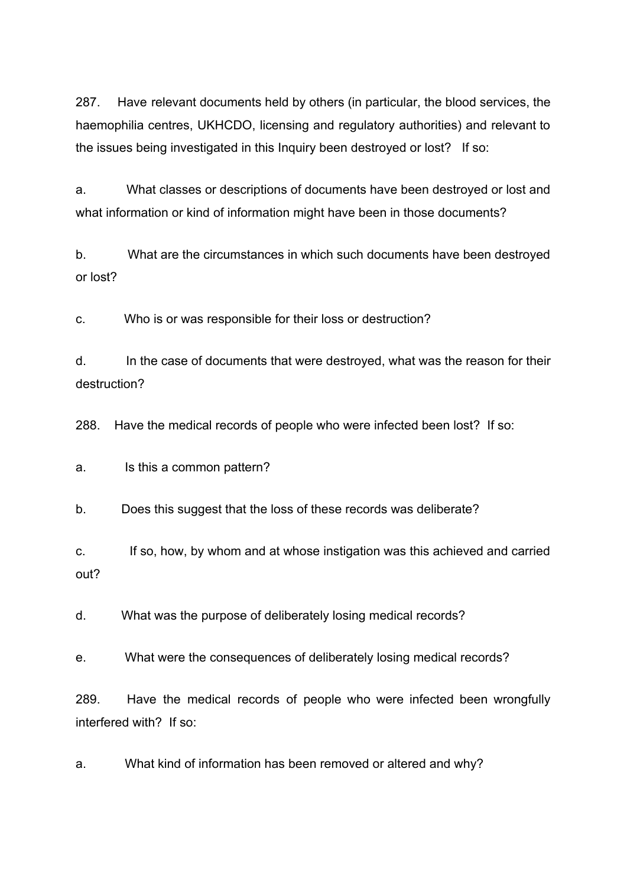287. Have relevant documents held by others (in particular, the blood services, the haemophilia centres, UKHCDO, licensing and regulatory authorities) and relevant to the issues being investigated in this Inquiry been destroyed or lost? If so:

a. What classes or descriptions of documents have been destroyed or lost and what information or kind of information might have been in those documents?

b. What are the circumstances in which such documents have been destroyed or lost?

c. Who is or was responsible for their loss or destruction?

d. In the case of documents that were destroyed, what was the reason for their destruction?

288. Have the medical records of people who were infected been lost? If so:

a. Is this a common pattern?

b. Does this suggest that the loss of these records was deliberate?

c. If so, how, by whom and at whose instigation was this achieved and carried out?

d. What was the purpose of deliberately losing medical records?

e. What were the consequences of deliberately losing medical records?

289. Have the medical records of people who were infected been wrongfully interfered with? If so:

a. What kind of information has been removed or altered and why?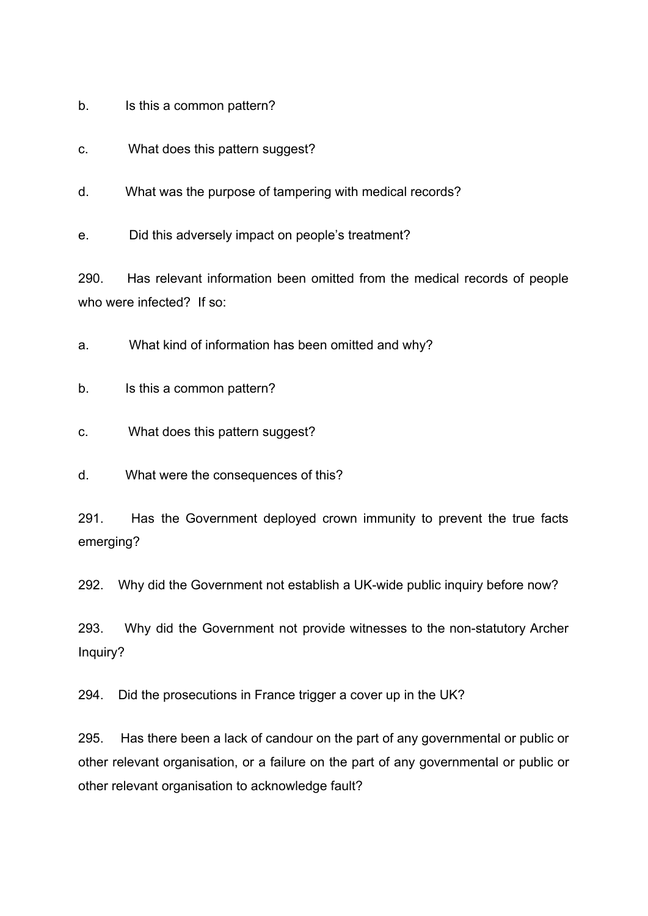b. Is this a common pattern?

c. What does this pattern suggest?

d. What was the purpose of tampering with medical records?

e. Did this adversely impact on people's treatment?

290. Has relevant information been omitted from the medical records of people who were infected? If so:

a. What kind of information has been omitted and why?

b. Is this a common pattern?

c. What does this pattern suggest?

d. What were the consequences of this?

291. Has the Government deployed crown immunity to prevent the true facts emerging?

292. Why did the Government not establish a UK-wide public inquiry before now?

293. Why did the Government not provide witnesses to the non-statutory Archer Inquiry?

294. Did the prosecutions in France trigger a cover up in the UK?

295. Has there been a lack of candour on the part of any governmental or public or other relevant organisation, or a failure on the part of any governmental or public or other relevant organisation to acknowledge fault?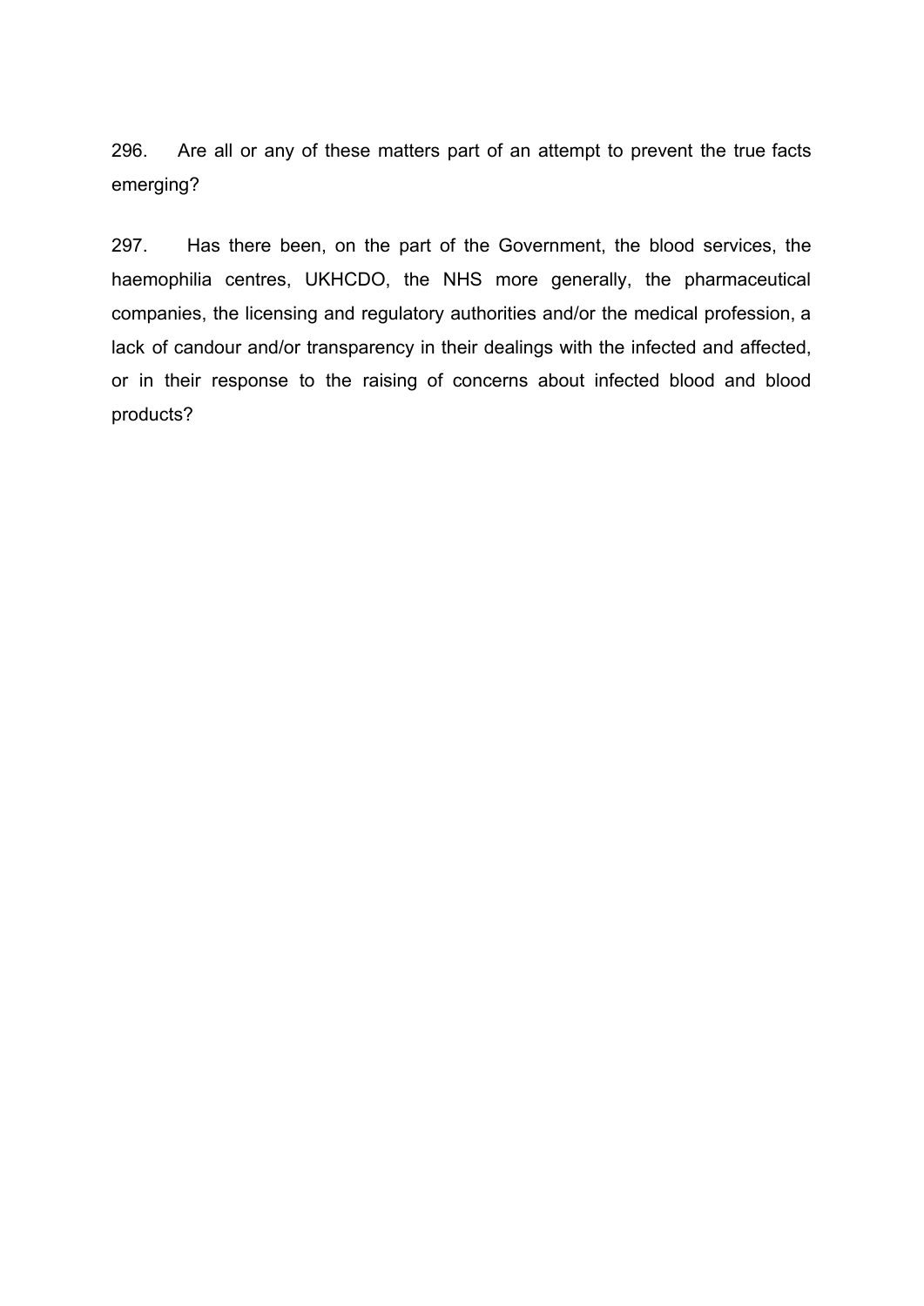296. Are all or any of these matters part of an attempt to prevent the true facts emerging?

297. Has there been, on the part of the Government, the blood services, the haemophilia centres, UKHCDO, the NHS more generally, the pharmaceutical companies, the licensing and regulatory authorities and/or the medical profession, a lack of candour and/or transparency in their dealings with the infected and affected, or in their response to the raising of concerns about infected blood and blood products?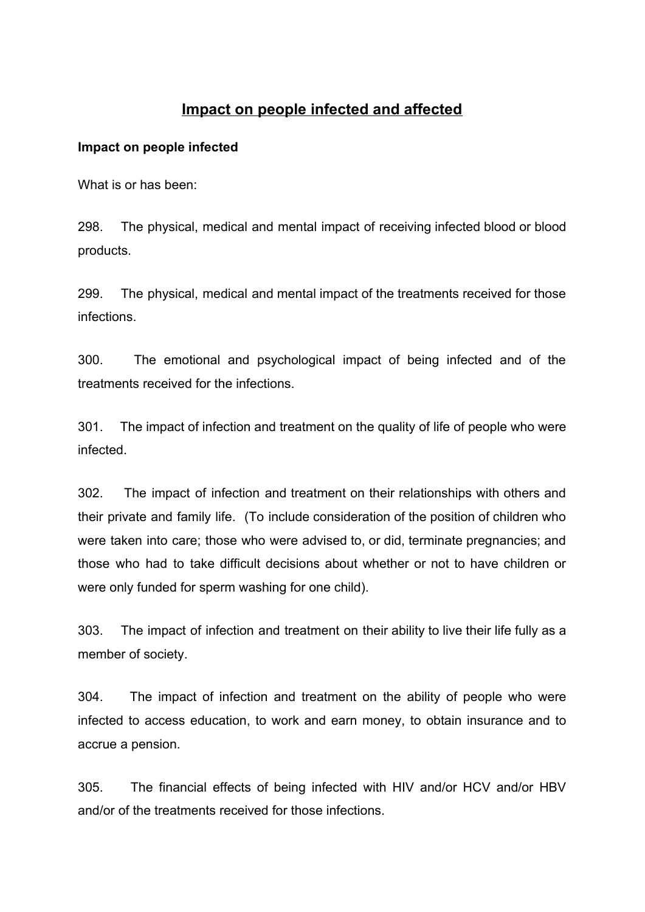## Impact on people infected and affected

### Impact on people infected

What is or has been:

298. The physical, medical and mental impact of receiving infected blood or blood products.

299. The physical, medical and mental impact of the treatments received for those infections.

300. The emotional and psychological impact of being infected and of the treatments received for the infections.

301. The impact of infection and treatment on the quality of life of people who were infected.

302. The impact of infection and treatment on their relationships with others and their private and family life. (To include consideration of the position of children who were taken into care; those who were advised to, or did, terminate pregnancies; and those who had to take difficult decisions about whether or not to have children or were only funded for sperm washing for one child).

303. The impact of infection and treatment on their ability to live their life fully as a member of society.

304. The impact of infection and treatment on the ability of people who were infected to access education, to work and earn money, to obtain insurance and to accrue a pension.

305. The financial effects of being infected with HIV and/or HCV and/or HBV and/or of the treatments received for those infections.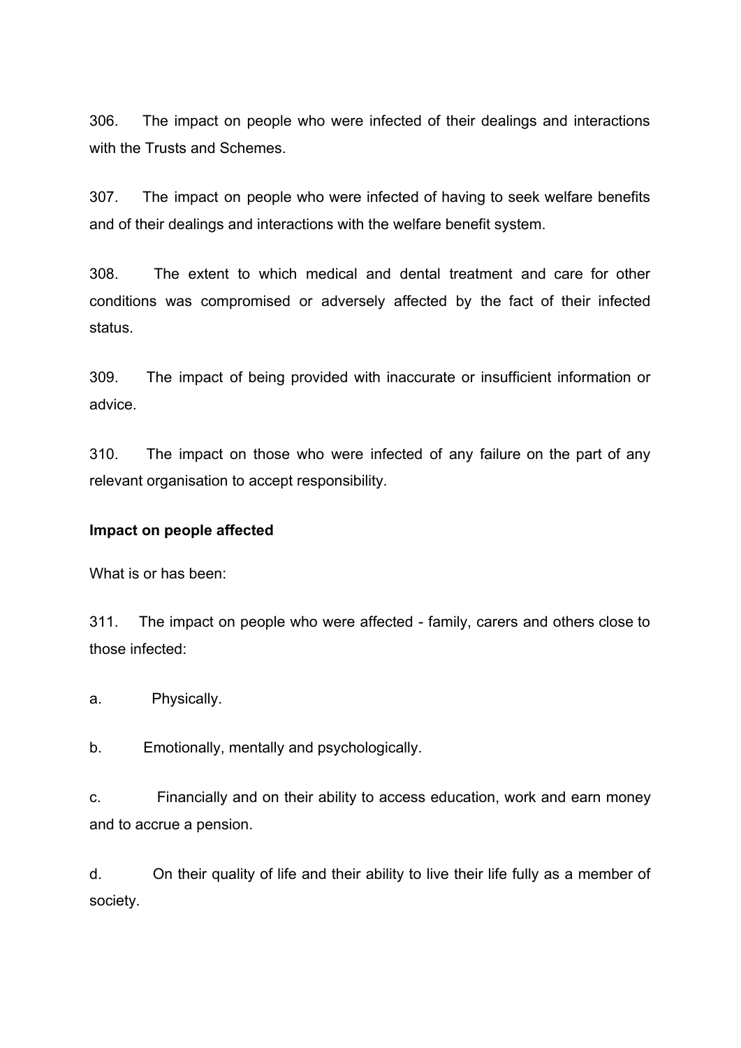306. The impact on people who were infected of their dealings and interactions with the Trusts and Schemes.

307. The impact on people who were infected of having to seek welfare benefits and of their dealings and interactions with the welfare benefit system.

308. The extent to which medical and dental treatment and care for other conditions was compromised or adversely affected by the fact of their infected status.

309. The impact of being provided with inaccurate or insufficient information or advice.

310. The impact on those who were infected of any failure on the part of any relevant organisation to accept responsibility.

**Impact on people affected**

What is or has been:

311. The impact on people who were affected - family, carers and others close to those infected:

a. Physically.

b. Emotionally, mentally and psychologically.

c. Financially and on their ability to access education, work and earn money and to accrue a pension.

d. On their quality of life and their ability to live their life fully as a member of society.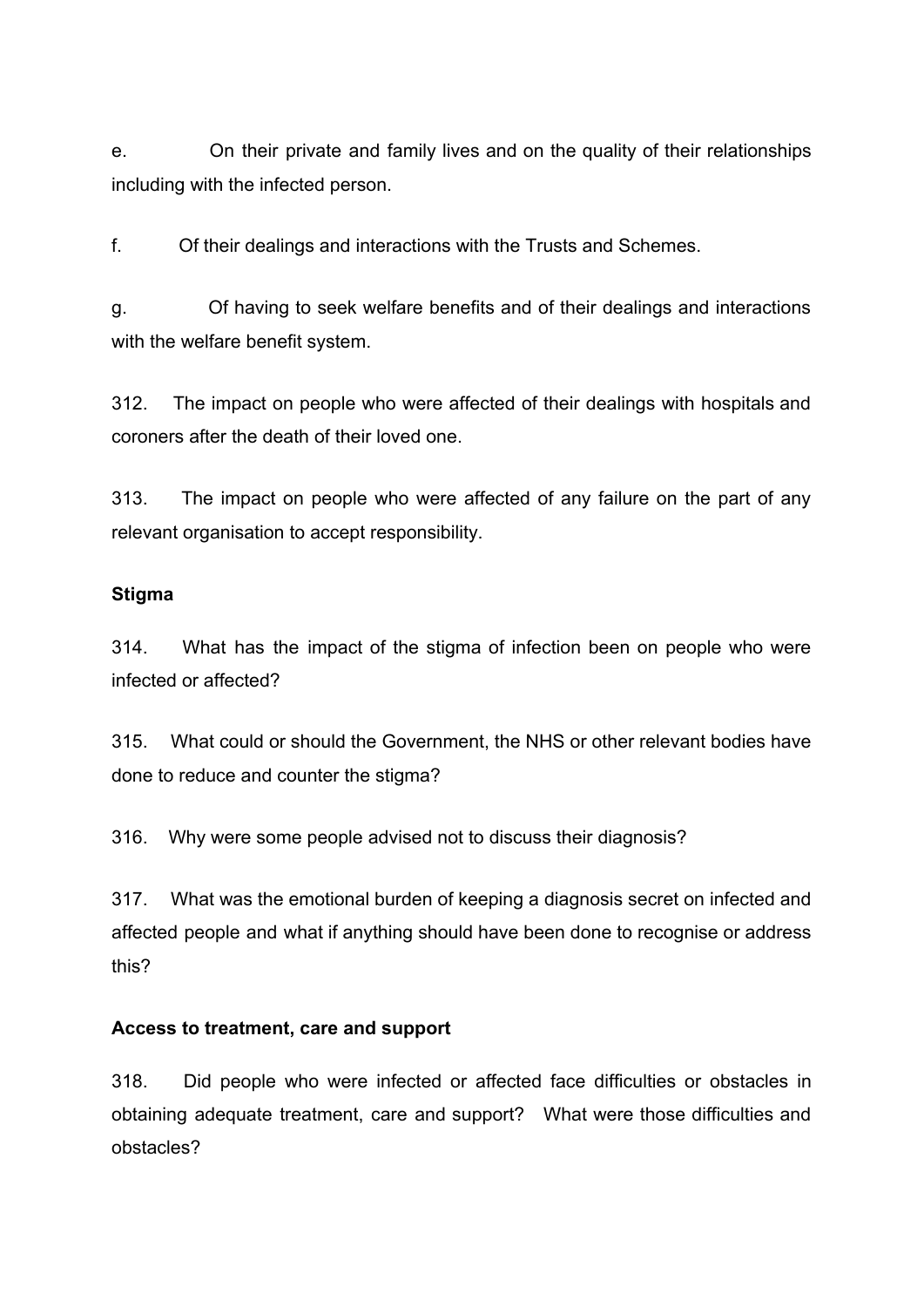e. On their private and family lives and on the quality of their relationships including with the infected person.

f. Of their dealings and interactions with the Trusts and Schemes.

g. Of having to seek welfare benefits and of their dealings and interactions with the welfare benefit system.

312. The impact on people who were affected of their dealings with hospitals and coroners after the death of their loved one.

313. The impact on people who were affected of any failure on the part of any relevant organisation to accept responsibility.

**Stigma**

314. What has the impact of the stigma of infection been on people who were infected or affected?

315. What could or should the Government, the NHS or other relevant bodies have done to reduce and counter the stigma?

316. Why were some people advised not to discuss their diagnosis?

317. What was the emotional burden of keeping a diagnosis secret on infected and affected people and what if anything should have been done to recognise or address this?

**Access to treatment, care and support**

318. Did people who were infected or affected face difficulties or obstacles in obtaining adequate treatment, care and support? What were those difficulties and obstacles?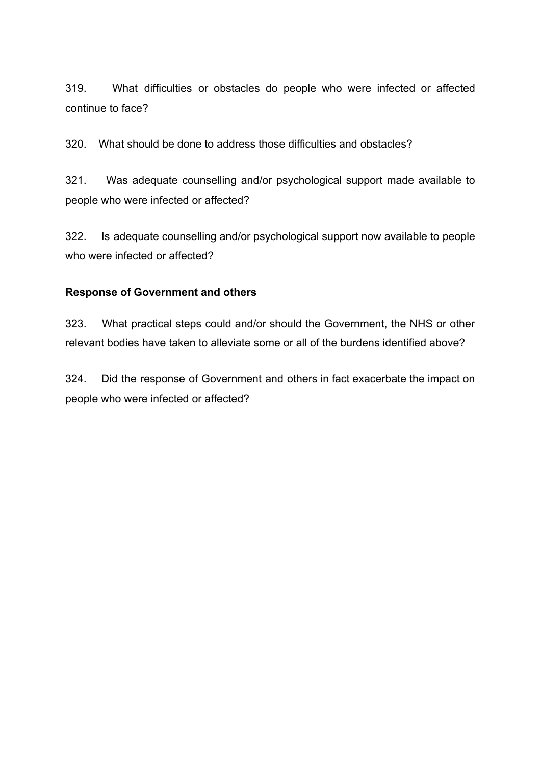319. What difficulties or obstacles do people who were infected or affected continue to face?

320. What should be done to address those difficulties and obstacles?

321. Was adequate counselling and/or psychological support made available to people who were infected or affected?

322. Is adequate counselling and/or psychological support now available to people who were infected or affected?

**Response of Government and others**

323. What practical steps could and/or should the Government, the NHS or other relevant bodies have taken to alleviate some or all of the burdens identified above?

324. Did the response of Government and others in fact exacerbate the impact on people who were infected or affected?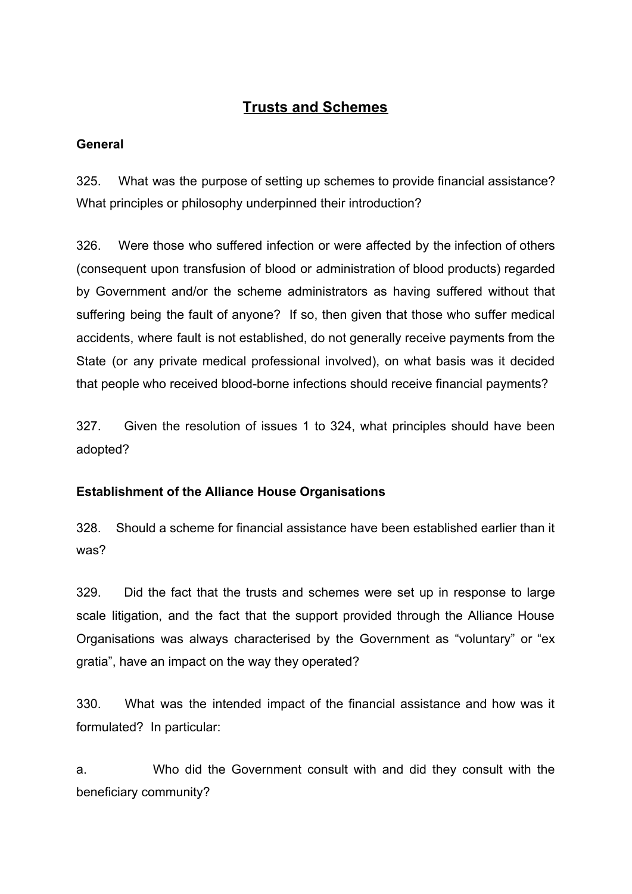# Trusts and Schemes

**General**

325. What was the purpose of setting up schemes to provide financial assistance? What principles or philosophy underpinned their introduction?

326. Were those who suffered infection or were affected by the infection of others (consequent upon transfusion of blood or administration of blood products) regarded by Government and/or the scheme administrators as having suffered without that suffering being the fault of anyone? If so, then given that those who suffer medical accidents, where fault is not established, do not generally receive payments from the State (or any private medical professional involved), on what basis was it decided that people who received blood-borne infections should receive financial payments?

327. Given the resolution of issues 1 to 324, what principles should have been adopted?

**Establishment of the Alliance House Organisations**

328. Should a scheme for financial assistance have been established earlier than it was?

329. Did the fact that the trusts and schemes were set up in response to large scale litigation, and the fact that the support provided through the Alliance House Organisations was always characterised by the Government as "voluntary" or "ex gratia", have an impact on the way they operated?

330. What was the intended impact of the financial assistance and how was it formulated? In particular:

a. Who did the Government consult with and did they consult with the beneficiary community?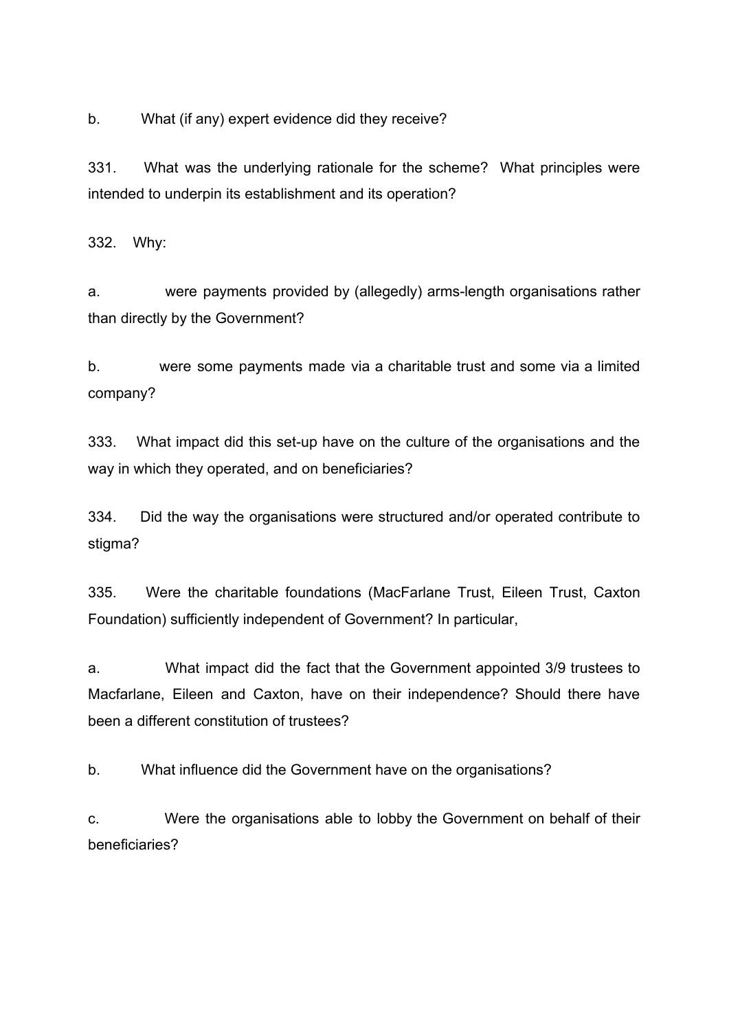b. What (if any) expert evidence did they receive?

331. What was the underlying rationale for the scheme? What principles were intended to underpin its establishment and its operation?

332. Why:

a. were payments provided by (allegedly) arms-length organisations rather than directly by the Government?

b. were some payments made via a charitable trust and some via a limited company?

333. What impact did this set-up have on the culture of the organisations and the way in which they operated, and on beneficiaries?

334. Did the way the organisations were structured and/or operated contribute to stigma?

335. Were the charitable foundations (MacFarlane Trust, Eileen Trust, Caxton Foundation) sufficiently independent of Government? In particular,

a. What impact did the fact that the Government appointed 3/9 trustees to Macfarlane, Eileen and Caxton, have on their independence? Should there have been a different constitution of trustees?

b. What influence did the Government have on the organisations?

c. Were the organisations able to lobby the Government on behalf of their beneficiaries?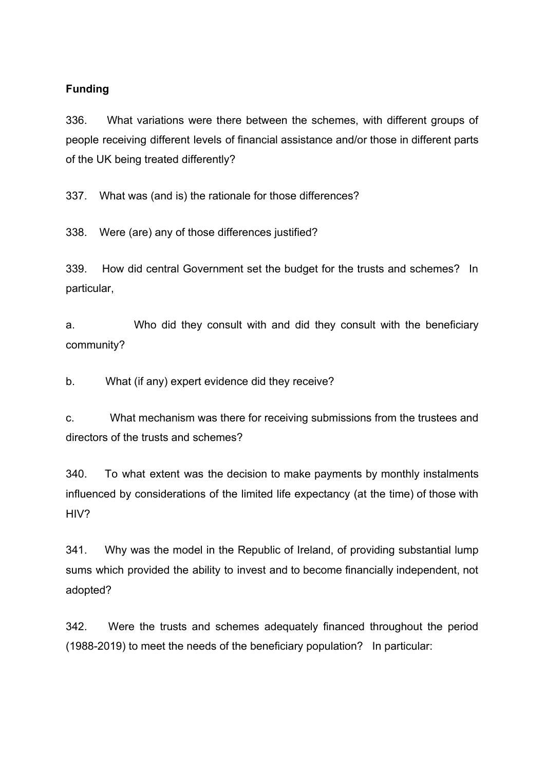**Funding**

336. What variations were there between the schemes, with different groups of people receiving different levels of financial assistance and/or those in different parts of the UK being treated differently?

337. What was (and is) the rationale for those differences?

338. Were (are) any of those differences justified?

339. How did central Government set the budget for the trusts and schemes? In particular,

a. Who did they consult with and did they consult with the beneficiary community?

b. What (if any) expert evidence did they receive?

c. What mechanism was there for receiving submissions from the trustees and directors of the trusts and schemes?

340. To what extent was the decision to make payments by monthly instalments influenced by considerations of the limited life expectancy (at the time) of those with HIV?

341. Why was the model in the Republic of Ireland, of providing substantial lump sums which provided the ability to invest and to become financially independent, not adopted?

342. Were the trusts and schemes adequately financed throughout the period (1988-2019) to meet the needs of the beneficiary population? In particular: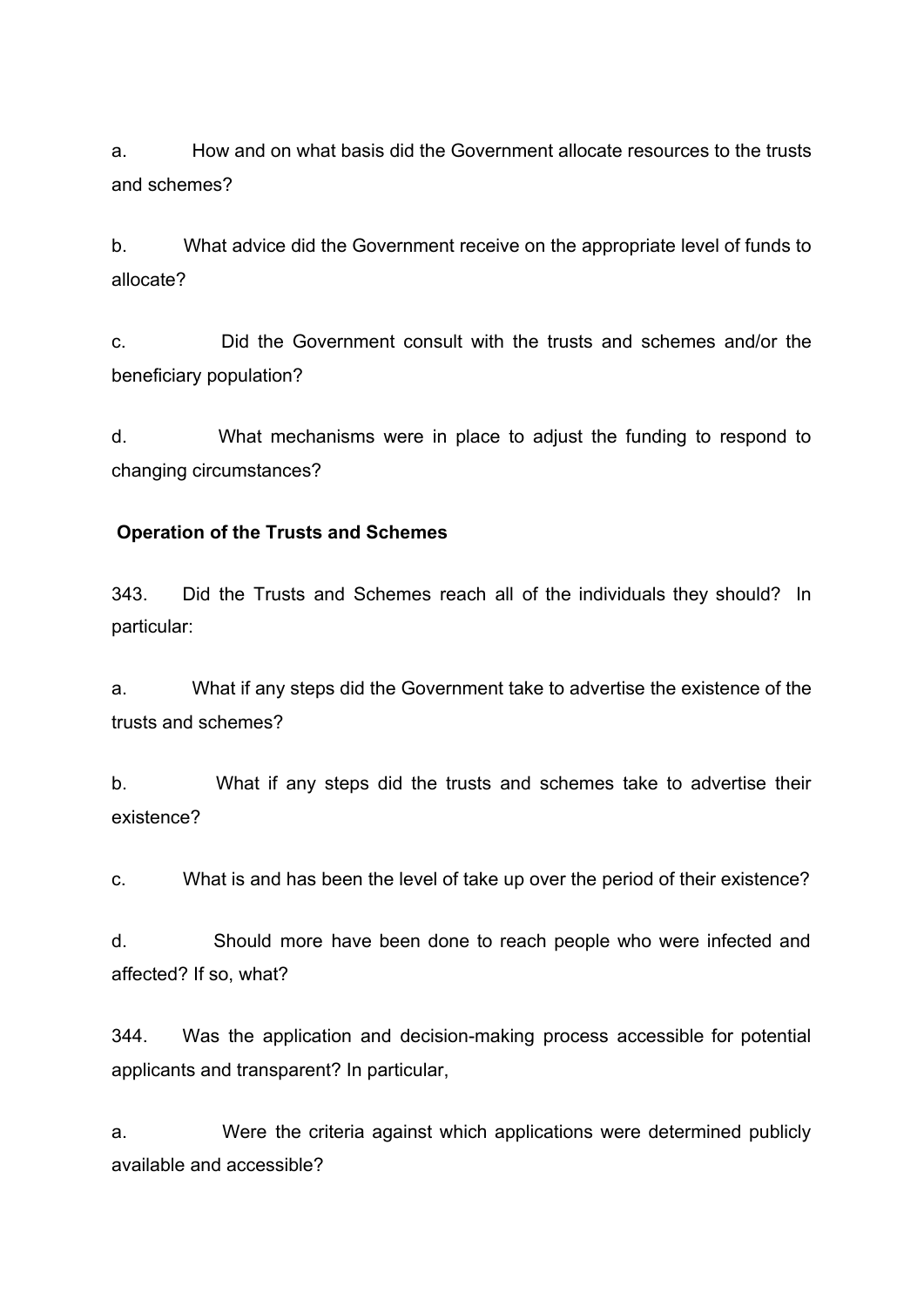a. How and on what basis did the Government allocate resources to the trusts and schemes?

b. What advice did the Government receive on the appropriate level of funds to allocate?

c. Did the Government consult with the trusts and schemes and/or the beneficiary population?

d. What mechanisms were in place to adjust the funding to respond to changing circumstances?

**Operation of the Trusts and Schemes**

343. Did the Trusts and Schemes reach all of the individuals they should? In particular:

a. What if any steps did the Government take to advertise the existence of the trusts and schemes?

b. What if any steps did the trusts and schemes take to advertise their existence?

c. What is and has been the level of take up over the period of their existence?

d. Should more have been done to reach people who were infected and affected? If so, what?

344. Was the application and decision-making process accessible for potential applicants and transparent? In particular,

a. Were the criteria against which applications were determined publicly available and accessible?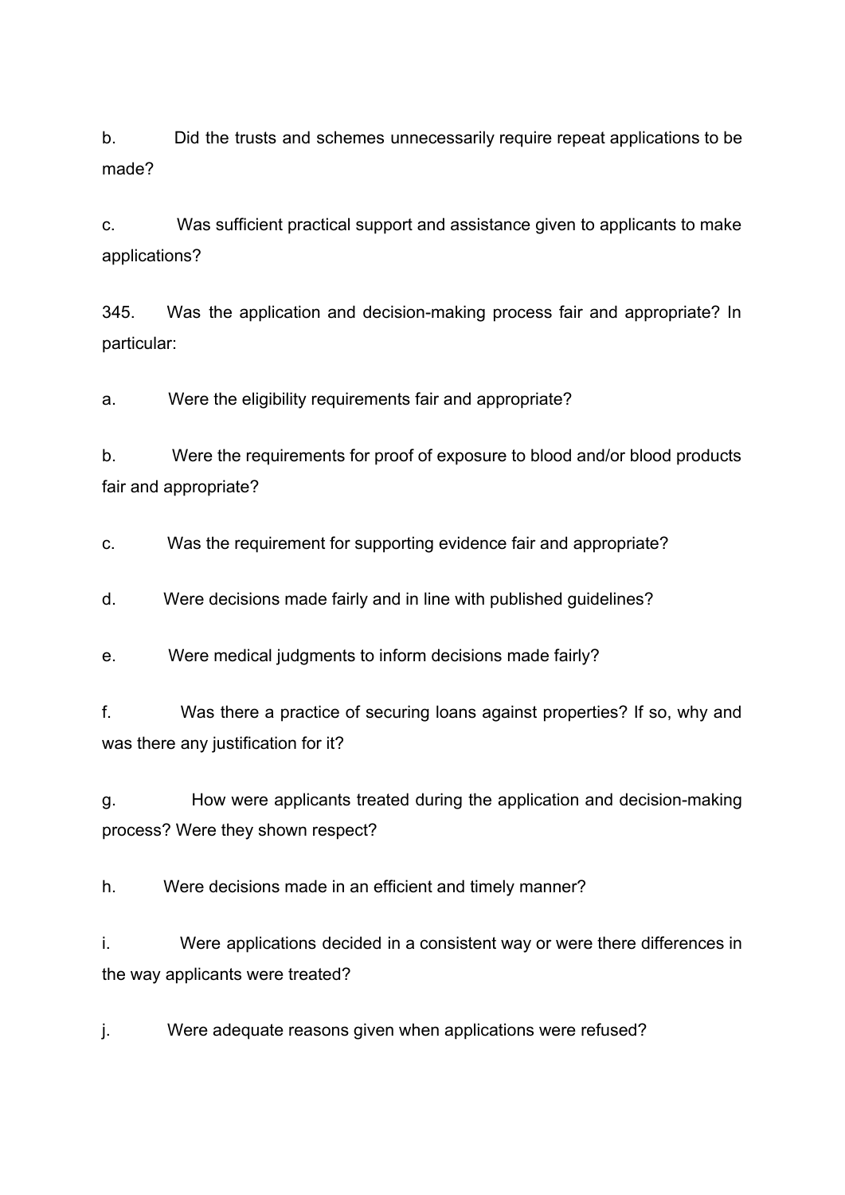b. Did the trusts and schemes unnecessarily require repeat applications to be made?

c. Was sufficient practical support and assistance given to applicants to make applications?

345. Was the application and decision-making process fair and appropriate? In particular:

a. Were the eligibility requirements fair and appropriate?

b. Were the requirements for proof of exposure to blood and/or blood products fair and appropriate?

c. Was the requirement for supporting evidence fair and appropriate?

d. Were decisions made fairly and in line with published guidelines?

e. Were medical judgments to inform decisions made fairly?

f. Was there a practice of securing loans against properties? If so, why and was there any justification for it?

g. How were applicants treated during the application and decision-making process? Were they shown respect?

h. Were decisions made in an efficient and timely manner?

i. Were applications decided in a consistent way or were there differences in the way applicants were treated?

j. Were adequate reasons given when applications were refused?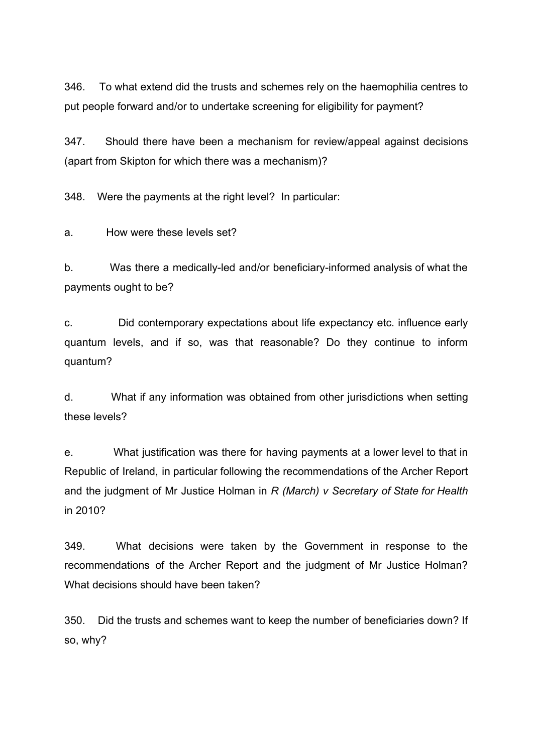346. To what extend did the trusts and schemes rely on the haemophilia centres to put people forward and/or to undertake screening for eligibility for payment?

347. Should there have been a mechanism for review/appeal against decisions (apart from Skipton for which there was a mechanism)?

348. Were the payments at the right level? In particular:

a. How were these levels set?

b. Was there a medically-led and/or beneficiary-informed analysis of what the payments ought to be?

c. Did contemporary expectations about life expectancy etc. influence early quantum levels, and if so, was that reasonable? Do they continue to inform quantum?

d. What if any information was obtained from other jurisdictions when setting these levels?

e. What justification was there for having payments at a lower level to that in Republic of Ireland, in particular following the recommendations of the Archer Report and the judgment of Mr Justice Holman in *R (March) v Secretary of State for Health* in 2010?

349. What decisions were taken by the Government in response to the recommendations of the Archer Report and the judgment of Mr Justice Holman? What decisions should have been taken?

350. Did the trusts and schemes want to keep the number of beneficiaries down? If so, why?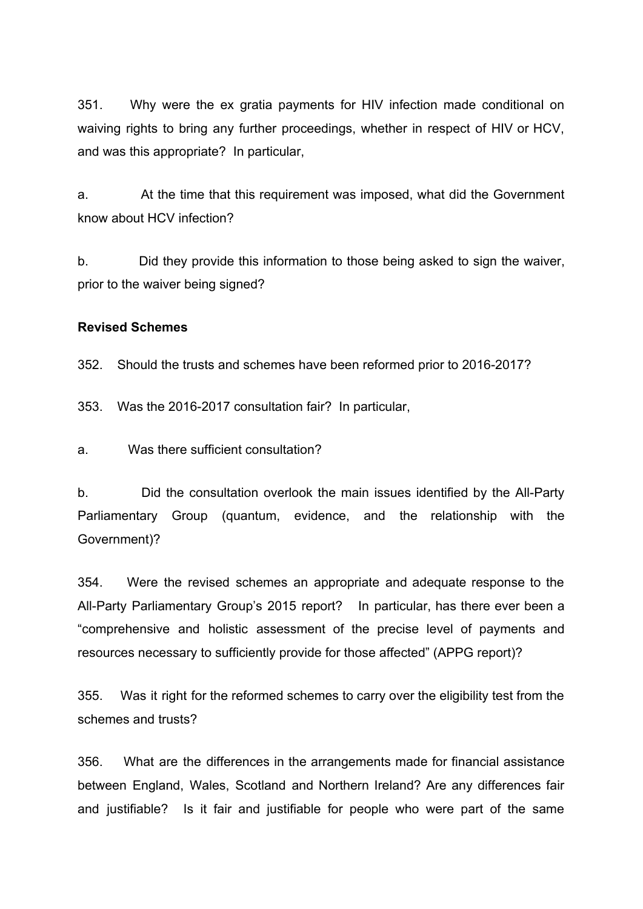351. Why were the ex gratia payments for HIV infection made conditional on waiving rights to bring any further proceedings, whether in respect of HIV or HCV, and was this appropriate? In particular,

a. At the time that this requirement was imposed, what did the Government know about HCV infection?

b. Did they provide this information to those being asked to sign the waiver, prior to the waiver being signed?

**Revised Schemes**

352. Should the trusts and schemes have been reformed prior to 2016-2017?

353. Was the 2016-2017 consultation fair? In particular,

a. Was there sufficient consultation?

b. Did the consultation overlook the main issues identified by the All-Party Parliamentary Group (quantum, evidence, and the relationship with the Government)?

354. Were the revised schemes an appropriate and adequate response to the All-Party Parliamentary Group's 2015 report? In particular, has there ever been a "comprehensive and holistic assessment of the precise level of payments and resources necessary to sufficiently provide for those affected" (APPG report)?

355. Was it right for the reformed schemes to carry over the eligibility test from the schemes and trusts?

356. What are the differences in the arrangements made for financial assistance between England, Wales, Scotland and Northern Ireland? Are any differences fair and justifiable? Is it fair and justifiable for people who were part of the same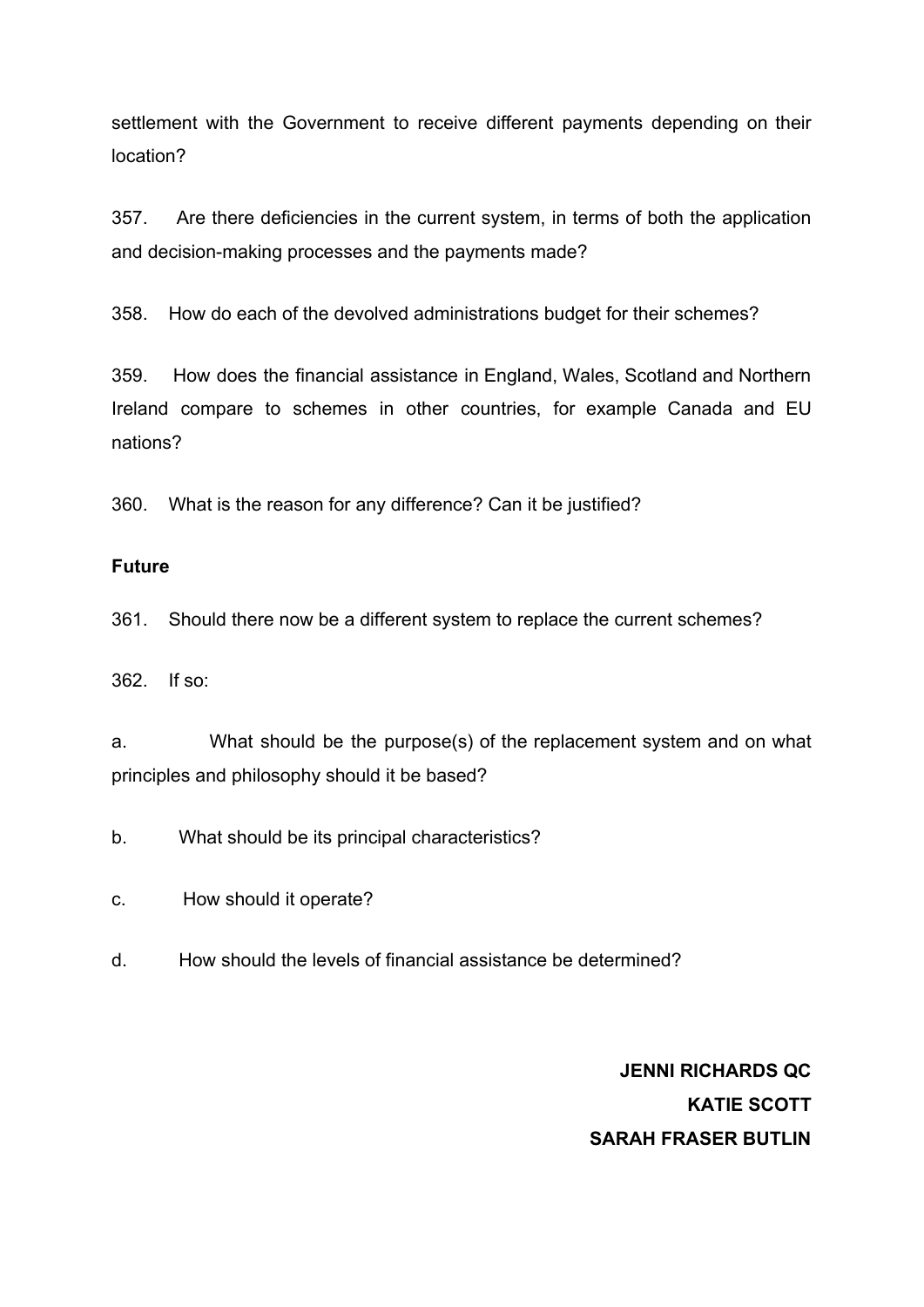settlement with the Government to receive different payments depending on their location?

357. Are there deficiencies in the current system, in terms of both the application and decision-making processes and the payments made?

358. How do each of the devolved administrations budget for their schemes?

359. How does the financial assistance in England, Wales, Scotland and Northern Ireland compare to schemes in other countries, for example Canada and EU nations?

360. What is the reason for any difference? Can it be justified?

**Future**

361. Should there now be a different system to replace the current schemes?

362. If so:

a. What should be the purpose(s) of the replacement system and on what principles and philosophy should it be based?

b. What should be its principal characteristics?

c. How should it operate?

d. How should the levels of financial assistance be determined?

**JENNI RICHARDS QC**
**KATIE SCOTT**
**SARAH FRASER BUTLIN**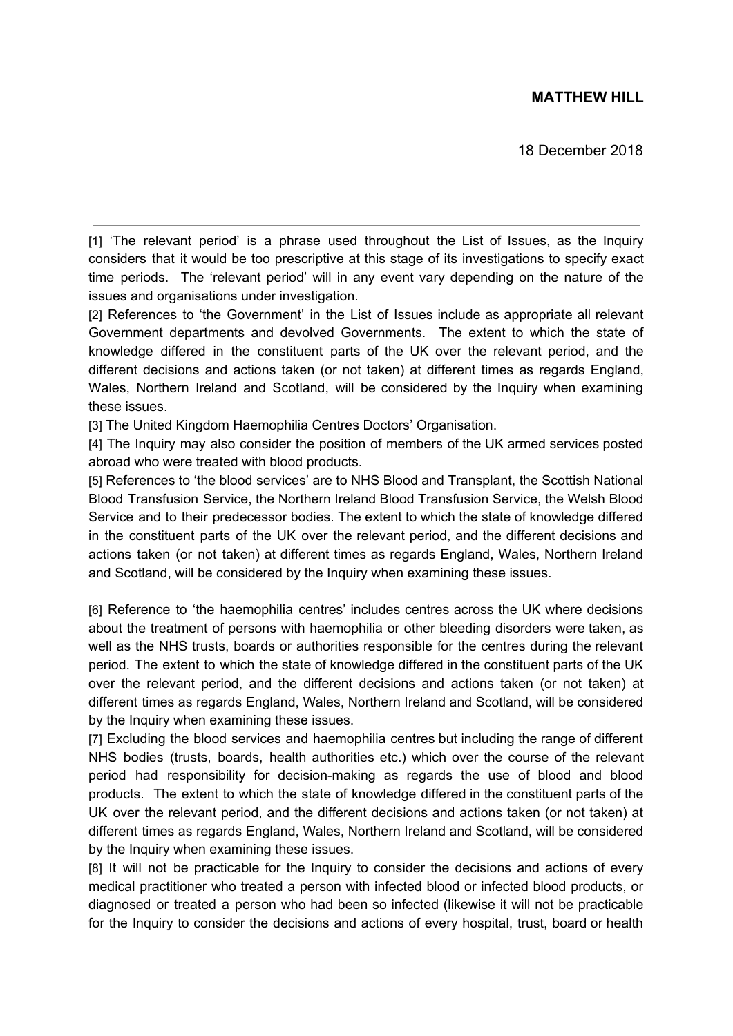**MATTHEW HILL**

18 December 2018

---

[1] 'The relevant period' is a phrase used throughout the List of Issues, as the Inquiry considers that it would be too prescriptive at this stage of its investigations to specify exact time periods. The 'relevant period' will in any event vary depending on the nature of the issues and organisations under investigation.

[2] References to 'the Government' in the List of Issues include as appropriate all relevant Government departments and devolved Governments. The extent to which the state of knowledge differed in the constituent parts of the UK over the relevant period, and the different decisions and actions taken (or not taken) at different times as regards England, Wales, Northern Ireland and Scotland, will be considered by the Inquiry when examining these issues.

[3] The United Kingdom Haemophilia Centres Doctors' Organisation.

[4] The Inquiry may also consider the position of members of the UK armed services posted abroad who were treated with blood products.

[5] References to 'the blood services' are to NHS Blood and Transplant, the Scottish National Blood Transfusion Service, the Northern Ireland Blood Transfusion Service, the Welsh Blood Service and to their predecessor bodies. The extent to which the state of knowledge differed in the constituent parts of the UK over the relevant period, and the different decisions and actions taken (or not taken) at different times as regards England, Wales, Northern Ireland and Scotland, will be considered by the Inquiry when examining these issues.

[6] Reference to 'the haemophilia centres' includes centres across the UK where decisions about the treatment of persons with haemophilia or other bleeding disorders were taken, as well as the NHS trusts, boards or authorities responsible for the centres during the relevant period. The extent to which the state of knowledge differed in the constituent parts of the UK over the relevant period, and the different decisions and actions taken (or not taken) at different times as regards England, Wales, Northern Ireland and Scotland, will be considered by the Inquiry when examining these issues.

[7] Excluding the blood services and haemophilia centres but including the range of different NHS bodies (trusts, boards, health authorities etc.) which over the course of the relevant period had responsibility for decision-making as regards the use of blood and blood products. The extent to which the state of knowledge differed in the constituent parts of the UK over the relevant period, and the different decisions and actions taken (or not taken) at different times as regards England, Wales, Northern Ireland and Scotland, will be considered by the Inquiry when examining these issues.

[8] It will not be practicable for the Inquiry to consider the decisions and actions of every medical practitioner who treated a person with infected blood or infected blood products, or diagnosed or treated a person who had been so infected (likewise it will not be practicable for the Inquiry to consider the decisions and actions of every hospital, trust, board or health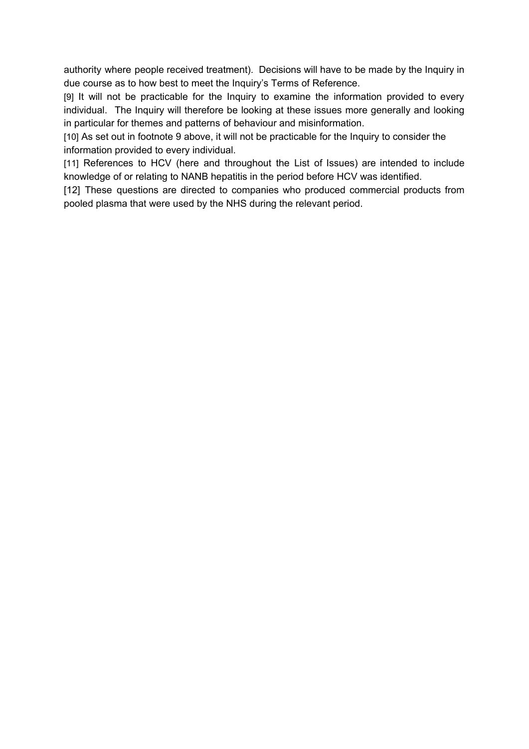authority where people received treatment). Decisions will have to be made by the Inquiry in due course as to how best to meet the Inquiry's Terms of Reference.

[9] It will not be practicable for the Inquiry to examine the information provided to every individual. The Inquiry will therefore be looking at these issues more generally and looking in particular for themes and patterns of behaviour and misinformation.

[10] As set out in footnote 9 above, it will not be practicable for the Inquiry to consider the information provided to every individual.

[11] References to HCV (here and throughout the List of Issues) are intended to include knowledge of or relating to NANB hepatitis in the period before HCV was identified.

[12] These questions are directed to companies who produced commercial products from pooled plasma that were used by the NHS during the relevant period.